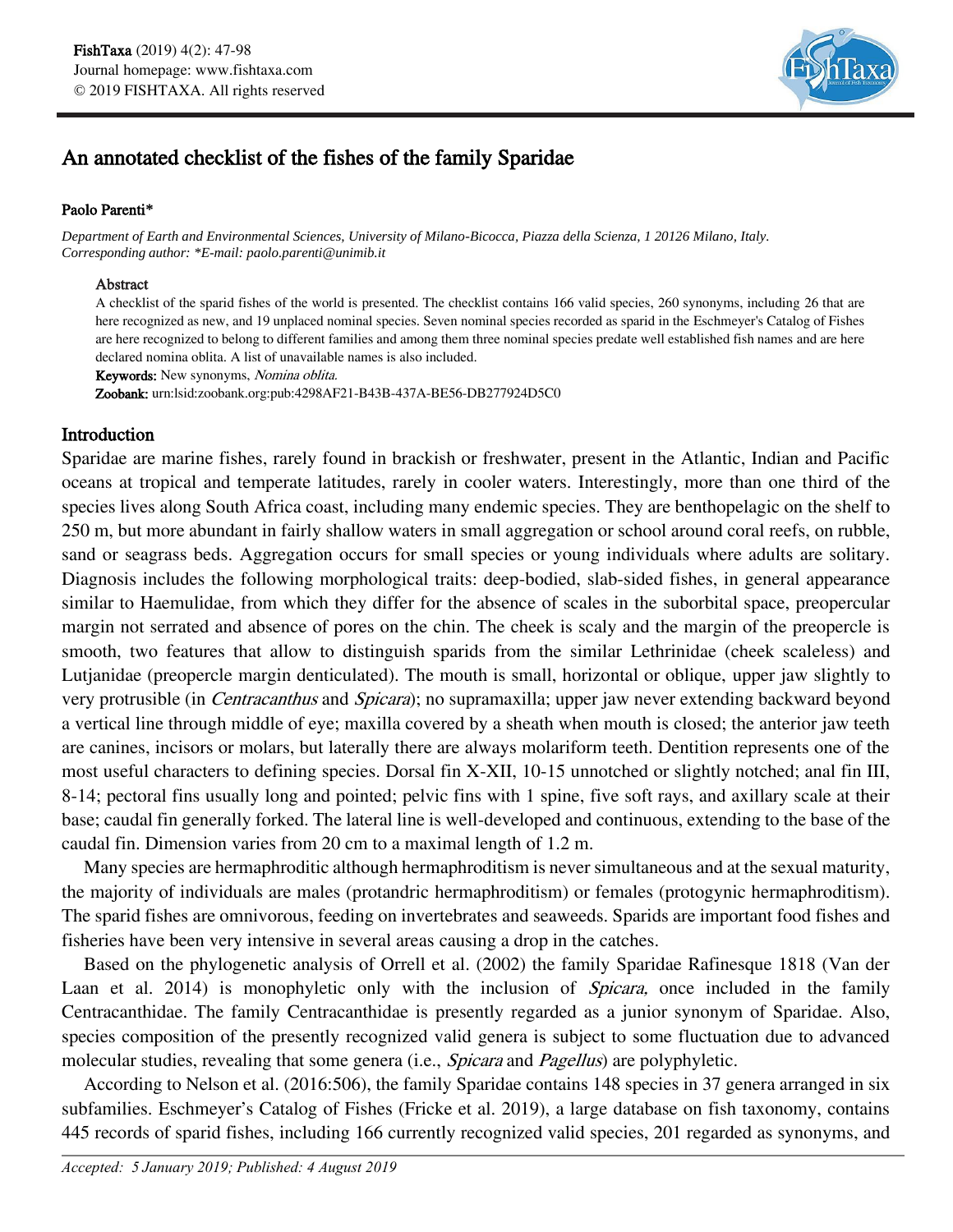# An annotated checklist of the fishes of the family Sparidae

**Paolo Parenti***

*Department of Earth and Environmental Sciences, University of Milano-Bicocca, Piazza della Scienza, 1 20126 Milano, Italy.*
*Corresponding author: *E-mail: paolo.parenti@unimib.it*

### Abstract

A checklist of the sparid fishes of the world is presented. The checklist contains 166 valid species, 260 synonyms, including 26 that are here recognized as new, and 19 unplaced nominal species. Seven nominal species recorded as sparid in the Eschmeyer's Catalog of Fishes are here recognized to belong to different families and among them three nominal species predate well established fish names and are here declared nomina oblita. A list of unavailable names is also included.

**Keywords:** New synonyms, *Nomina oblita.*

**Zoobank:** urn:lsid:zoobank.org:pub:4298AF21-B43B-437A-BE56-DB277924D5C0

## Introduction

Sparidae are marine fishes, rarely found in brackish or freshwater, present in the Atlantic, Indian and Pacific oceans at tropical and temperate latitudes, rarely in cooler waters. Interestingly, more than one third of the species lives along South Africa coast, including many endemic species. They are benthopelagic on the shelf to 250 m, but more abundant in fairly shallow waters in small aggregation or school around coral reefs, on rubble, sand or seagrass beds. Aggregation occurs for small species or young individuals where adults are solitary. Diagnosis includes the following morphological traits: deep-bodied, slab-sided fishes, in general appearance similar to Haemulidae, from which they differ for the absence of scales in the suborbital space, preopercular margin not serrated and absence of pores on the chin. The cheek is scaly and the margin of the preopercle is smooth, two features that allow to distinguish sparids from the similar Lethrinidae (cheek scaleless) and Lutjanidae (preopercle margin denticulated). The mouth is small, horizontal or oblique, upper jaw slightly to very protrusible (in *Centracanthus* and *Spicara*); no supramaxilla; upper jaw never extending backward beyond a vertical line through middle of eye; maxilla covered by a sheath when mouth is closed; the anterior jaw teeth are canines, incisors or molars, but laterally there are always molariform teeth. Dentition represents one of the most useful characters to defining species. Dorsal fin X-XII, 10-15 unnotched or slightly notched; anal fin III, 8-14; pectoral fins usually long and pointed; pelvic fins with 1 spine, five soft rays, and axillary scale at their base; caudal fin generally forked. The lateral line is well-developed and continuous, extending to the base of the caudal fin. Dimension varies from 20 cm to a maximal length of 1.2 m.

Many species are hermaphroditic although hermaphroditism is never simultaneous and at the sexual maturity, the majority of individuals are males (protandric hermaphroditism) or females (protogynic hermaphroditism). The sparid fishes are omnivorous, feeding on invertebrates and seaweeds. Sparids are important food fishes and fisheries have been very intensive in several areas causing a drop in the catches.

Based on the phylogenetic analysis of Orrell et al. (2002) the family Sparidae Rafinesque 1818 (Van der Laan et al. 2014) is monophyletic only with the inclusion of *Spicara,* once included in the family Centracanthidae. The family Centracanthidae is presently regarded as a junior synonym of Sparidae. Also, species composition of the presently recognized valid genera is subject to some fluctuation due to advanced molecular studies, revealing that some genera (i.e., *Spicara* and *Pagellus*) are polyphyletic.

According to Nelson et al. (2016:506), the family Sparidae contains 148 species in 37 genera arranged in six subfamilies. Eschmeyer's Catalog of Fishes (Fricke et al. 2019), a large database on fish taxonomy, contains 445 records of sparid fishes, including 166 currently recognized valid species, 201 regarded as synonyms, and

*Accepted: 5 January 2019; Published: 4 August 2019*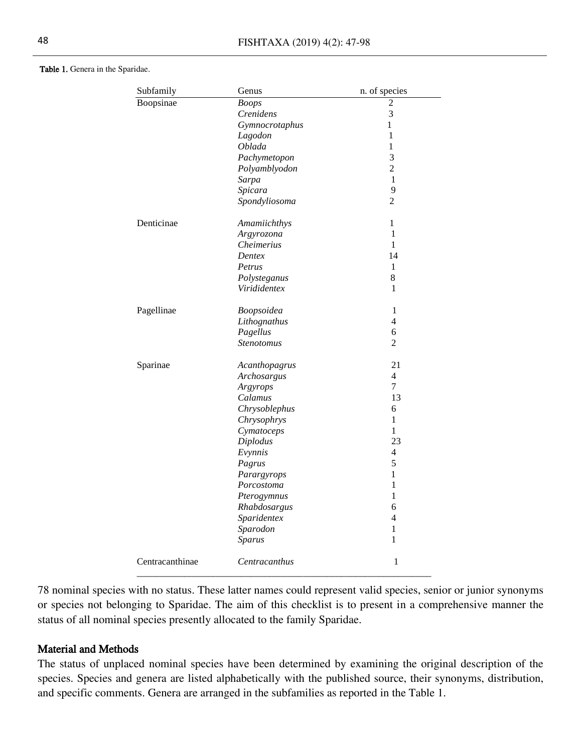**Table 1.** Genera in the Sparidae.

| Subfamily | Genus | n. of species |
|---|---|---|
| Boopsinae | *Boops* | 2 |
| | *Crenidens* | 3 |
| | *Gymnocrotaphus* | 1 |
| | *Lagodon* | 1 |
| | *Oblada* | 1 |
| | *Pachymetopon* | 3 |
| | *Polyamblyodon* | 2 |
| | *Sarpa* | 1 |
| | *Spicara* | 9 |
| | *Spondyliosoma* | 2 |
| Denticinae | *Amamiichthys* | 1 |
| | *Argyrozona* | 1 |
| | *Cheimerius* | 1 |
| | *Dentex* | 14 |
| | *Petrus* | 1 |
| | *Polysteganus* | 8 |
| | *Virididentex* | 1 |
| Pagellinae | *Boopsoidea* | 1 |
| | *Lithognathus* | 4 |
| | *Pagellus* | 6 |
| | *Stenotomus* | 2 |
| Sparinae | *Acanthopagrus* | 21 |
| | *Archosargus* | 4 |
| | *Argyrops* | 7 |
| | *Calamus* | 13 |
| | *Chrysoblephus* | 6 |
| | *Chrysophrys* | 1 |
| | *Cymatoceps* | 1 |
| | *Diplodus* | 23 |
| | *Evynnis* | 4 |
| | *Pagrus* | 5 |
| | *Parargyrops* | 1 |
| | *Porcostoma* | 1 |
| | *Pterogymnus* | 1 |
| | *Rhabdosargus* | 6 |
| | *Sparidentex* | 4 |
| | *Sparodon* | 1 |
| | *Sparus* | 1 |
| Centracanthinae | *Centracanthus* | 1 |

78 nominal species with no status. These latter names could represent valid species, senior or junior synonyms or species not belonging to Sparidae. The aim of this checklist is to present in a comprehensive manner the status of all nominal species presently allocated to the family Sparidae.

## Material and Methods

The status of unplaced nominal species have been determined by examining the original description of the species. Species and genera are listed alphabetically with the published source, their synonyms, distribution, and specific comments. Genera are arranged in the subfamilies as reported in the Table 1.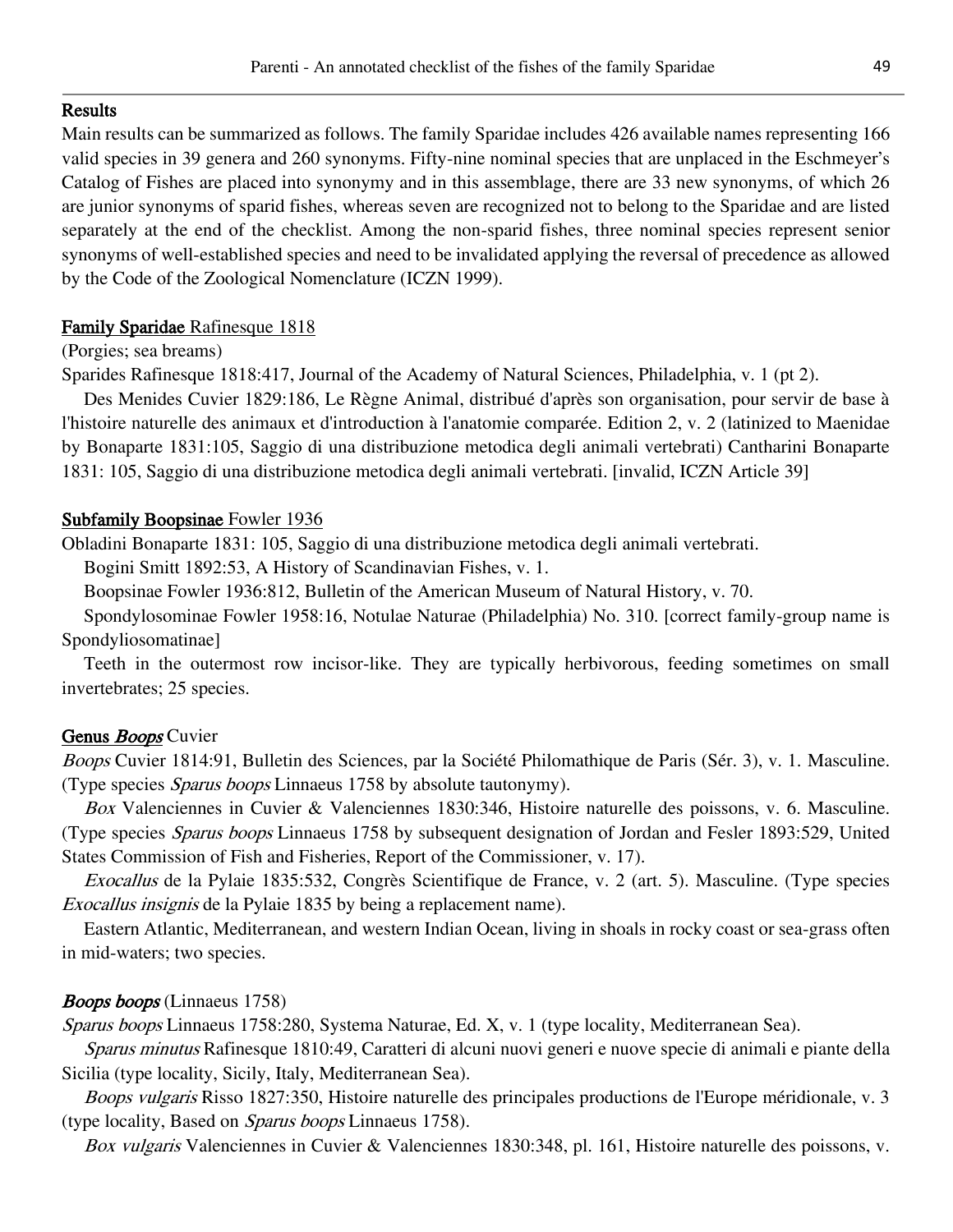## Results

Main results can be summarized as follows. The family Sparidae includes 426 available names representing 166 valid species in 39 genera and 260 synonyms. Fifty-nine nominal species that are unplaced in the Eschmeyer's Catalog of Fishes are placed into synonymy and in this assemblage, there are 33 new synonyms, of which 26 are junior synonyms of sparid fishes, whereas seven are recognized not to belong to the Sparidae and are listed separately at the end of the checklist. Among the non-sparid fishes, three nominal species represent senior synonyms of well-established species and need to be invalidated applying the reversal of precedence as allowed by the Code of the Zoological Nomenclature (ICZN 1999).

### Family Sparidae Rafinesque 1818

(Porgies; sea breams)

Sparides Rafinesque 1818:417, Journal of the Academy of Natural Sciences, Philadelphia, v. 1 (pt 2).

Des Menides Cuvier 1829:186, Le Règne Animal, distribué d'après son organisation, pour servir de base à l'histoire naturelle des animaux et d'introduction à l'anatomie comparée. Edition 2, v. 2 (latinized to Maenidae by Bonaparte 1831:105, Saggio di una distribuzione metodica degli animali vertebrati) Cantharini Bonaparte 1831: 105, Saggio di una distribuzione metodica degli animali vertebrati. [invalid, ICZN Article 39]

### Subfamily Boopsinae Fowler 1936

Obladini Bonaparte 1831: 105, Saggio di una distribuzione metodica degli animali vertebrati.

Bogini Smitt 1892:53, A History of Scandinavian Fishes, v. 1.

Boopsinae Fowler 1936:812, Bulletin of the American Museum of Natural History, v. 70.

Spondylosominae Fowler 1958:16, Notulae Naturae (Philadelphia) No. 310. [correct family-group name is Spondyliosomatinae]

Teeth in the outermost row incisor-like. They are typically herbivorous, feeding sometimes on small invertebrates; 25 species.

### Genus *Boops* Cuvier

*Boops* Cuvier 1814:91, Bulletin des Sciences, par la Société Philomathique de Paris (Sér. 3), v. 1. Masculine. (Type species *Sparus boops* Linnaeus 1758 by absolute tautonymy).

*Box* Valenciennes in Cuvier & Valenciennes 1830:346, Histoire naturelle des poissons, v. 6. Masculine. (Type species *Sparus boops* Linnaeus 1758 by subsequent designation of Jordan and Fesler 1893:529, United States Commission of Fish and Fisheries, Report of the Commissioner, v. 17).

*Exocallus* de la Pylaie 1835:532, Congrès Scientifique de France, v. 2 (art. 5). Masculine. (Type species *Exocallus insignis* de la Pylaie 1835 by being a replacement name).

Eastern Atlantic, Mediterranean, and western Indian Ocean, living in shoals in rocky coast or sea-grass often in mid-waters; two species.

#### *Boops boops* (Linnaeus 1758)

*Sparus boops* Linnaeus 1758:280, Systema Naturae, Ed. X, v. 1 (type locality, Mediterranean Sea).

*Sparus minutus* Rafinesque 1810:49, Caratteri di alcuni nuovi generi e nuove specie di animali e piante della Sicilia (type locality, Sicily, Italy, Mediterranean Sea).

*Boops vulgaris* Risso 1827:350, Histoire naturelle des principales productions de l'Europe méridionale, v. 3 (type locality, Based on *Sparus boops* Linnaeus 1758).

*Box vulgaris* Valenciennes in Cuvier & Valenciennes 1830:348, pl. 161, Histoire naturelle des poissons, v.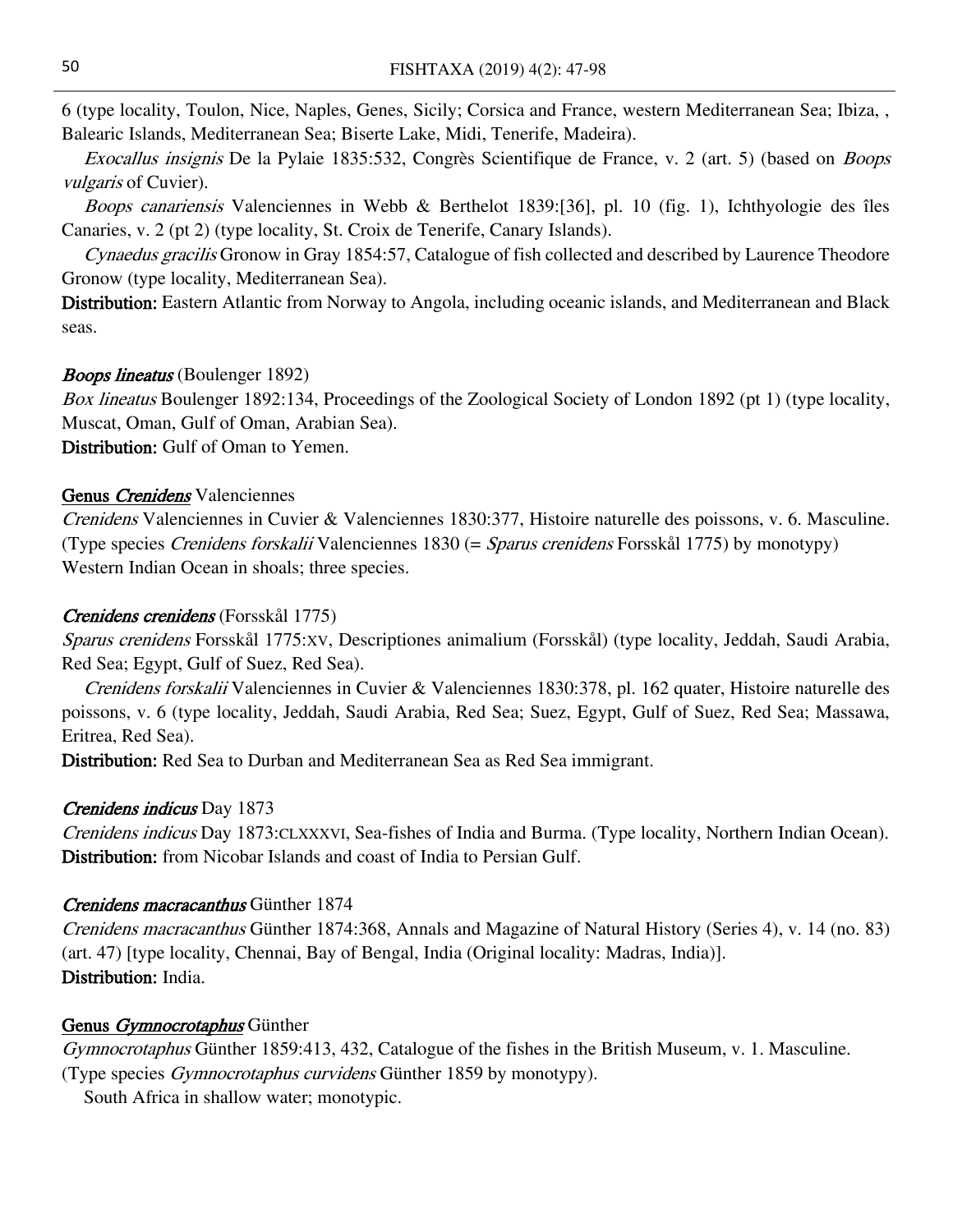6 (type locality, Toulon, Nice, Naples, Genes, Sicily; Corsica and France, western Mediterranean Sea; Ibiza, , Balearic Islands, Mediterranean Sea; Biserte Lake, Midi, Tenerife, Madeira).

*Exocallus insignis* De la Pylaie 1835:532, Congrès Scientifique de France, v. 2 (art. 5) (based on *Boops vulgaris* of Cuvier).

*Boops canariensis* Valenciennes in Webb & Berthelot 1839:[36], pl. 10 (fig. 1), Ichthyologie des îles Canaries, v. 2 (pt 2) (type locality, St. Croix de Tenerife, Canary Islands).

*Cynaedus gracilis* Gronow in Gray 1854:57, Catalogue of fish collected and described by Laurence Theodore Gronow (type locality, Mediterranean Sea).

**Distribution:** Eastern Atlantic from Norway to Angola, including oceanic islands, and Mediterranean and Black seas.

***Boops lineatus*** (Boulenger 1892)

*Box lineatus* Boulenger 1892:134, Proceedings of the Zoological Society of London 1892 (pt 1) (type locality, Muscat, Oman, Gulf of Oman, Arabian Sea).

**Distribution:** Gulf of Oman to Yemen.

## Genus *Crenidens* Valenciennes

*Crenidens* Valenciennes in Cuvier & Valenciennes 1830:377, Histoire naturelle des poissons, v. 6. Masculine. (Type species *Crenidens forskalii* Valenciennes 1830 (= *Sparus crenidens* Forsskål 1775) by monotypy) Western Indian Ocean in shoals; three species.

***Crenidens crenidens*** (Forsskål 1775)

*Sparus crenidens* Forsskål 1775:XV, Descriptiones animalium (Forsskål) (type locality, Jeddah, Saudi Arabia, Red Sea; Egypt, Gulf of Suez, Red Sea).

*Crenidens forskalii* Valenciennes in Cuvier & Valenciennes 1830:378, pl. 162 quater, Histoire naturelle des poissons, v. 6 (type locality, Jeddah, Saudi Arabia, Red Sea; Suez, Egypt, Gulf of Suez, Red Sea; Massawa, Eritrea, Red Sea).

**Distribution:** Red Sea to Durban and Mediterranean Sea as Red Sea immigrant.

***Crenidens indicus*** Day 1873

*Crenidens indicus* Day 1873:CLXXXVI, Sea-fishes of India and Burma. (Type locality, Northern Indian Ocean).

**Distribution:** from Nicobar Islands and coast of India to Persian Gulf.

***Crenidens macracanthus*** Günther 1874

*Crenidens macracanthus* Günther 1874:368, Annals and Magazine of Natural History (Series 4), v. 14 (no. 83) (art. 47) [type locality, Chennai, Bay of Bengal, India (Original locality: Madras, India)].

**Distribution:** India.

## Genus *Gymnocrotaphus* Günther

*Gymnocrotaphus* Günther 1859:413, 432, Catalogue of the fishes in the British Museum, v. 1. Masculine. (Type species *Gymnocrotaphus curvidens* Günther 1859 by monotypy).

South Africa in shallow water; monotypic.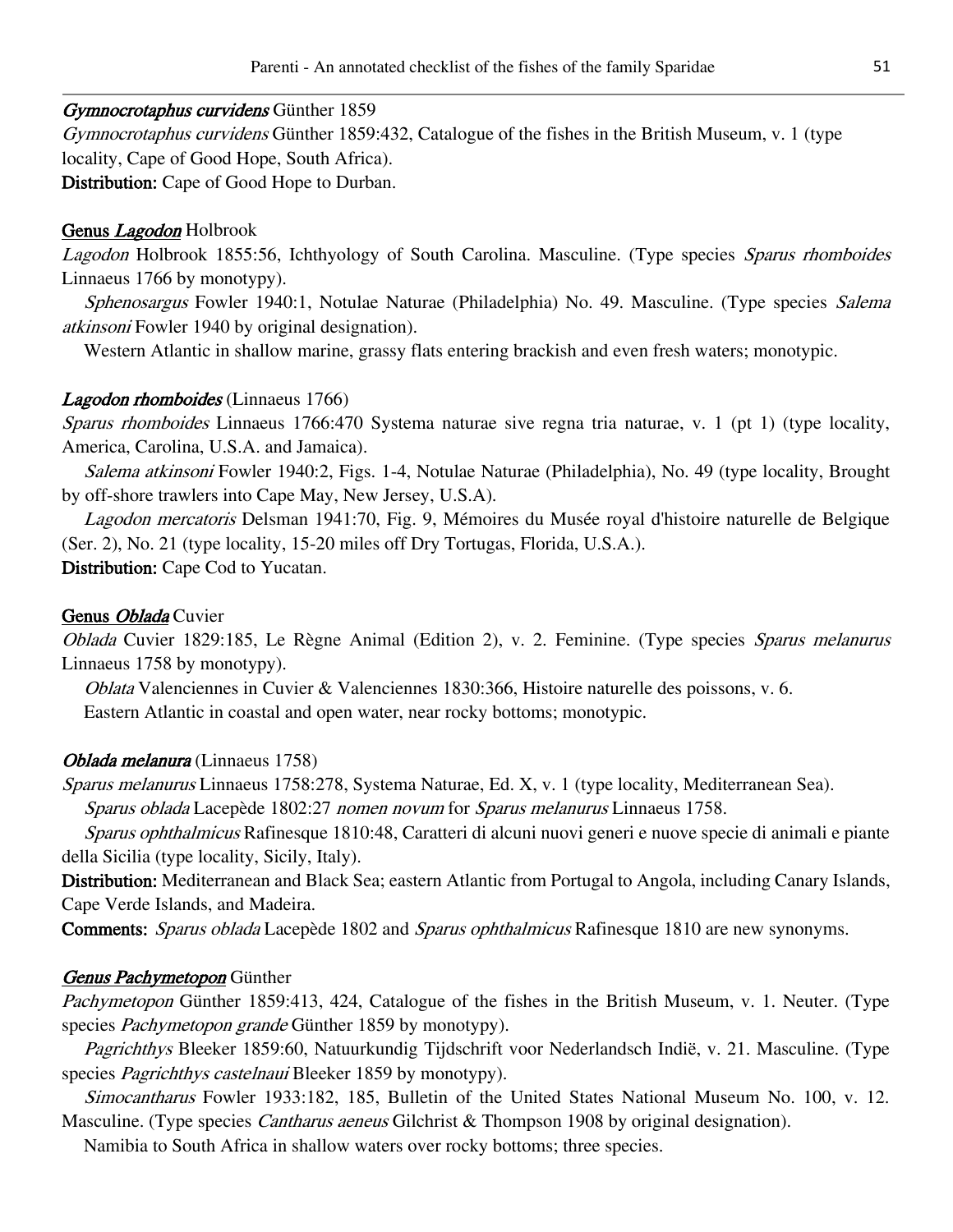***Gymnocrotaphus curvidens*** **Günther 1859**

*Gymnocrotaphus curvidens* Günther 1859:432, Catalogue of the fishes in the British Museum, v. 1 (type locality, Cape of Good Hope, South Africa).

**Distribution:** Cape of Good Hope to Durban.

**Genus *Lagodon*** Holbrook

*Lagodon* Holbrook 1855:56, Ichthyology of South Carolina. Masculine. (Type species *Sparus rhomboides* Linnaeus 1766 by monotypy).

*Sphenosargus* Fowler 1940:1, Notulae Naturae (Philadelphia) No. 49. Masculine. (Type species *Salema atkinsoni* Fowler 1940 by original designation).

Western Atlantic in shallow marine, grassy flats entering brackish and even fresh waters; monotypic.

***Lagodon rhomboides*** (Linnaeus 1766)

*Sparus rhomboides* Linnaeus 1766:470 Systema naturae sive regna tria naturae, v. 1 (pt 1) (type locality, America, Carolina, U.S.A. and Jamaica).

*Salema atkinsoni* Fowler 1940:2, Figs. 1-4, Notulae Naturae (Philadelphia), No. 49 (type locality, Brought by off-shore trawlers into Cape May, New Jersey, U.S.A).

*Lagodon mercatoris* Delsman 1941:70, Fig. 9, Mémoires du Musée royal d'histoire naturelle de Belgique (Ser. 2), No. 21 (type locality, 15-20 miles off Dry Tortugas, Florida, U.S.A.).

**Distribution:** Cape Cod to Yucatan.

**Genus *Oblada*** Cuvier

*Oblada* Cuvier 1829:185, Le Règne Animal (Edition 2), v. 2. Feminine. (Type species *Sparus melanurus* Linnaeus 1758 by monotypy).

*Oblata* Valenciennes in Cuvier & Valenciennes 1830:366, Histoire naturelle des poissons, v. 6.

Eastern Atlantic in coastal and open water, near rocky bottoms; monotypic.

***Oblada melanura*** (Linnaeus 1758)

*Sparus melanurus* Linnaeus 1758:278, Systema Naturae, Ed. X, v. 1 (type locality, Mediterranean Sea).

*Sparus oblada* Lacepède 1802:27 *nomen novum* for *Sparus melanurus* Linnaeus 1758.

*Sparus ophthalmicus* Rafinesque 1810:48, Caratteri di alcuni nuovi generi e nuove specie di animali e piante della Sicilia (type locality, Sicily, Italy).

**Distribution:** Mediterranean and Black Sea; eastern Atlantic from Portugal to Angola, including Canary Islands, Cape Verde Islands, and Madeira.

**Comments:** *Sparus oblada* Lacepède 1802 and *Sparus ophthalmicus* Rafinesque 1810 are new synonyms.

***Genus Pachymetopon*** Günther

*Pachymetopon* Günther 1859:413, 424, Catalogue of the fishes in the British Museum, v. 1. Neuter. (Type species *Pachymetopon grande* Günther 1859 by monotypy).

*Pagrichthys* Bleeker 1859:60, Natuurkundig Tijdschrift voor Nederlandsch Indië, v. 21. Masculine. (Type species *Pagrichthys castelnaui* Bleeker 1859 by monotypy).

*Simocantharus* Fowler 1933:182, 185, Bulletin of the United States National Museum No. 100, v. 12. Masculine. (Type species *Cantharus aeneus* Gilchrist & Thompson 1908 by original designation).

Namibia to South Africa in shallow waters over rocky bottoms; three species.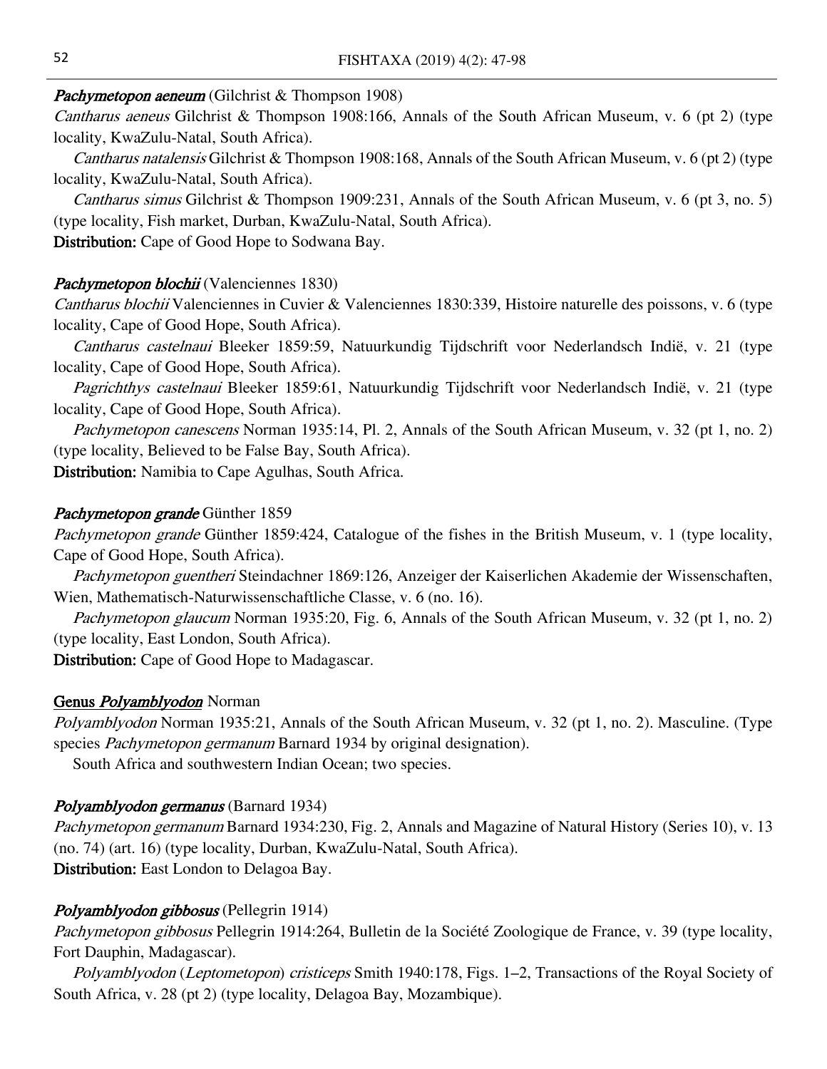***Pachymetopon aeneum*** (Gilchrist & Thompson 1908)

*Cantharus aeneus* Gilchrist & Thompson 1908:166, Annals of the South African Museum, v. 6 (pt 2) (type locality, KwaZulu-Natal, South Africa).

*Cantharus natalensis* Gilchrist & Thompson 1908:168, Annals of the South African Museum, v. 6 (pt 2) (type locality, KwaZulu-Natal, South Africa).

*Cantharus simus* Gilchrist & Thompson 1909:231, Annals of the South African Museum, v. 6 (pt 3, no. 5) (type locality, Fish market, Durban, KwaZulu-Natal, South Africa).

**Distribution:** Cape of Good Hope to Sodwana Bay.

***Pachymetopon blochii*** (Valenciennes 1830)

*Cantharus blochii* Valenciennes in Cuvier & Valenciennes 1830:339, Histoire naturelle des poissons, v. 6 (type locality, Cape of Good Hope, South Africa).

*Cantharus castelnaui* Bleeker 1859:59, Natuurkundig Tijdschrift voor Nederlandsch Indië, v. 21 (type locality, Cape of Good Hope, South Africa).

*Pagrichthys castelnaui* Bleeker 1859:61, Natuurkundig Tijdschrift voor Nederlandsch Indië, v. 21 (type locality, Cape of Good Hope, South Africa).

*Pachymetopon canescens* Norman 1935:14, Pl. 2, Annals of the South African Museum, v. 32 (pt 1, no. 2) (type locality, Believed to be False Bay, South Africa).

**Distribution:** Namibia to Cape Agulhas, South Africa.

***Pachymetopon grande*** Günther 1859

*Pachymetopon grande* Günther 1859:424, Catalogue of the fishes in the British Museum, v. 1 (type locality, Cape of Good Hope, South Africa).

*Pachymetopon guentheri* Steindachner 1869:126, Anzeiger der Kaiserlichen Akademie der Wissenschaften, Wien, Mathematisch-Naturwissenschaftliche Classe, v. 6 (no. 16).

*Pachymetopon glaucum* Norman 1935:20, Fig. 6, Annals of the South African Museum, v. 32 (pt 1, no. 2) (type locality, East London, South Africa).

**Distribution:** Cape of Good Hope to Madagascar.

**Genus *Polyamblyodon*** Norman

*Polyamblyodon* Norman 1935:21, Annals of the South African Museum, v. 32 (pt 1, no. 2). Masculine. (Type species *Pachymetopon germanum* Barnard 1934 by original designation).

South Africa and southwestern Indian Ocean; two species.

***Polyamblyodon germanus*** (Barnard 1934)

*Pachymetopon germanum* Barnard 1934:230, Fig. 2, Annals and Magazine of Natural History (Series 10), v. 13 (no. 74) (art. 16) (type locality, Durban, KwaZulu-Natal, South Africa).

**Distribution:** East London to Delagoa Bay.

***Polyamblyodon gibbosus*** (Pellegrin 1914)

*Pachymetopon gibbosus* Pellegrin 1914:264, Bulletin de la Société Zoologique de France, v. 39 (type locality, Fort Dauphin, Madagascar).

*Polyamblyodon* (*Leptometopon*) *cristiceps* Smith 1940:178, Figs. 1–2, Transactions of the Royal Society of South Africa, v. 28 (pt 2) (type locality, Delagoa Bay, Mozambique).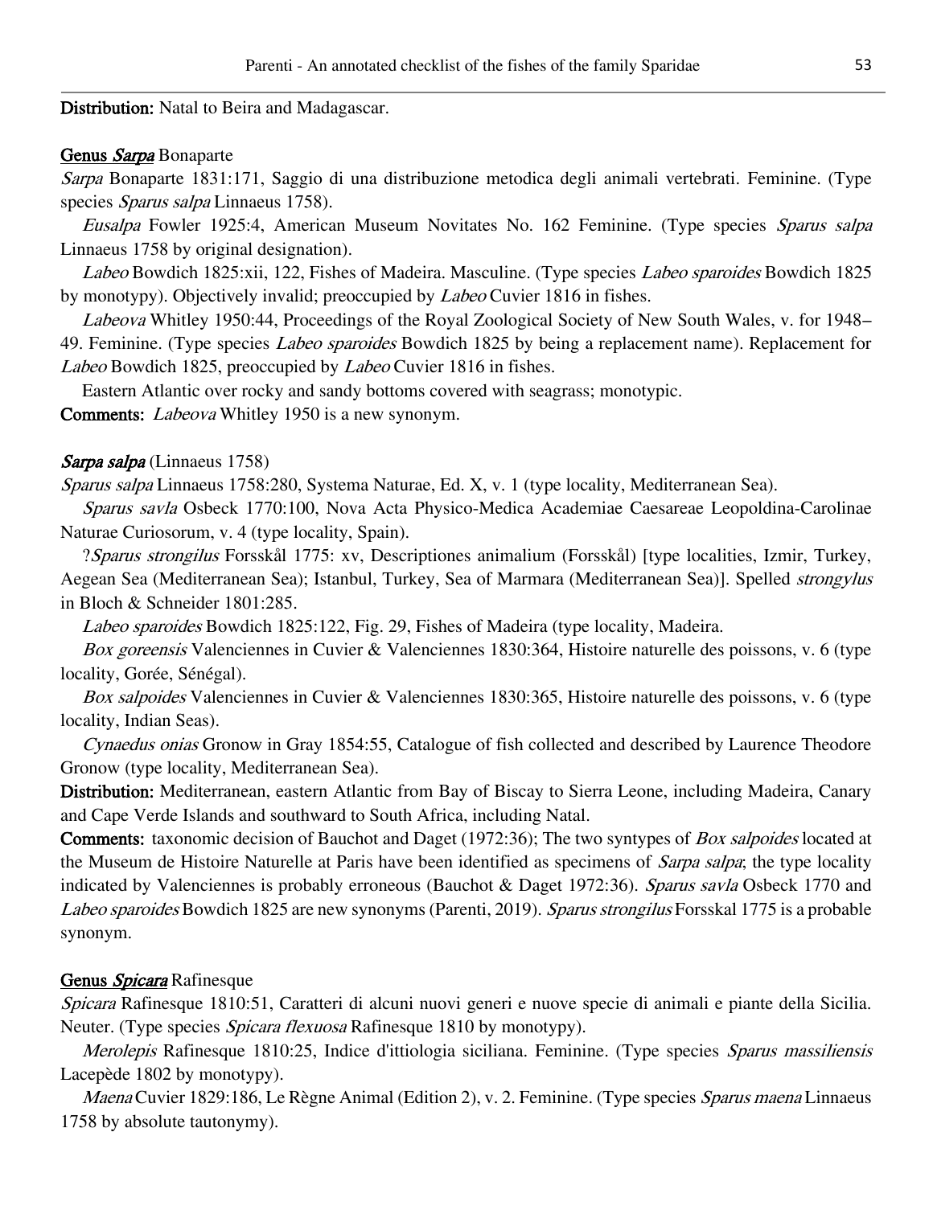**Distribution:** Natal to Beira and Madagascar.

**Genus *Sarpa* Bonaparte**

*Sarpa* Bonaparte 1831:171, Saggio di una distribuzione metodica degli animali vertebrati. Feminine. (Type species *Sparus salpa* Linnaeus 1758).

*Eusalpa* Fowler 1925:4, American Museum Novitates No. 162 Feminine. (Type species *Sparus salpa* Linnaeus 1758 by original designation).

*Labeo* Bowdich 1825:xii, 122, Fishes of Madeira. Masculine. (Type species *Labeo sparoides* Bowdich 1825 by monotypy). Objectively invalid; preoccupied by *Labeo* Cuvier 1816 in fishes.

*Labeova* Whitley 1950:44, Proceedings of the Royal Zoological Society of New South Wales, v. for 1948–49. Feminine. (Type species *Labeo sparoides* Bowdich 1825 by being a replacement name). Replacement for *Labeo* Bowdich 1825, preoccupied by *Labeo* Cuvier 1816 in fishes.

Eastern Atlantic over rocky and sandy bottoms covered with seagrass; monotypic.

**Comments:** *Labeova* Whitley 1950 is a new synonym.

***Sarpa salpa*** (Linnaeus 1758)

*Sparus salpa* Linnaeus 1758:280, Systema Naturae, Ed. X, v. 1 (type locality, Mediterranean Sea).

*Sparus savla* Osbeck 1770:100, Nova Acta Physico-Medica Academiae Caesareae Leopoldina-Carolinae Naturae Curiosorum, v. 4 (type locality, Spain).

?*Sparus strongilus* Forsskål 1775: xv, Descriptiones animalium (Forsskål) [type localities, Izmir, Turkey, Aegean Sea (Mediterranean Sea); Istanbul, Turkey, Sea of Marmara (Mediterranean Sea)]. Spelled *strongylus* in Bloch & Schneider 1801:285.

*Labeo sparoides* Bowdich 1825:122, Fig. 29, Fishes of Madeira (type locality, Madeira.

*Box goreensis* Valenciennes in Cuvier & Valenciennes 1830:364, Histoire naturelle des poissons, v. 6 (type locality, Gorée, Sénégal).

*Box salpoides* Valenciennes in Cuvier & Valenciennes 1830:365, Histoire naturelle des poissons, v. 6 (type locality, Indian Seas).

*Cynaedus onias* Gronow in Gray 1854:55, Catalogue of fish collected and described by Laurence Theodore Gronow (type locality, Mediterranean Sea).

**Distribution:** Mediterranean, eastern Atlantic from Bay of Biscay to Sierra Leone, including Madeira, Canary and Cape Verde Islands and southward to South Africa, including Natal.

**Comments:** taxonomic decision of Bauchot and Daget (1972:36); The two syntypes of *Box salpoides* located at the Museum de Histoire Naturelle at Paris have been identified as specimens of *Sarpa salpa*; the type locality indicated by Valenciennes is probably erroneous (Bauchot & Daget 1972:36). *Sparus savla* Osbeck 1770 and *Labeo sparoides* Bowdich 1825 are new synonyms (Parenti, 2019). *Sparus strongilus* Forsskal 1775 is a probable synonym.

**Genus *Spicara* Rafinesque**

*Spicara* Rafinesque 1810:51, Caratteri di alcuni nuovi generi e nuove specie di animali e piante della Sicilia. Neuter. (Type species *Spicara flexuosa* Rafinesque 1810 by monotypy).

*Merolepis* Rafinesque 1810:25, Indice d'ittiologia siciliana. Feminine. (Type species *Sparus massiliensis* Lacepède 1802 by monotypy).

*Maena* Cuvier 1829:186, Le Règne Animal (Edition 2), v. 2. Feminine. (Type species *Sparus maena* Linnaeus 1758 by absolute tautonymy).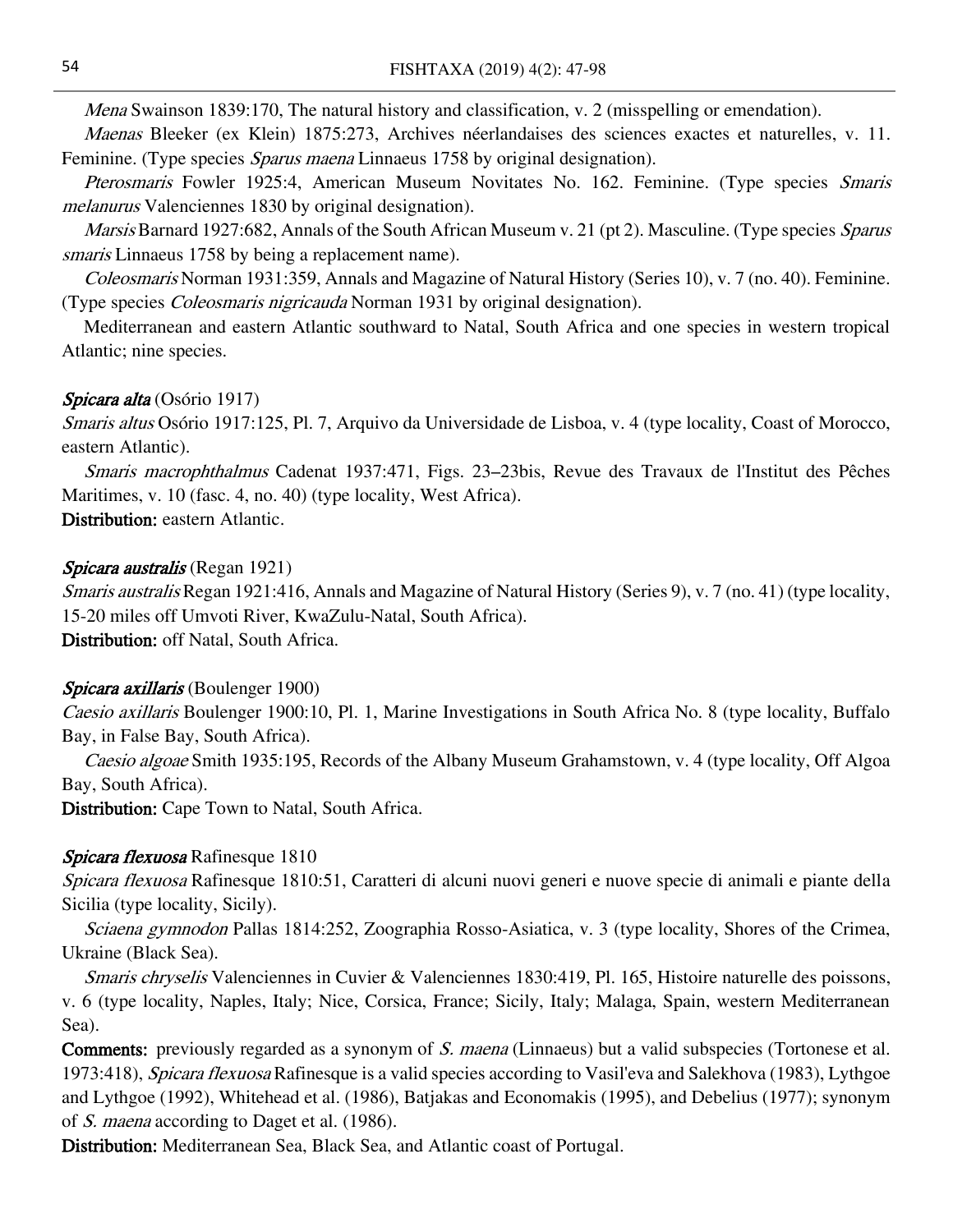*Mena* Swainson 1839:170, The natural history and classification, v. 2 (misspelling or emendation).

*Maenas* Bleeker (ex Klein) 1875:273, Archives néerlandaises des sciences exactes et naturelles, v. 11. Feminine. (Type species *Sparus maena* Linnaeus 1758 by original designation).

*Pterosmaris* Fowler 1925:4, American Museum Novitates No. 162. Feminine. (Type species *Smaris melanurus* Valenciennes 1830 by original designation).

*Marsis* Barnard 1927:682, Annals of the South African Museum v. 21 (pt 2). Masculine. (Type species *Sparus smaris* Linnaeus 1758 by being a replacement name).

*Coleosmaris* Norman 1931:359, Annals and Magazine of Natural History (Series 10), v. 7 (no. 40). Feminine. (Type species *Coleosmaris nigricauda* Norman 1931 by original designation).

Mediterranean and eastern Atlantic southward to Natal, South Africa and one species in western tropical Atlantic; nine species.

***Spicara alta*** (Osório 1917)

*Smaris altus* Osório 1917:125, Pl. 7, Arquivo da Universidade de Lisboa, v. 4 (type locality, Coast of Morocco, eastern Atlantic).

*Smaris macrophthalmus* Cadenat 1937:471, Figs. 23–23bis, Revue des Travaux de l'Institut des Pêches Maritimes, v. 10 (fasc. 4, no. 40) (type locality, West Africa).

**Distribution:** eastern Atlantic.

***Spicara australis*** (Regan 1921)

*Smaris australis* Regan 1921:416, Annals and Magazine of Natural History (Series 9), v. 7 (no. 41) (type locality, 15-20 miles off Umvoti River, KwaZulu-Natal, South Africa).

**Distribution:** off Natal, South Africa.

***Spicara axillaris*** (Boulenger 1900)

*Caesio axillaris* Boulenger 1900:10, Pl. 1, Marine Investigations in South Africa No. 8 (type locality, Buffalo Bay, in False Bay, South Africa).

*Caesio algoae* Smith 1935:195, Records of the Albany Museum Grahamstown, v. 4 (type locality, Off Algoa Bay, South Africa).

**Distribution:** Cape Town to Natal, South Africa.

***Spicara flexuosa*** Rafinesque 1810

*Spicara flexuosa* Rafinesque 1810:51, Caratteri di alcuni nuovi generi e nuove specie di animali e piante della Sicilia (type locality, Sicily).

*Sciaena gymnodon* Pallas 1814:252, Zoographia Rosso-Asiatica, v. 3 (type locality, Shores of the Crimea, Ukraine (Black Sea).

*Smaris chryselis* Valenciennes in Cuvier & Valenciennes 1830:419, Pl. 165, Histoire naturelle des poissons, v. 6 (type locality, Naples, Italy; Nice, Corsica, France; Sicily, Italy; Malaga, Spain, western Mediterranean Sea).

**Comments:** previously regarded as a synonym of *S. maena* (Linnaeus) but a valid subspecies (Tortonese et al. 1973:418), *Spicara flexuosa* Rafinesque is a valid species according to Vasil'eva and Salekhova (1983), Lythgoe and Lythgoe (1992), Whitehead et al. (1986), Batjakas and Economakis (1995), and Debelius (1977); synonym of *S. maena* according to Daget et al. (1986).

**Distribution:** Mediterranean Sea, Black Sea, and Atlantic coast of Portugal.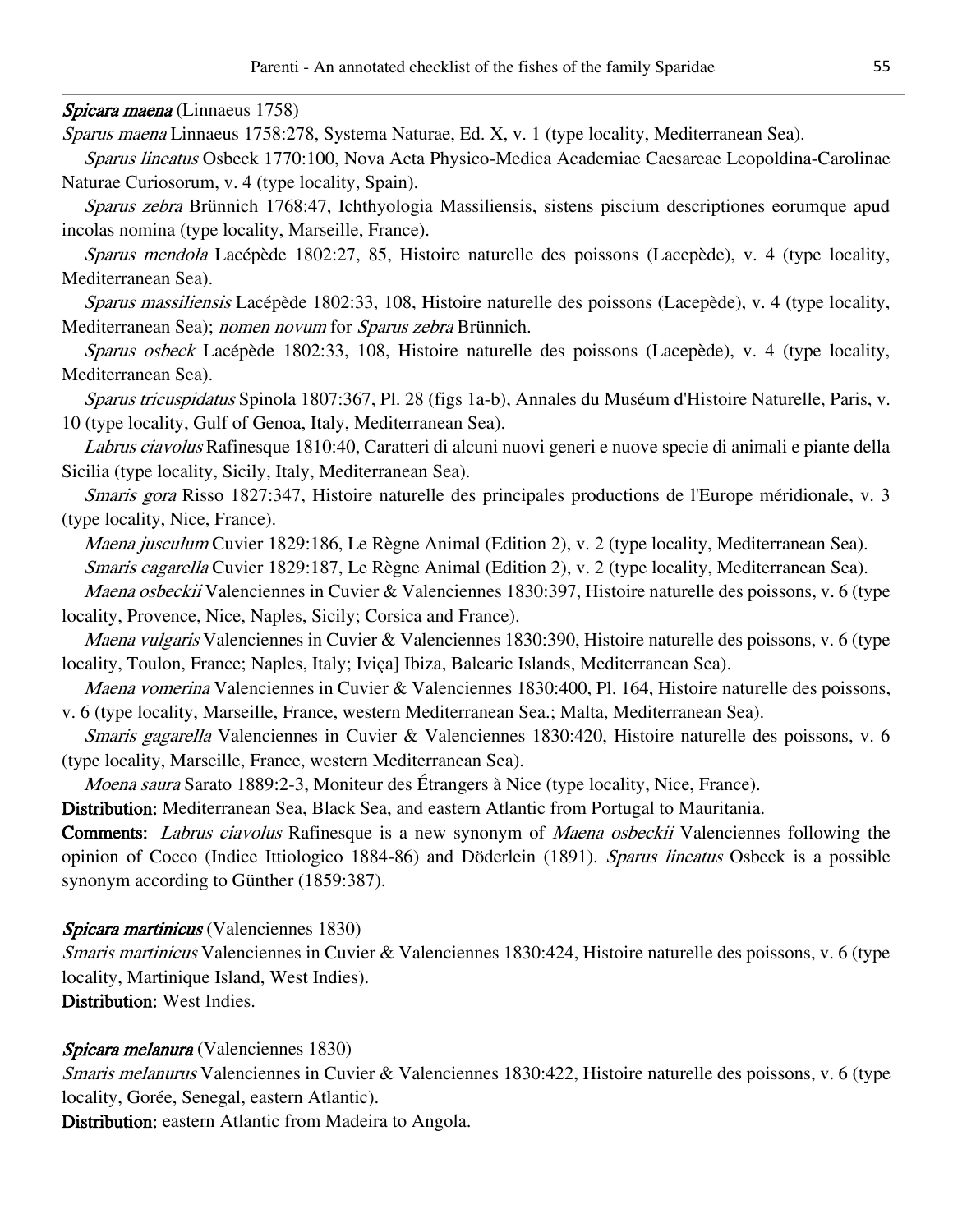***Spicara maena*** (Linnaeus 1758)

*Sparus maena* Linnaeus 1758:278, Systema Naturae, Ed. X, v. 1 (type locality, Mediterranean Sea).

*Sparus lineatus* Osbeck 1770:100, Nova Acta Physico-Medica Academiae Caesareae Leopoldina-Carolinae Naturae Curiosorum, v. 4 (type locality, Spain).

*Sparus zebra* Brünnich 1768:47, Ichthyologia Massiliensis, sistens piscium descriptiones eorumque apud incolas nomina (type locality, Marseille, France).

*Sparus mendola* Lacépède 1802:27, 85, Histoire naturelle des poissons (Lacepède), v. 4 (type locality, Mediterranean Sea).

*Sparus massiliensis* Lacépède 1802:33, 108, Histoire naturelle des poissons (Lacepède), v. 4 (type locality, Mediterranean Sea); *nomen novum* for *Sparus zebra* Brünnich.

*Sparus osbeck* Lacépède 1802:33, 108, Histoire naturelle des poissons (Lacepède), v. 4 (type locality, Mediterranean Sea).

*Sparus tricuspidatus* Spinola 1807:367, Pl. 28 (figs 1a-b), Annales du Muséum d'Histoire Naturelle, Paris, v. 10 (type locality, Gulf of Genoa, Italy, Mediterranean Sea).

*Labrus ciavolus* Rafinesque 1810:40, Caratteri di alcuni nuovi generi e nuove specie di animali e piante della Sicilia (type locality, Sicily, Italy, Mediterranean Sea).

*Smaris gora* Risso 1827:347, Histoire naturelle des principales productions de l'Europe méridionale, v. 3 (type locality, Nice, France).

*Maena jusculum* Cuvier 1829:186, Le Règne Animal (Edition 2), v. 2 (type locality, Mediterranean Sea).

*Smaris cagarella* Cuvier 1829:187, Le Règne Animal (Edition 2), v. 2 (type locality, Mediterranean Sea).

*Maena osbeckii* Valenciennes in Cuvier & Valenciennes 1830:397, Histoire naturelle des poissons, v. 6 (type locality, Provence, Nice, Naples, Sicily; Corsica and France).

*Maena vulgaris* Valenciennes in Cuvier & Valenciennes 1830:390, Histoire naturelle des poissons, v. 6 (type locality, Toulon, France; Naples, Italy; Iviça] Ibiza, Balearic Islands, Mediterranean Sea).

*Maena vomerina* Valenciennes in Cuvier & Valenciennes 1830:400, Pl. 164, Histoire naturelle des poissons, v. 6 (type locality, Marseille, France, western Mediterranean Sea.; Malta, Mediterranean Sea).

*Smaris gagarella* Valenciennes in Cuvier & Valenciennes 1830:420, Histoire naturelle des poissons, v. 6 (type locality, Marseille, France, western Mediterranean Sea).

*Moena saura* Sarato 1889:2-3, Moniteur des Étrangers à Nice (type locality, Nice, France).

**Distribution:** Mediterranean Sea, Black Sea, and eastern Atlantic from Portugal to Mauritania.

**Comments:** *Labrus ciavolus* Rafinesque is a new synonym of *Maena osbeckii* Valenciennes following the opinion of Cocco (Indice Ittiologico 1884-86) and Döderlein (1891). *Sparus lineatus* Osbeck is a possible synonym according to Günther (1859:387).

***Spicara martinicus*** (Valenciennes 1830)

*Smaris martinicus* Valenciennes in Cuvier & Valenciennes 1830:424, Histoire naturelle des poissons, v. 6 (type locality, Martinique Island, West Indies).

**Distribution:** West Indies.

***Spicara melanura*** (Valenciennes 1830)

*Smaris melanurus* Valenciennes in Cuvier & Valenciennes 1830:422, Histoire naturelle des poissons, v. 6 (type locality, Gorée, Senegal, eastern Atlantic).

**Distribution:** eastern Atlantic from Madeira to Angola.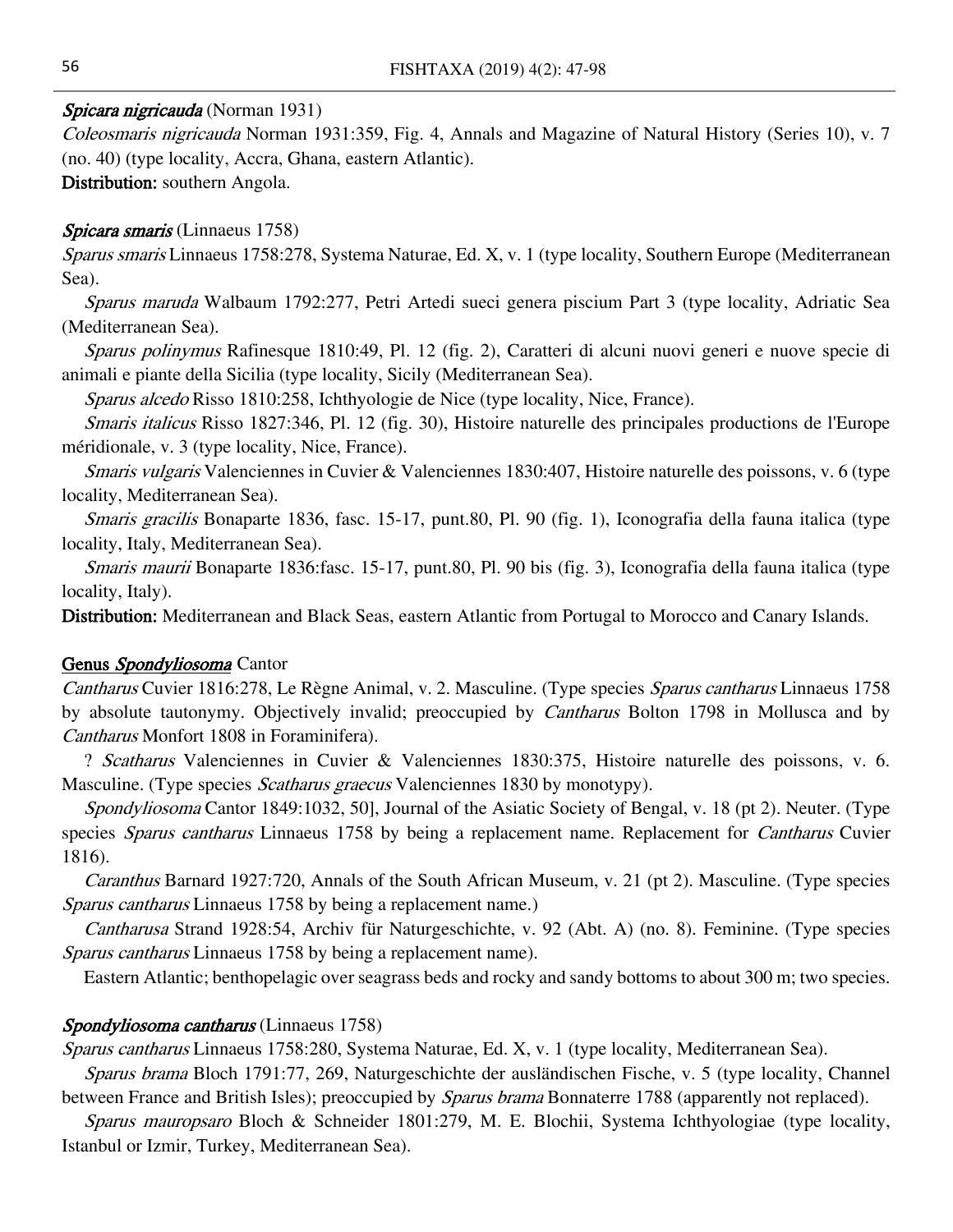***Spicara nigricauda*** (Norman 1931)

*Coleosmaris nigricauda* Norman 1931:359, Fig. 4, Annals and Magazine of Natural History (Series 10), v. 7 (no. 40) (type locality, Accra, Ghana, eastern Atlantic).

**Distribution:** southern Angola.

***Spicara smaris*** (Linnaeus 1758)

*Sparus smaris* Linnaeus 1758:278, Systema Naturae, Ed. X, v. 1 (type locality, Southern Europe (Mediterranean Sea).

*Sparus maruda* Walbaum 1792:277, Petri Artedi sueci genera piscium Part 3 (type locality, Adriatic Sea (Mediterranean Sea).

*Sparus polinymus* Rafinesque 1810:49, Pl. 12 (fig. 2), Caratteri di alcuni nuovi generi e nuove specie di animali e piante della Sicilia (type locality, Sicily (Mediterranean Sea).

*Sparus alcedo* Risso 1810:258, Ichthyologie de Nice (type locality, Nice, France).

*Smaris italicus* Risso 1827:346, Pl. 12 (fig. 30), Histoire naturelle des principales productions de l'Europe méridionale, v. 3 (type locality, Nice, France).

*Smaris vulgaris* Valenciennes in Cuvier & Valenciennes 1830:407, Histoire naturelle des poissons, v. 6 (type locality, Mediterranean Sea).

*Smaris gracilis* Bonaparte 1836, fasc. 15-17, punt.80, Pl. 90 (fig. 1), Iconografia della fauna italica (type locality, Italy, Mediterranean Sea).

*Smaris maurii* Bonaparte 1836:fasc. 15-17, punt.80, Pl. 90 bis (fig. 3), Iconografia della fauna italica (type locality, Italy).

**Distribution:** Mediterranean and Black Seas, eastern Atlantic from Portugal to Morocco and Canary Islands.

**Genus *Spondyliosoma*** Cantor

*Cantharus* Cuvier 1816:278, Le Règne Animal, v. 2. Masculine. (Type species *Sparus cantharus* Linnaeus 1758 by absolute tautonymy. Objectively invalid; preoccupied by *Cantharus* Bolton 1798 in Mollusca and by *Cantharus* Monfort 1808 in Foraminifera).

? *Scatharus* Valenciennes in Cuvier & Valenciennes 1830:375, Histoire naturelle des poissons, v. 6. Masculine. (Type species *Scatharus graecus* Valenciennes 1830 by monotypy).

*Spondyliosoma* Cantor 1849:1032, 50], Journal of the Asiatic Society of Bengal, v. 18 (pt 2). Neuter. (Type species *Sparus cantharus* Linnaeus 1758 by being a replacement name. Replacement for *Cantharus* Cuvier 1816).

*Caranthus* Barnard 1927:720, Annals of the South African Museum, v. 21 (pt 2). Masculine. (Type species *Sparus cantharus* Linnaeus 1758 by being a replacement name.)

*Cantharusa* Strand 1928:54, Archiv für Naturgeschichte, v. 92 (Abt. A) (no. 8). Feminine. (Type species *Sparus cantharus* Linnaeus 1758 by being a replacement name).

Eastern Atlantic; benthopelagic over seagrass beds and rocky and sandy bottoms to about 300 m; two species.

***Spondyliosoma cantharus*** (Linnaeus 1758)

*Sparus cantharus* Linnaeus 1758:280, Systema Naturae, Ed. X, v. 1 (type locality, Mediterranean Sea).

*Sparus brama* Bloch 1791:77, 269, Naturgeschichte der ausländischen Fische, v. 5 (type locality, Channel between France and British Isles); preoccupied by *Sparus brama* Bonnaterre 1788 (apparently not replaced).

*Sparus mauropsaro* Bloch & Schneider 1801:279, M. E. Blochii, Systema Ichthyologiae (type locality, Istanbul or Izmir, Turkey, Mediterranean Sea).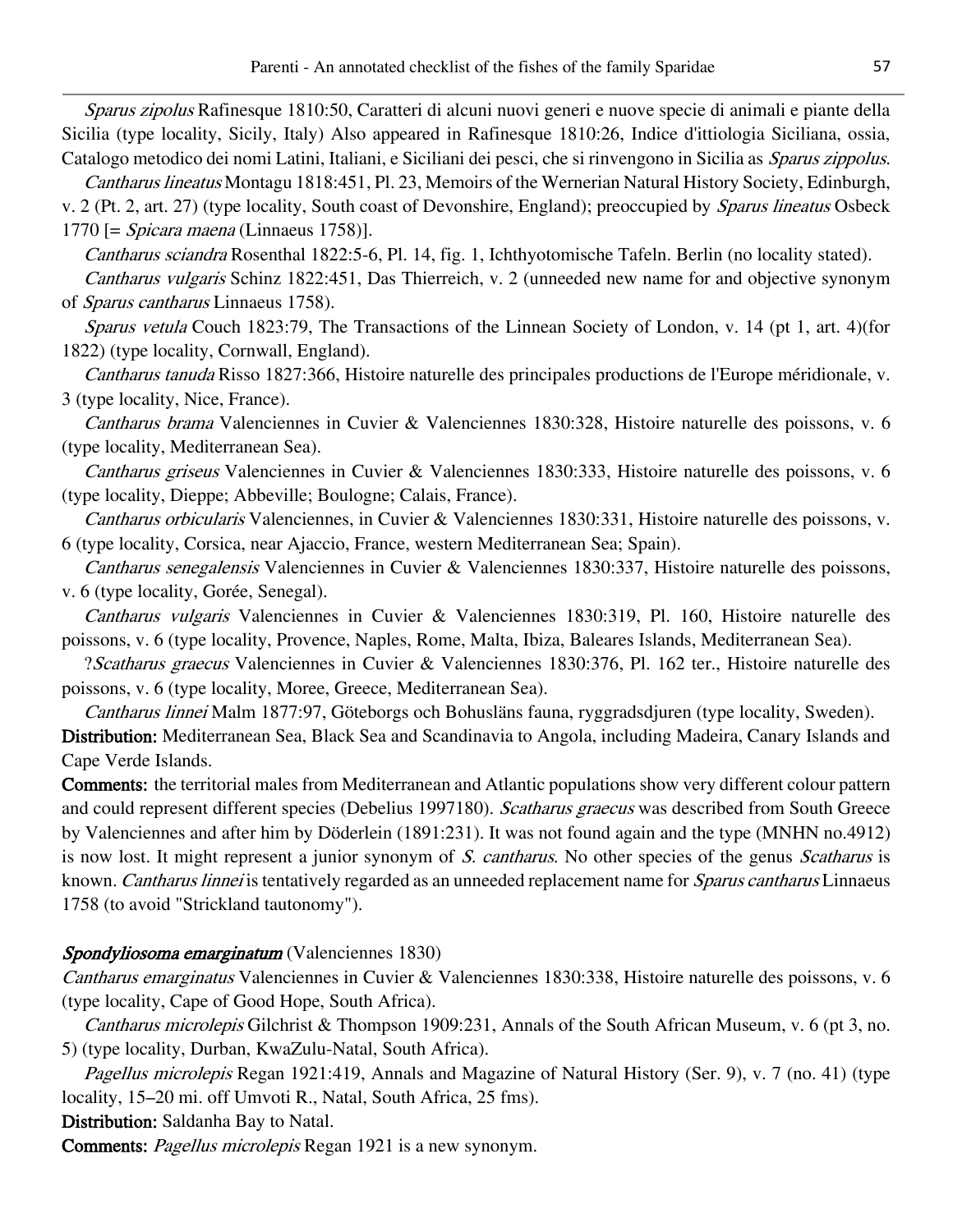*Sparus zipolus* Rafinesque 1810:50, Caratteri di alcuni nuovi generi e nuove specie di animali e piante della Sicilia (type locality, Sicily, Italy) Also appeared in Rafinesque 1810:26, Indice d'ittiologia Siciliana, ossia, Catalogo metodico dei nomi Latini, Italiani, e Siciliani dei pesci, che si rinvengono in Sicilia as *Sparus zippolus*.

*Cantharus lineatus* Montagu 1818:451, Pl. 23, Memoirs of the Wernerian Natural History Society, Edinburgh, v. 2 (Pt. 2, art. 27) (type locality, South coast of Devonshire, England); preoccupied by *Sparus lineatus* Osbeck 1770 [= *Spicara maena* (Linnaeus 1758)].

*Cantharus sciandra* Rosenthal 1822:5-6, Pl. 14, fig. 1, Ichthyotomische Tafeln. Berlin (no locality stated).

*Cantharus vulgaris* Schinz 1822:451, Das Thierreich, v. 2 (unneeded new name for and objective synonym of *Sparus cantharus* Linnaeus 1758).

*Sparus vetula* Couch 1823:79, The Transactions of the Linnean Society of London, v. 14 (pt 1, art. 4)(for 1822) (type locality, Cornwall, England).

*Cantharus tanuda* Risso 1827:366, Histoire naturelle des principales productions de l'Europe méridionale, v. 3 (type locality, Nice, France).

*Cantharus brama* Valenciennes in Cuvier & Valenciennes 1830:328, Histoire naturelle des poissons, v. 6 (type locality, Mediterranean Sea).

*Cantharus griseus* Valenciennes in Cuvier & Valenciennes 1830:333, Histoire naturelle des poissons, v. 6 (type locality, Dieppe; Abbeville; Boulogne; Calais, France).

*Cantharus orbicularis* Valenciennes, in Cuvier & Valenciennes 1830:331, Histoire naturelle des poissons, v. 6 (type locality, Corsica, near Ajaccio, France, western Mediterranean Sea; Spain).

*Cantharus senegalensis* Valenciennes in Cuvier & Valenciennes 1830:337, Histoire naturelle des poissons, v. 6 (type locality, Gorée, Senegal).

*Cantharus vulgaris* Valenciennes in Cuvier & Valenciennes 1830:319, Pl. 160, Histoire naturelle des poissons, v. 6 (type locality, Provence, Naples, Rome, Malta, Ibiza, Baleares Islands, Mediterranean Sea).

?*Scatharus graecus* Valenciennes in Cuvier & Valenciennes 1830:376, Pl. 162 ter., Histoire naturelle des poissons, v. 6 (type locality, Moree, Greece, Mediterranean Sea).

*Cantharus linnei* Malm 1877:97, Göteborgs och Bohusläns fauna, ryggradsdjuren (type locality, Sweden).

**Distribution:** Mediterranean Sea, Black Sea and Scandinavia to Angola, including Madeira, Canary Islands and Cape Verde Islands.

**Comments:** the territorial males from Mediterranean and Atlantic populations show very different colour pattern and could represent different species (Debelius 1997180). *Scatharus graecus* was described from South Greece by Valenciennes and after him by Döderlein (1891:231). It was not found again and the type (MNHN no.4912) is now lost. It might represent a junior synonym of *S. cantharus*. No other species of the genus *Scatharus* is known. *Cantharus linnei* is tentatively regarded as an unneeded replacement name for *Sparus cantharus* Linnaeus 1758 (to avoid "Strickland tautonomy").

***Spondyliosoma emarginatum*** (Valenciennes 1830)

*Cantharus emarginatus* Valenciennes in Cuvier & Valenciennes 1830:338, Histoire naturelle des poissons, v. 6 (type locality, Cape of Good Hope, South Africa).

*Cantharus microlepis* Gilchrist & Thompson 1909:231, Annals of the South African Museum, v. 6 (pt 3, no. 5) (type locality, Durban, KwaZulu-Natal, South Africa).

*Pagellus microlepis* Regan 1921:419, Annals and Magazine of Natural History (Ser. 9), v. 7 (no. 41) (type locality, 15–20 mi. off Umvoti R., Natal, South Africa, 25 fms).

**Distribution:** Saldanha Bay to Natal.

**Comments:** *Pagellus microlepis* Regan 1921 is a new synonym.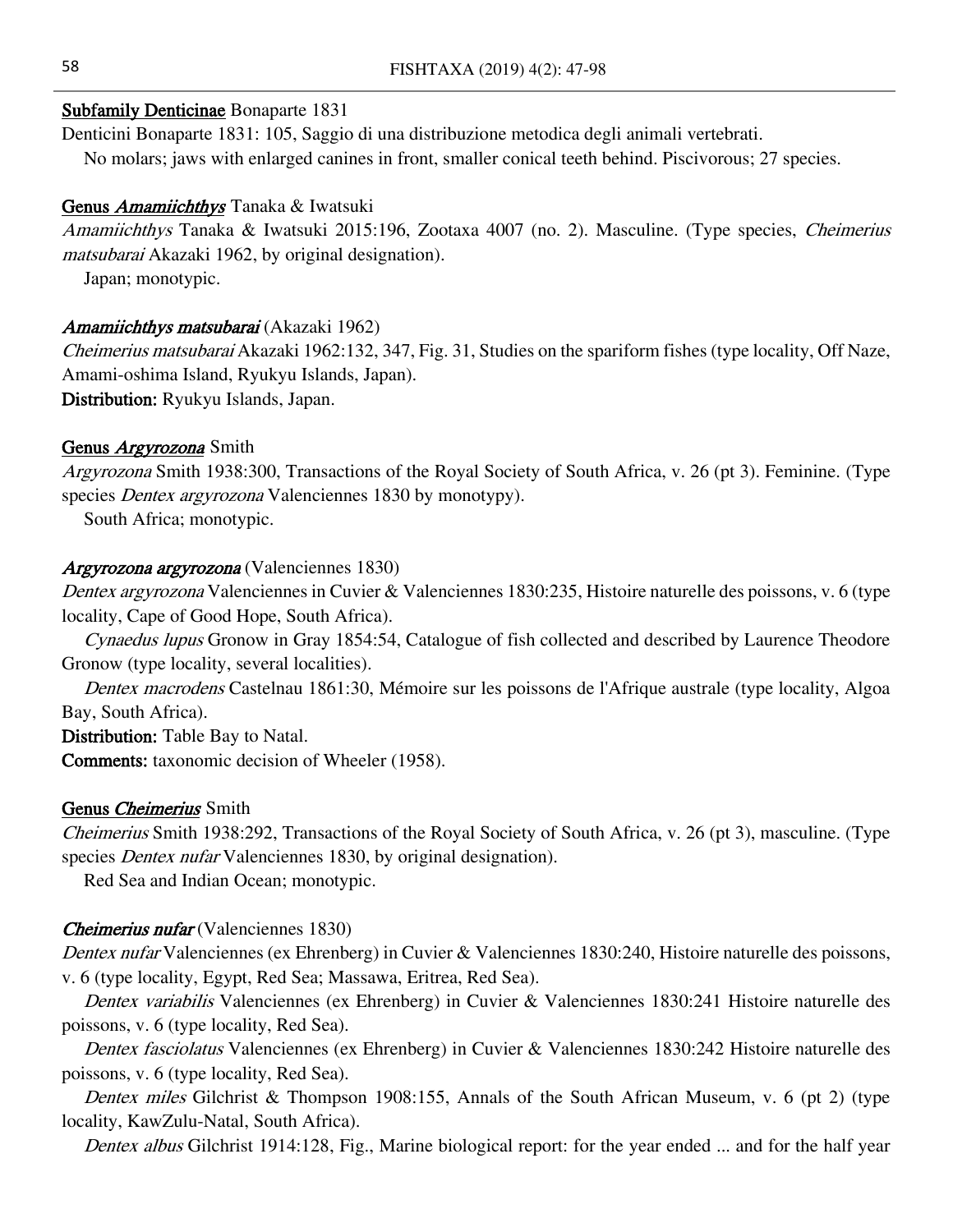## Subfamily Denticinae Bonaparte 1831

Denticini Bonaparte 1831: 105, Saggio di una distribuzione metodica degli animali vertebrati.

No molars; jaws with enlarged canines in front, smaller conical teeth behind. Piscivorous; 27 species.

### Genus *Amamiichthys* Tanaka & Iwatsuki

*Amamiichthys* Tanaka & Iwatsuki 2015:196, Zootaxa 4007 (no. 2). Masculine. (Type species, *Cheimerius matsubarai* Akazaki 1962, by original designation).

Japan; monotypic.

#### *Amamiichthys matsubarai* (Akazaki 1962)

*Cheimerius matsubarai* Akazaki 1962:132, 347, Fig. 31, Studies on the spariform fishes (type locality, Off Naze, Amami-oshima Island, Ryukyu Islands, Japan).

**Distribution:** Ryukyu Islands, Japan.

### Genus *Argyrozona* Smith

*Argyrozona* Smith 1938:300, Transactions of the Royal Society of South Africa, v. 26 (pt 3). Feminine. (Type species *Dentex argyrozona* Valenciennes 1830 by monotypy).

South Africa; monotypic.

#### *Argyrozona argyrozona* (Valenciennes 1830)

*Dentex argyrozona* Valenciennes in Cuvier & Valenciennes 1830:235, Histoire naturelle des poissons, v. 6 (type locality, Cape of Good Hope, South Africa).

*Cynaedus lupus* Gronow in Gray 1854:54, Catalogue of fish collected and described by Laurence Theodore Gronow (type locality, several localities).

*Dentex macrodens* Castelnau 1861:30, Mémoire sur les poissons de l'Afrique australe (type locality, Algoa Bay, South Africa).

**Distribution:** Table Bay to Natal.

**Comments:** taxonomic decision of Wheeler (1958).

### Genus *Cheimerius* Smith

*Cheimerius* Smith 1938:292, Transactions of the Royal Society of South Africa, v. 26 (pt 3), masculine. (Type species *Dentex nufar* Valenciennes 1830, by original designation).

Red Sea and Indian Ocean; monotypic.

#### *Cheimerius nufar* (Valenciennes 1830)

*Dentex nufar* Valenciennes (ex Ehrenberg) in Cuvier & Valenciennes 1830:240, Histoire naturelle des poissons, v. 6 (type locality, Egypt, Red Sea; Massawa, Eritrea, Red Sea).

*Dentex variabilis* Valenciennes (ex Ehrenberg) in Cuvier & Valenciennes 1830:241 Histoire naturelle des poissons, v. 6 (type locality, Red Sea).

*Dentex fasciolatus* Valenciennes (ex Ehrenberg) in Cuvier & Valenciennes 1830:242 Histoire naturelle des poissons, v. 6 (type locality, Red Sea).

*Dentex miles* Gilchrist & Thompson 1908:155, Annals of the South African Museum, v. 6 (pt 2) (type locality, KawZulu-Natal, South Africa).

*Dentex albus* Gilchrist 1914:128, Fig., Marine biological report: for the year ended ... and for the half year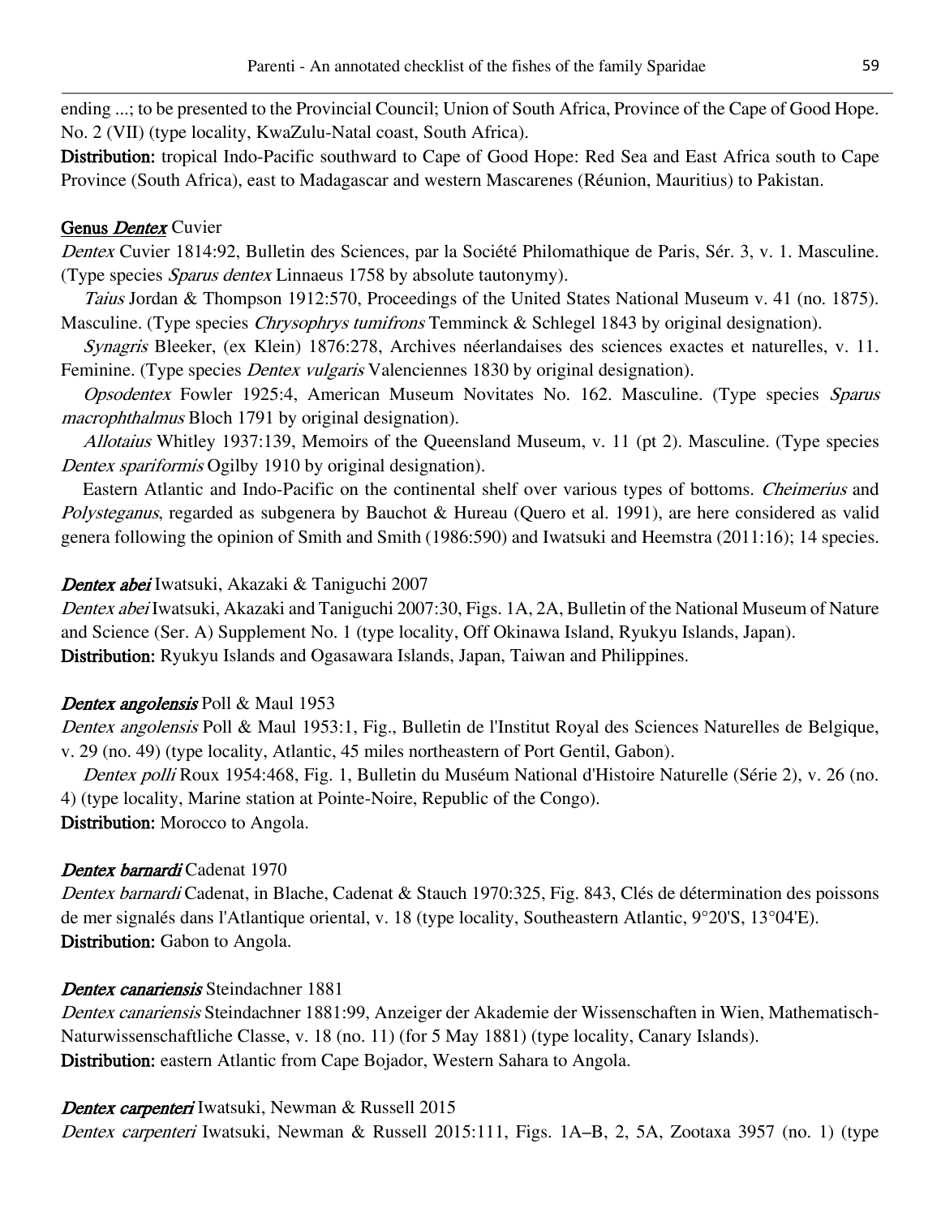ending ...; to be presented to the Provincial Council; Union of South Africa, Province of the Cape of Good Hope. No. 2 (VII) (type locality, KwaZulu-Natal coast, South Africa).

**Distribution:** tropical Indo-Pacific southward to Cape of Good Hope: Red Sea and East Africa south to Cape Province (South Africa), east to Madagascar and western Mascarenes (Réunion, Mauritius) to Pakistan.

## Genus *Dentex* Cuvier

*Dentex* Cuvier 1814:92, Bulletin des Sciences, par la Société Philomathique de Paris, Sér. 3, v. 1. Masculine. (Type species *Sparus dentex* Linnaeus 1758 by absolute tautonymy).

*Taius* Jordan & Thompson 1912:570, Proceedings of the United States National Museum v. 41 (no. 1875). Masculine. (Type species *Chrysophrys tumifrons* Temminck & Schlegel 1843 by original designation).

*Synagris* Bleeker, (ex Klein) 1876:278, Archives néerlandaises des sciences exactes et naturelles, v. 11. Feminine. (Type species *Dentex vulgaris* Valenciennes 1830 by original designation).

*Opsodentex* Fowler 1925:4, American Museum Novitates No. 162. Masculine. (Type species *Sparus macrophthalmus* Bloch 1791 by original designation).

*Allotaius* Whitley 1937:139, Memoirs of the Queensland Museum, v. 11 (pt 2). Masculine. (Type species *Dentex spariformis* Ogilby 1910 by original designation).

Eastern Atlantic and Indo-Pacific on the continental shelf over various types of bottoms. *Cheimerius* and *Polysteganus*, regarded as subgenera by Bauchot & Hureau (Quero et al. 1991), are here considered as valid genera following the opinion of Smith and Smith (1986:590) and Iwatsuki and Heemstra (2011:16); 14 species.

### *Dentex abei* Iwatsuki, Akazaki & Taniguchi 2007

*Dentex abei* Iwatsuki, Akazaki and Taniguchi 2007:30, Figs. 1A, 2A, Bulletin of the National Museum of Nature and Science (Ser. A) Supplement No. 1 (type locality, Off Okinawa Island, Ryukyu Islands, Japan).

**Distribution:** Ryukyu Islands and Ogasawara Islands, Japan, Taiwan and Philippines.

### *Dentex angolensis* Poll & Maul 1953

*Dentex angolensis* Poll & Maul 1953:1, Fig., Bulletin de l'Institut Royal des Sciences Naturelles de Belgique, v. 29 (no. 49) (type locality, Atlantic, 45 miles northeastern of Port Gentil, Gabon).

*Dentex polli* Roux 1954:468, Fig. 1, Bulletin du Muséum National d'Histoire Naturelle (Série 2), v. 26 (no. 4) (type locality, Marine station at Pointe-Noire, Republic of the Congo).

**Distribution:** Morocco to Angola.

### *Dentex barnardi* Cadenat 1970

*Dentex barnardi* Cadenat, in Blache, Cadenat & Stauch 1970:325, Fig. 843, Clés de détermination des poissons de mer signalés dans l'Atlantique oriental, v. 18 (type locality, Southeastern Atlantic, 9°20'S, 13°04'E).

**Distribution:** Gabon to Angola.

### *Dentex canariensis* Steindachner 1881

*Dentex canariensis* Steindachner 1881:99, Anzeiger der Akademie der Wissenschaften in Wien, Mathematisch-Naturwissenschaftliche Classe, v. 18 (no. 11) (for 5 May 1881) (type locality, Canary Islands).

**Distribution:** eastern Atlantic from Cape Bojador, Western Sahara to Angola.

### *Dentex carpenteri* Iwatsuki, Newman & Russell 2015

*Dentex carpenteri* Iwatsuki, Newman & Russell 2015:111, Figs. 1A–B, 2, 5A, Zootaxa 3957 (no. 1) (type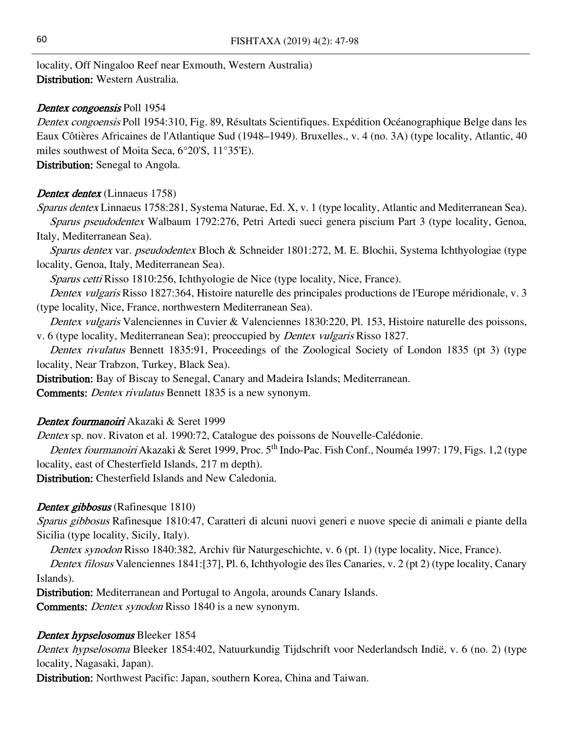locality, Off Ningaloo Reef near Exmouth, Western Australia)

**Distribution:** Western Australia.

***Dentex congoensis*** Poll 1954

*Dentex congoensis* Poll 1954:310, Fig. 89, Résultats Scientifiques. Expédition Océanographique Belge dans les Eaux Côtières Africaines de l'Atlantique Sud (1948–1949). Bruxelles., v. 4 (no. 3A) (type locality, Atlantic, 40 miles southwest of Moita Seca, 6°20'S, 11°35'E).

**Distribution:** Senegal to Angola.

***Dentex dentex*** (Linnaeus 1758)

*Sparus dentex* Linnaeus 1758:281, Systema Naturae, Ed. X, v. 1 (type locality, Atlantic and Mediterranean Sea).

*Sparus pseudodentex* Walbaum 1792:276, Petri Artedi sueci genera piscium Part 3 (type locality, Genoa, Italy, Mediterranean Sea).

*Sparus dentex* var. *pseudodentex* Bloch & Schneider 1801:272, M. E. Blochii, Systema Ichthyologiae (type locality, Genoa, Italy, Mediterranean Sea).

*Sparus cetti* Risso 1810:256, Ichthyologie de Nice (type locality, Nice, France).

*Dentex vulgaris* Risso 1827:364, Histoire naturelle des principales productions de l'Europe méridionale, v. 3 (type locality, Nice, France, northwestern Mediterranean Sea).

*Dentex vulgaris* Valenciennes in Cuvier & Valenciennes 1830:220, Pl. 153, Histoire naturelle des poissons, v. 6 (type locality, Mediterranean Sea); preoccupied by *Dentex vulgaris* Risso 1827.

*Dentex rivulatus* Bennett 1835:91, Proceedings of the Zoological Society of London 1835 (pt 3) (type locality, Near Trabzon, Turkey, Black Sea).

**Distribution:** Bay of Biscay to Senegal, Canary and Madeira Islands; Mediterranean.

**Comments:** *Dentex rivulatus* Bennett 1835 is a new synonym.

***Dentex fourmanoiri*** Akazaki & Seret 1999

*Dentex* sp. nov. Rivaton et al. 1990:72, Catalogue des poissons de Nouvelle-Calédonie.

*Dentex fourmanoiri* Akazaki & Seret 1999, Proc. 5th Indo-Pac. Fish Conf., Nouméa 1997: 179, Figs. 1,2 (type locality, east of Chesterfield Islands, 217 m depth).

**Distribution:** Chesterfield Islands and New Caledonia.

***Dentex gibbosus*** (Rafinesque 1810)

*Sparus gibbosus* Rafinesque 1810:47, Caratteri di alcuni nuovi generi e nuove specie di animali e piante della Sicilia (type locality, Sicily, Italy).

*Dentex synodon* Risso 1840:382, Archiv für Naturgeschichte, v. 6 (pt. 1) (type locality, Nice, France).

*Dentex filosus* Valenciennes 1841:[37], Pl. 6, Ichthyologie des îles Canaries, v. 2 (pt 2) (type locality, Canary Islands).

**Distribution:** Mediterranean and Portugal to Angola, arounds Canary Islands.

**Comments:** *Dentex synodon* Risso 1840 is a new synonym.

***Dentex hypselosomus*** Bleeker 1854

*Dentex hypselosoma* Bleeker 1854:402, Natuurkundig Tijdschrift voor Nederlandsch Indië, v. 6 (no. 2) (type locality, Nagasaki, Japan).

**Distribution:** Northwest Pacific: Japan, southern Korea, China and Taiwan.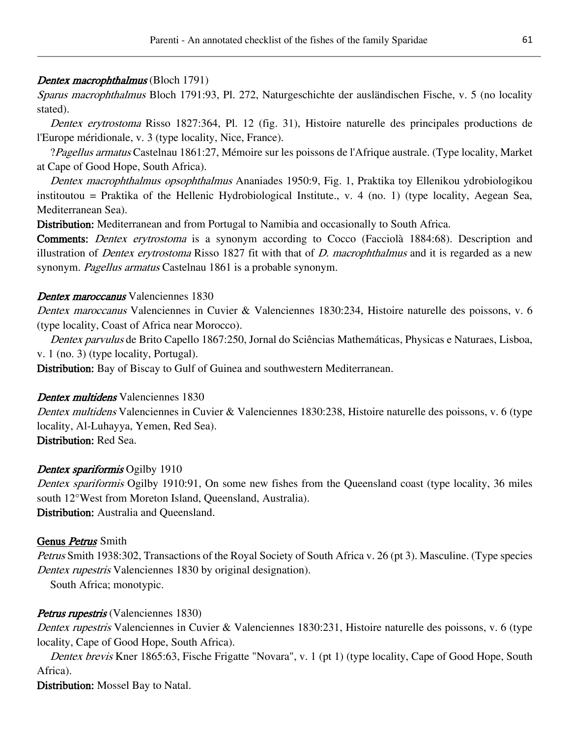***Dentex macrophthalmus*** (Bloch 1791)

*Sparus macrophthalmus* Bloch 1791:93, Pl. 272, Naturgeschichte der ausländischen Fische, v. 5 (no locality stated).

*Dentex erytrostoma* Risso 1827:364, Pl. 12 (fig. 31), Histoire naturelle des principales productions de l'Europe méridionale, v. 3 (type locality, Nice, France).

?*Pagellus armatus* Castelnau 1861:27, Mémoire sur les poissons de l'Afrique australe. (Type locality, Market at Cape of Good Hope, South Africa).

*Dentex macrophthalmus opsophthalmus* Ananiades 1950:9, Fig. 1, Praktika toy Ellenikou ydrobiologikou institoutou = Praktika of the Hellenic Hydrobiological Institute., v. 4 (no. 1) (type locality, Aegean Sea, Mediterranean Sea).

**Distribution:** Mediterranean and from Portugal to Namibia and occasionally to South Africa.

**Comments:** *Dentex erytrostoma* is a synonym according to Cocco (Facciolà 1884:68). Description and illustration of *Dentex erytrostoma* Risso 1827 fit with that of *D. macrophthalmus* and it is regarded as a new synonym. *Pagellus armatus* Castelnau 1861 is a probable synonym.

***Dentex maroccanus*** Valenciennes 1830

*Dentex maroccanus* Valenciennes in Cuvier & Valenciennes 1830:234, Histoire naturelle des poissons, v. 6 (type locality, Coast of Africa near Morocco).

*Dentex parvulus* de Brito Capello 1867:250, Jornal do Sciências Mathemáticas, Physicas e Naturaes, Lisboa, v. 1 (no. 3) (type locality, Portugal).

**Distribution:** Bay of Biscay to Gulf of Guinea and southwestern Mediterranean.

***Dentex multidens*** Valenciennes 1830

*Dentex multidens* Valenciennes in Cuvier & Valenciennes 1830:238, Histoire naturelle des poissons, v. 6 (type locality, Al-Luhayya, Yemen, Red Sea).

**Distribution:** Red Sea.

***Dentex spariformis*** Ogilby 1910

*Dentex spariformis* Ogilby 1910:91, On some new fishes from the Queensland coast (type locality, 36 miles south 12°West from Moreton Island, Queensland, Australia).

**Distribution:** Australia and Queensland.

**Genus *Petrus*** Smith

*Petrus* Smith 1938:302, Transactions of the Royal Society of South Africa v. 26 (pt 3). Masculine. (Type species *Dentex rupestris* Valenciennes 1830 by original designation).

South Africa; monotypic.

***Petrus rupestris*** (Valenciennes 1830)

*Dentex rupestris* Valenciennes in Cuvier & Valenciennes 1830:231, Histoire naturelle des poissons, v. 6 (type locality, Cape of Good Hope, South Africa).

*Dentex brevis* Kner 1865:63, Fische Frigatte "Novara", v. 1 (pt 1) (type locality, Cape of Good Hope, South Africa).

**Distribution:** Mossel Bay to Natal.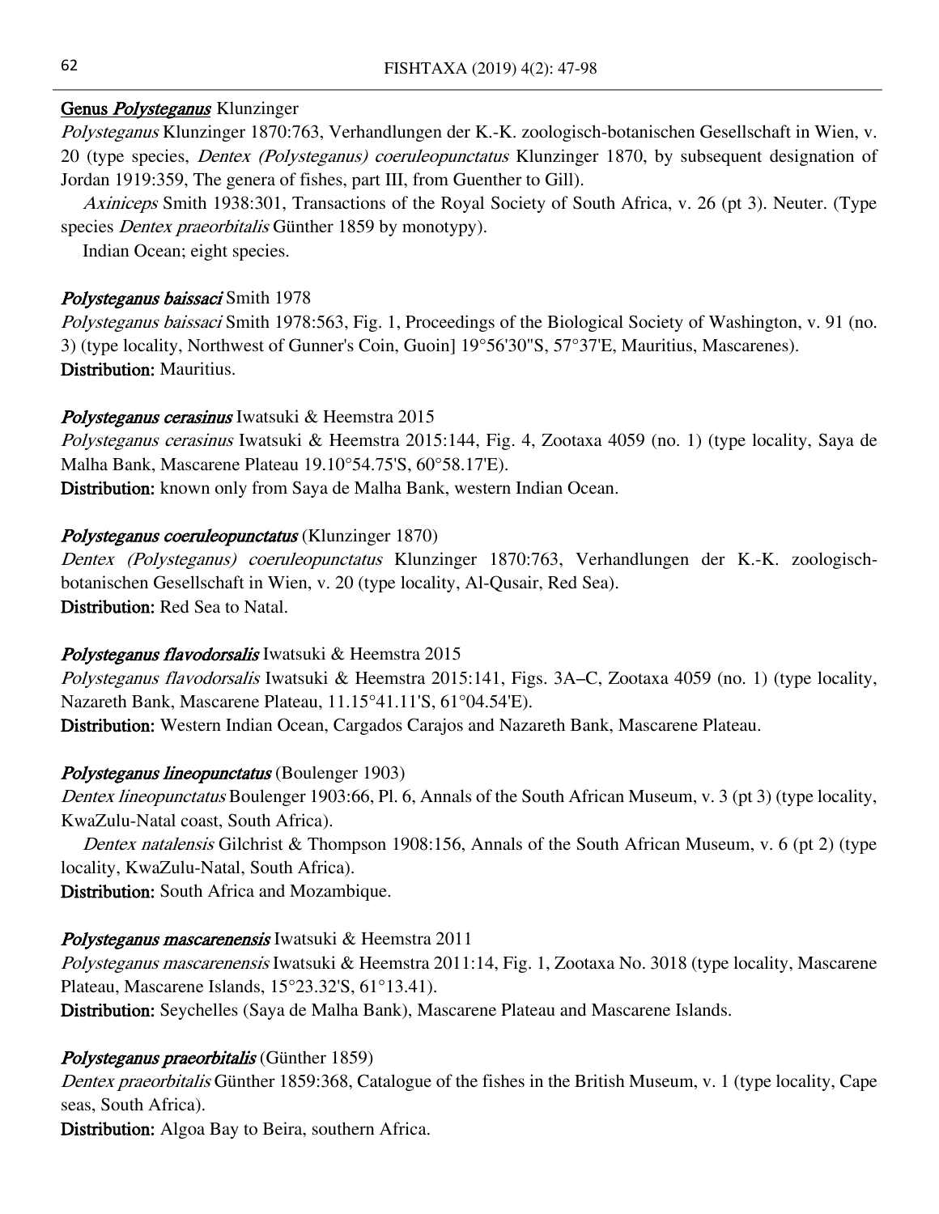## Genus *Polysteganus* Klunzinger

*Polysteganus* Klunzinger 1870:763, Verhandlungen der K.-K. zoologisch-botanischen Gesellschaft in Wien, v. 20 (type species, *Dentex (Polysteganus) coeruleopunctatus* Klunzinger 1870, by subsequent designation of Jordan 1919:359, The genera of fishes, part III, from Guenther to Gill).

*Axiniceps* Smith 1938:301, Transactions of the Royal Society of South Africa, v. 26 (pt 3). Neuter. (Type species *Dentex praeorbitalis* Günther 1859 by monotypy).

Indian Ocean; eight species.

### *Polysteganus baissaci* Smith 1978

*Polysteganus baissaci* Smith 1978:563, Fig. 1, Proceedings of the Biological Society of Washington, v. 91 (no. 3) (type locality, Northwest of Gunner's Coin, Guoin] 19°56'30''S, 57°37'E, Mauritius, Mascarenes).

**Distribution:** Mauritius.

### *Polysteganus cerasinus* Iwatsuki & Heemstra 2015

*Polysteganus cerasinus* Iwatsuki & Heemstra 2015:144, Fig. 4, Zootaxa 4059 (no. 1) (type locality, Saya de Malha Bank, Mascarene Plateau 19.10°54.75'S, 60°58.17'E).

**Distribution:** known only from Saya de Malha Bank, western Indian Ocean.

### *Polysteganus coeruleopunctatus* (Klunzinger 1870)

*Dentex (Polysteganus) coeruleopunctatus* Klunzinger 1870:763, Verhandlungen der K.-K. zoologisch-botanischen Gesellschaft in Wien, v. 20 (type locality, Al-Qusair, Red Sea).

**Distribution:** Red Sea to Natal.

### *Polysteganus flavodorsalis* Iwatsuki & Heemstra 2015

*Polysteganus flavodorsalis* Iwatsuki & Heemstra 2015:141, Figs. 3A–C, Zootaxa 4059 (no. 1) (type locality, Nazareth Bank, Mascarene Plateau, 11.15°41.11'S, 61°04.54'E).

**Distribution:** Western Indian Ocean, Cargados Carajos and Nazareth Bank, Mascarene Plateau.

### *Polysteganus lineopunctatus* (Boulenger 1903)

*Dentex lineopunctatus* Boulenger 1903:66, Pl. 6, Annals of the South African Museum, v. 3 (pt 3) (type locality, KwaZulu-Natal coast, South Africa).

*Dentex natalensis* Gilchrist & Thompson 1908:156, Annals of the South African Museum, v. 6 (pt 2) (type locality, KwaZulu-Natal, South Africa).

**Distribution:** South Africa and Mozambique.

### *Polysteganus mascarenensis* Iwatsuki & Heemstra 2011

*Polysteganus mascarenensis* Iwatsuki & Heemstra 2011:14, Fig. 1, Zootaxa No. 3018 (type locality, Mascarene Plateau, Mascarene Islands, 15°23.32'S, 61°13.41).

**Distribution:** Seychelles (Saya de Malha Bank), Mascarene Plateau and Mascarene Islands.

### *Polysteganus praeorbitalis* (Günther 1859)

*Dentex praeorbitalis* Günther 1859:368, Catalogue of the fishes in the British Museum, v. 1 (type locality, Cape seas, South Africa).

**Distribution:** Algoa Bay to Beira, southern Africa.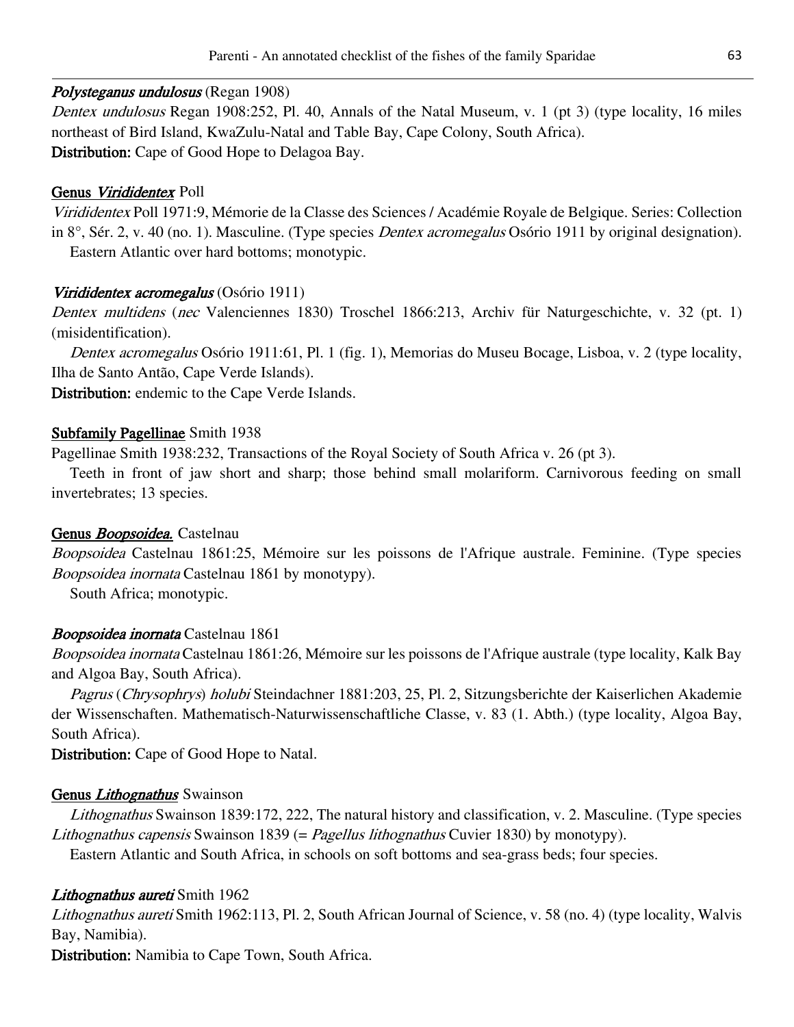***Polysteganus undulosus*** (Regan 1908)

*Dentex undulosus* Regan 1908:252, Pl. 40, Annals of the Natal Museum, v. 1 (pt 3) (type locality, 16 miles northeast of Bird Island, KwaZulu-Natal and Table Bay, Cape Colony, South Africa).

**Distribution:** Cape of Good Hope to Delagoa Bay.

**Genus *Virididentex*** Poll

*Virididentex* Poll 1971:9, Mémorie de la Classe des Sciences / Académie Royale de Belgique. Series: Collection in 8°, Sér. 2, v. 40 (no. 1). Masculine. (Type species *Dentex acromegalus* Osório 1911 by original designation).

Eastern Atlantic over hard bottoms; monotypic.

***Virididentex acromegalus*** (Osório 1911)

*Dentex multidens* (*nec* Valenciennes 1830) Troschel 1866:213, Archiv für Naturgeschichte, v. 32 (pt. 1) (misidentification).

*Dentex acromegalus* Osório 1911:61, Pl. 1 (fig. 1), Memorias do Museu Bocage, Lisboa, v. 2 (type locality, Ilha de Santo Antão, Cape Verde Islands).

**Distribution:** endemic to the Cape Verde Islands.

**Subfamily Pagellinae** Smith 1938

Pagellinae Smith 1938:232, Transactions of the Royal Society of South Africa v. 26 (pt 3).

Teeth in front of jaw short and sharp; those behind small molariform. Carnivorous feeding on small invertebrates; 13 species.

**Genus *Boopsoidea.*** Castelnau

*Boopsoidea* Castelnau 1861:25, Mémoire sur les poissons de l'Afrique australe. Feminine. (Type species *Boopsoidea inornata* Castelnau 1861 by monotypy).

South Africa; monotypic.

***Boopsoidea inornata*** Castelnau 1861

*Boopsoidea inornata* Castelnau 1861:26, Mémoire sur les poissons de l'Afrique australe (type locality, Kalk Bay and Algoa Bay, South Africa).

*Pagrus* (*Chrysophrys*) *holubi* Steindachner 1881:203, 25, Pl. 2, Sitzungsberichte der Kaiserlichen Akademie der Wissenschaften. Mathematisch-Naturwissenschaftliche Classe, v. 83 (1. Abth.) (type locality, Algoa Bay, South Africa).

**Distribution:** Cape of Good Hope to Natal.

**Genus *Lithognathus*** Swainson

*Lithognathus* Swainson 1839:172, 222, The natural history and classification, v. 2. Masculine. (Type species *Lithognathus capensis* Swainson 1839 (= *Pagellus lithognathus* Cuvier 1830) by monotypy).

Eastern Atlantic and South Africa, in schools on soft bottoms and sea-grass beds; four species.

***Lithognathus aureti*** Smith 1962

*Lithognathus aureti* Smith 1962:113, Pl. 2, South African Journal of Science, v. 58 (no. 4) (type locality, Walvis Bay, Namibia).

**Distribution:** Namibia to Cape Town, South Africa.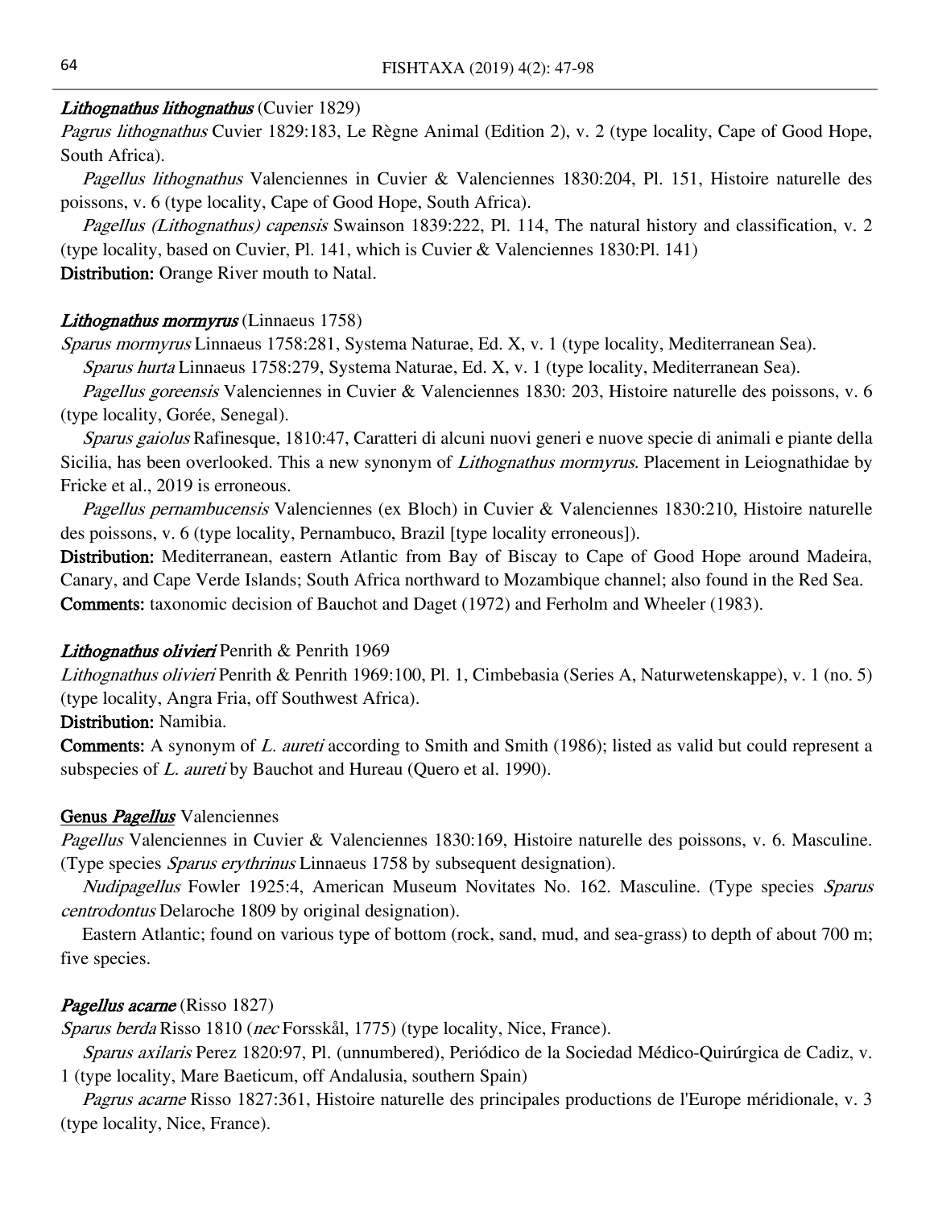***Lithognathus lithognathus*** (Cuvier 1829)

*Pagrus lithognathus* Cuvier 1829:183, Le Règne Animal (Edition 2), v. 2 (type locality, Cape of Good Hope, South Africa).

*Pagellus lithognathus* Valenciennes in Cuvier & Valenciennes 1830:204, Pl. 151, Histoire naturelle des poissons, v. 6 (type locality, Cape of Good Hope, South Africa).

*Pagellus (Lithognathus) capensis* Swainson 1839:222, Pl. 114, The natural history and classification, v. 2 (type locality, based on Cuvier, Pl. 141, which is Cuvier & Valenciennes 1830:Pl. 141)

**Distribution:** Orange River mouth to Natal.

***Lithognathus mormyrus*** (Linnaeus 1758)

*Sparus mormyrus* Linnaeus 1758:281, Systema Naturae, Ed. X, v. 1 (type locality, Mediterranean Sea).

*Sparus hurta* Linnaeus 1758:279, Systema Naturae, Ed. X, v. 1 (type locality, Mediterranean Sea).

*Pagellus goreensis* Valenciennes in Cuvier & Valenciennes 1830: 203, Histoire naturelle des poissons, v. 6 (type locality, Gorée, Senegal).

*Sparus gaiolus* Rafinesque, 1810:47, Caratteri di alcuni nuovi generi e nuove specie di animali e piante della Sicilia, has been overlooked. This a new synonym of *Lithognathus mormyrus*. Placement in Leiognathidae by Fricke et al., 2019 is erroneous.

*Pagellus pernambucensis* Valenciennes (ex Bloch) in Cuvier & Valenciennes 1830:210, Histoire naturelle des poissons, v. 6 (type locality, Pernambuco, Brazil [type locality erroneous]).

**Distribution:** Mediterranean, eastern Atlantic from Bay of Biscay to Cape of Good Hope around Madeira, Canary, and Cape Verde Islands; South Africa northward to Mozambique channel; also found in the Red Sea.

**Comments:** taxonomic decision of Bauchot and Daget (1972) and Ferholm and Wheeler (1983).

***Lithognathus olivieri*** Penrith & Penrith 1969

*Lithognathus olivieri* Penrith & Penrith 1969:100, Pl. 1, Cimbebasia (Series A, Naturwetenskappe), v. 1 (no. 5) (type locality, Angra Fria, off Southwest Africa).

**Distribution:** Namibia.

**Comments:** A synonym of *L. aureti* according to Smith and Smith (1986); listed as valid but could represent a subspecies of *L. aureti* by Bauchot and Hureau (Quero et al. 1990).

## Genus *Pagellus* Valenciennes

*Pagellus* Valenciennes in Cuvier & Valenciennes 1830:169, Histoire naturelle des poissons, v. 6. Masculine. (Type species *Sparus erythrinus* Linnaeus 1758 by subsequent designation).

*Nudipagellus* Fowler 1925:4, American Museum Novitates No. 162. Masculine. (Type species *Sparus centrodontus* Delaroche 1809 by original designation).

Eastern Atlantic; found on various type of bottom (rock, sand, mud, and sea-grass) to depth of about 700 m; five species.

***Pagellus acarne*** (Risso 1827)

*Sparus berda* Risso 1810 (*nec* Forsskål, 1775) (type locality, Nice, France).

*Sparus axilaris* Perez 1820:97, Pl. (unnumbered), Periódico de la Sociedad Médico-Quirúrgica de Cadiz, v. 1 (type locality, Mare Baeticum, off Andalusia, southern Spain)

*Pagrus acarne* Risso 1827:361, Histoire naturelle des principales productions de l'Europe méridionale, v. 3 (type locality, Nice, France).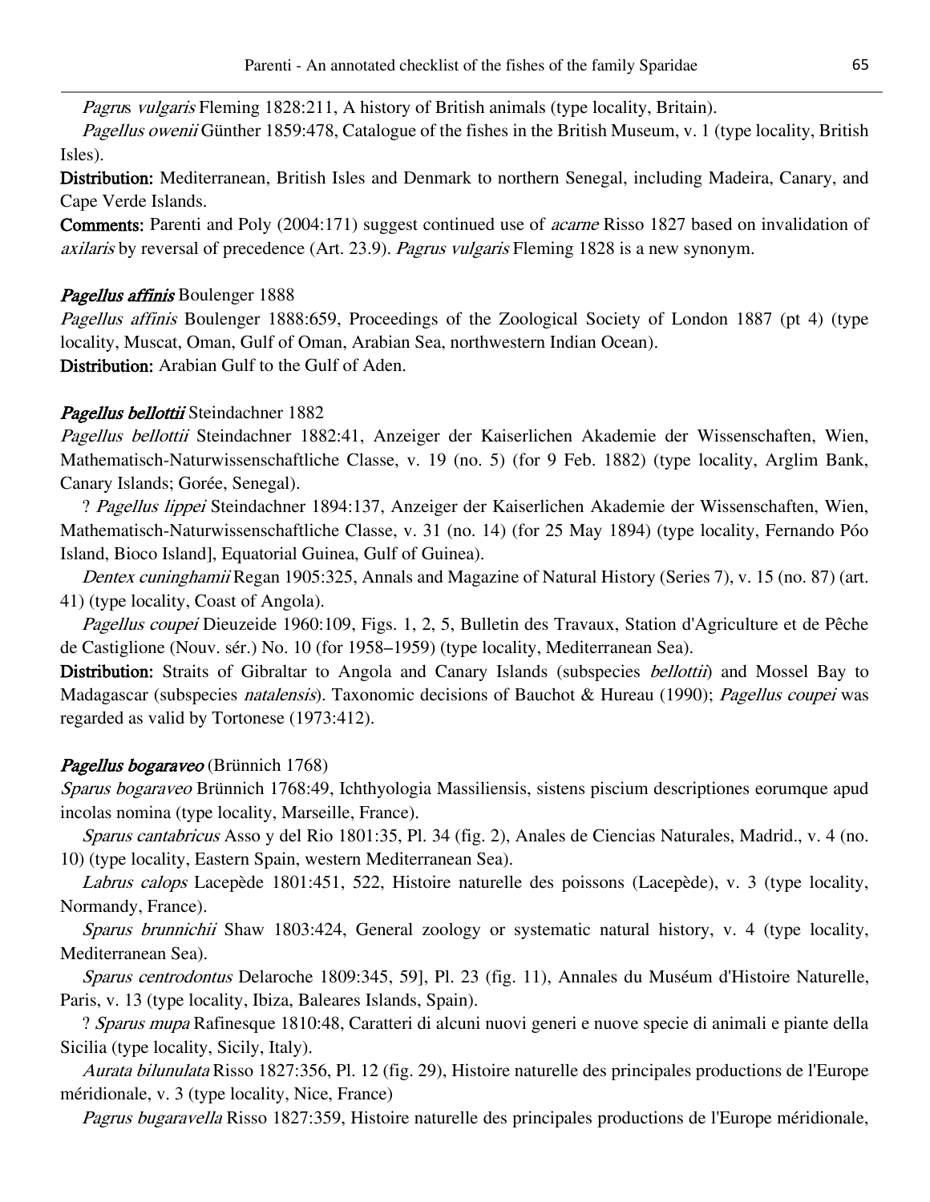*Pagrus vulgaris* Fleming 1828:211, A history of British animals (type locality, Britain).

*Pagellus owenii* Günther 1859:478, Catalogue of the fishes in the British Museum, v. 1 (type locality, British Isles).

**Distribution:** Mediterranean, British Isles and Denmark to northern Senegal, including Madeira, Canary, and Cape Verde Islands.

**Comments:** Parenti and Poly (2004:171) suggest continued use of *acarne* Risso 1827 based on invalidation of *axilaris* by reversal of precedence (Art. 23.9). *Pagrus vulgaris* Fleming 1828 is a new synonym.

***Pagellus affinis*** Boulenger 1888

*Pagellus affinis* Boulenger 1888:659, Proceedings of the Zoological Society of London 1887 (pt 4) (type locality, Muscat, Oman, Gulf of Oman, Arabian Sea, northwestern Indian Ocean).

**Distribution:** Arabian Gulf to the Gulf of Aden.

***Pagellus bellottii*** Steindachner 1882

*Pagellus bellottii* Steindachner 1882:41, Anzeiger der Kaiserlichen Akademie der Wissenschaften, Wien, Mathematisch-Naturwissenschaftliche Classe, v. 19 (no. 5) (for 9 Feb. 1882) (type locality, Arglim Bank, Canary Islands; Gorée, Senegal).

? *Pagellus lippei* Steindachner 1894:137, Anzeiger der Kaiserlichen Akademie der Wissenschaften, Wien, Mathematisch-Naturwissenschaftliche Classe, v. 31 (no. 14) (for 25 May 1894) (type locality, Fernando Póo Island, Bioco Island], Equatorial Guinea, Gulf of Guinea).

*Dentex cuninghamii* Regan 1905:325, Annals and Magazine of Natural History (Series 7), v. 15 (no. 87) (art. 41) (type locality, Coast of Angola).

*Pagellus coupei* Dieuzeide 1960:109, Figs. 1, 2, 5, Bulletin des Travaux, Station d'Agriculture et de Pêche de Castiglione (Nouv. sér.) No. 10 (for 1958–1959) (type locality, Mediterranean Sea).

**Distribution:** Straits of Gibraltar to Angola and Canary Islands (subspecies *bellottii*) and Mossel Bay to Madagascar (subspecies *natalensis*). Taxonomic decisions of Bauchot & Hureau (1990); *Pagellus coupei* was regarded as valid by Tortonese (1973:412).

***Pagellus bogaraveo*** (Brünnich 1768)

*Sparus bogaraveo* Brünnich 1768:49, Ichthyologia Massiliensis, sistens piscium descriptiones eorumque apud incolas nomina (type locality, Marseille, France).

*Sparus cantabricus* Asso y del Rio 1801:35, Pl. 34 (fig. 2), Anales de Ciencias Naturales, Madrid., v. 4 (no. 10) (type locality, Eastern Spain, western Mediterranean Sea).

*Labrus calops* Lacepède 1801:451, 522, Histoire naturelle des poissons (Lacepède), v. 3 (type locality, Normandy, France).

*Sparus brunnichii* Shaw 1803:424, General zoology or systematic natural history, v. 4 (type locality, Mediterranean Sea).

*Sparus centrodontus* Delaroche 1809:345, 59], Pl. 23 (fig. 11), Annales du Muséum d'Histoire Naturelle, Paris, v. 13 (type locality, Ibiza, Baleares Islands, Spain).

? *Sparus mupa* Rafinesque 1810:48, Caratteri di alcuni nuovi generi e nuove specie di animali e piante della Sicilia (type locality, Sicily, Italy).

*Aurata bilunulata* Risso 1827:356, Pl. 12 (fig. 29), Histoire naturelle des principales productions de l'Europe méridionale, v. 3 (type locality, Nice, France)

*Pagrus bugaravella* Risso 1827:359, Histoire naturelle des principales productions de l'Europe méridionale,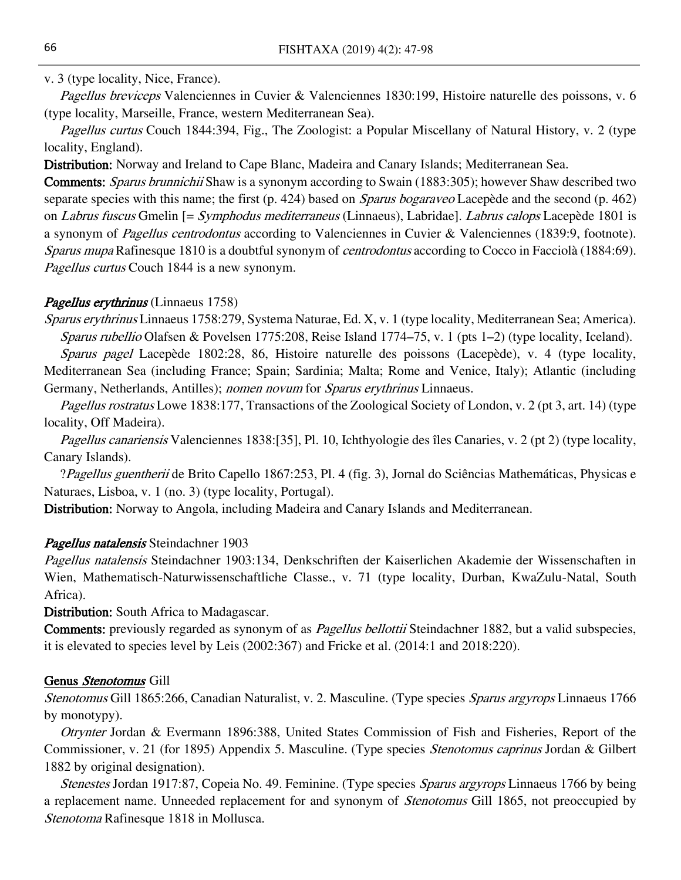v. 3 (type locality, Nice, France).

*Pagellus breviceps* Valenciennes in Cuvier & Valenciennes 1830:199, Histoire naturelle des poissons, v. 6 (type locality, Marseille, France, western Mediterranean Sea).

*Pagellus curtus* Couch 1844:394, Fig., The Zoologist: a Popular Miscellany of Natural History, v. 2 (type locality, England).

**Distribution:** Norway and Ireland to Cape Blanc, Madeira and Canary Islands; Mediterranean Sea.

**Comments:** *Sparus brunnichii* Shaw is a synonym according to Swain (1883:305); however Shaw described two separate species with this name; the first (p. 424) based on *Sparus bogaraveo* Lacepède and the second (p. 462) on *Labrus fuscus* Gmelin [= *Symphodus mediterraneus* (Linnaeus), Labridae]. *Labrus calops* Lacepède 1801 is a synonym of *Pagellus centrodontus* according to Valenciennes in Cuvier & Valenciennes (1839:9, footnote). *Sparus mupa* Rafinesque 1810 is a doubtful synonym of *centrodontus* according to Cocco in Facciolà (1884:69). *Pagellus curtus* Couch 1844 is a new synonym.

***Pagellus erythrinus*** (Linnaeus 1758)

*Sparus erythrinus* Linnaeus 1758:279, Systema Naturae, Ed. X, v. 1 (type locality, Mediterranean Sea; America).

*Sparus rubellio* Olafsen & Povelsen 1775:208, Reise Island 1774–75, v. 1 (pts 1–2) (type locality, Iceland).

*Sparus pagel* Lacepède 1802:28, 86, Histoire naturelle des poissons (Lacepède), v. 4 (type locality, Mediterranean Sea (including France; Spain; Sardinia; Malta; Rome and Venice, Italy); Atlantic (including Germany, Netherlands, Antilles); *nomen novum* for *Sparus erythrinus* Linnaeus.

*Pagellus rostratus* Lowe 1838:177, Transactions of the Zoological Society of London, v. 2 (pt 3, art. 14) (type locality, Off Madeira).

*Pagellus canariensis* Valenciennes 1838:[35], Pl. 10, Ichthyologie des îles Canaries, v. 2 (pt 2) (type locality, Canary Islands).

?*Pagellus guentherii* de Brito Capello 1867:253, Pl. 4 (fig. 3), Jornal do Sciências Mathemáticas, Physicas e Naturaes, Lisboa, v. 1 (no. 3) (type locality, Portugal).

**Distribution:** Norway to Angola, including Madeira and Canary Islands and Mediterranean.

***Pagellus natalensis*** Steindachner 1903

*Pagellus natalensis* Steindachner 1903:134, Denkschriften der Kaiserlichen Akademie der Wissenschaften in Wien, Mathematisch-Naturwissenschaftliche Classe., v. 71 (type locality, Durban, KwaZulu-Natal, South Africa).

**Distribution:** South Africa to Madagascar.

**Comments:** previously regarded as synonym of as *Pagellus bellottii* Steindachner 1882, but a valid subspecies, it is elevated to species level by Leis (2002:367) and Fricke et al. (2014:1 and 2018:220).

## Genus *Stenotomus* Gill

*Stenotomus* Gill 1865:266, Canadian Naturalist, v. 2. Masculine. (Type species *Sparus argyrops* Linnaeus 1766 by monotypy).

*Otrynter* Jordan & Evermann 1896:388, United States Commission of Fish and Fisheries, Report of the Commissioner, v. 21 (for 1895) Appendix 5. Masculine. (Type species *Stenotomus caprinus* Jordan & Gilbert 1882 by original designation).

*Stenestes* Jordan 1917:87, Copeia No. 49. Feminine. (Type species *Sparus argyrops* Linnaeus 1766 by being a replacement name. Unneeded replacement for and synonym of *Stenotomus* Gill 1865, not preoccupied by *Stenotoma* Rafinesque 1818 in Mollusca.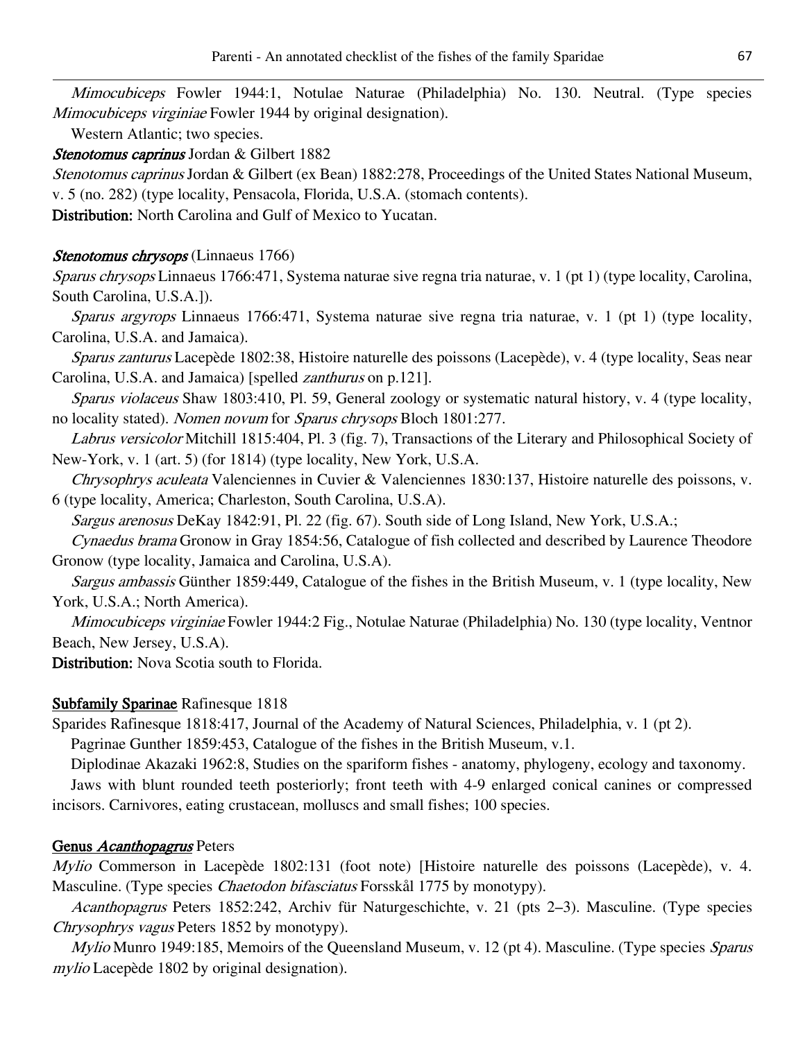*Mimocubiceps* Fowler 1944:1, Notulae Naturae (Philadelphia) No. 130. Neutral. (Type species *Mimocubiceps virginiae* Fowler 1944 by original designation).

Western Atlantic; two species.

***Stenotomus caprinus*** Jordan & Gilbert 1882

*Stenotomus caprinus* Jordan & Gilbert (ex Bean) 1882:278, Proceedings of the United States National Museum, v. 5 (no. 282) (type locality, Pensacola, Florida, U.S.A. (stomach contents).

**Distribution:** North Carolina and Gulf of Mexico to Yucatan.

***Stenotomus chrysops*** (Linnaeus 1766)

*Sparus chrysops* Linnaeus 1766:471, Systema naturae sive regna tria naturae, v. 1 (pt 1) (type locality, Carolina, South Carolina, U.S.A.]).

*Sparus argyrops* Linnaeus 1766:471, Systema naturae sive regna tria naturae, v. 1 (pt 1) (type locality, Carolina, U.S.A. and Jamaica).

*Sparus zanturus* Lacepède 1802:38, Histoire naturelle des poissons (Lacepède), v. 4 (type locality, Seas near Carolina, U.S.A. and Jamaica) [spelled *zanthurus* on p.121].

*Sparus violaceus* Shaw 1803:410, Pl. 59, General zoology or systematic natural history, v. 4 (type locality, no locality stated). *Nomen novum* for *Sparus chrysops* Bloch 1801:277.

*Labrus versicolor* Mitchill 1815:404, Pl. 3 (fig. 7), Transactions of the Literary and Philosophical Society of New-York, v. 1 (art. 5) (for 1814) (type locality, New York, U.S.A.

*Chrysophrys aculeata* Valenciennes in Cuvier & Valenciennes 1830:137, Histoire naturelle des poissons, v. 6 (type locality, America; Charleston, South Carolina, U.S.A).

*Sargus arenosus* DeKay 1842:91, Pl. 22 (fig. 67). South side of Long Island, New York, U.S.A.;

*Cynaedus brama* Gronow in Gray 1854:56, Catalogue of fish collected and described by Laurence Theodore Gronow (type locality, Jamaica and Carolina, U.S.A).

*Sargus ambassis* Günther 1859:449, Catalogue of the fishes in the British Museum, v. 1 (type locality, New York, U.S.A.; North America).

*Mimocubiceps virginiae* Fowler 1944:2 Fig., Notulae Naturae (Philadelphia) No. 130 (type locality, Ventnor Beach, New Jersey, U.S.A).

**Distribution:** Nova Scotia south to Florida.

## Subfamily Sparinae Rafinesque 1818

Sparides Rafinesque 1818:417, Journal of the Academy of Natural Sciences, Philadelphia, v. 1 (pt 2).

Pagrinae Gunther 1859:453, Catalogue of the fishes in the British Museum, v.1.

Diplodinae Akazaki 1962:8, Studies on the spariform fishes - anatomy, phylogeny, ecology and taxonomy.

Jaws with blunt rounded teeth posteriorly; front teeth with 4-9 enlarged conical canines or compressed incisors. Carnivores, eating crustacean, molluscs and small fishes; 100 species.

### Genus *Acanthopagrus* Peters

*Mylio* Commerson in Lacepède 1802:131 (foot note) [Histoire naturelle des poissons (Lacepède), v. 4. Masculine. (Type species *Chaetodon bifasciatus* Forsskål 1775 by monotypy).

*Acanthopagrus* Peters 1852:242, Archiv für Naturgeschichte, v. 21 (pts 2–3). Masculine. (Type species *Chrysophrys vagus* Peters 1852 by monotypy).

*Mylio* Munro 1949:185, Memoirs of the Queensland Museum, v. 12 (pt 4). Masculine. (Type species *Sparus mylio* Lacepède 1802 by original designation).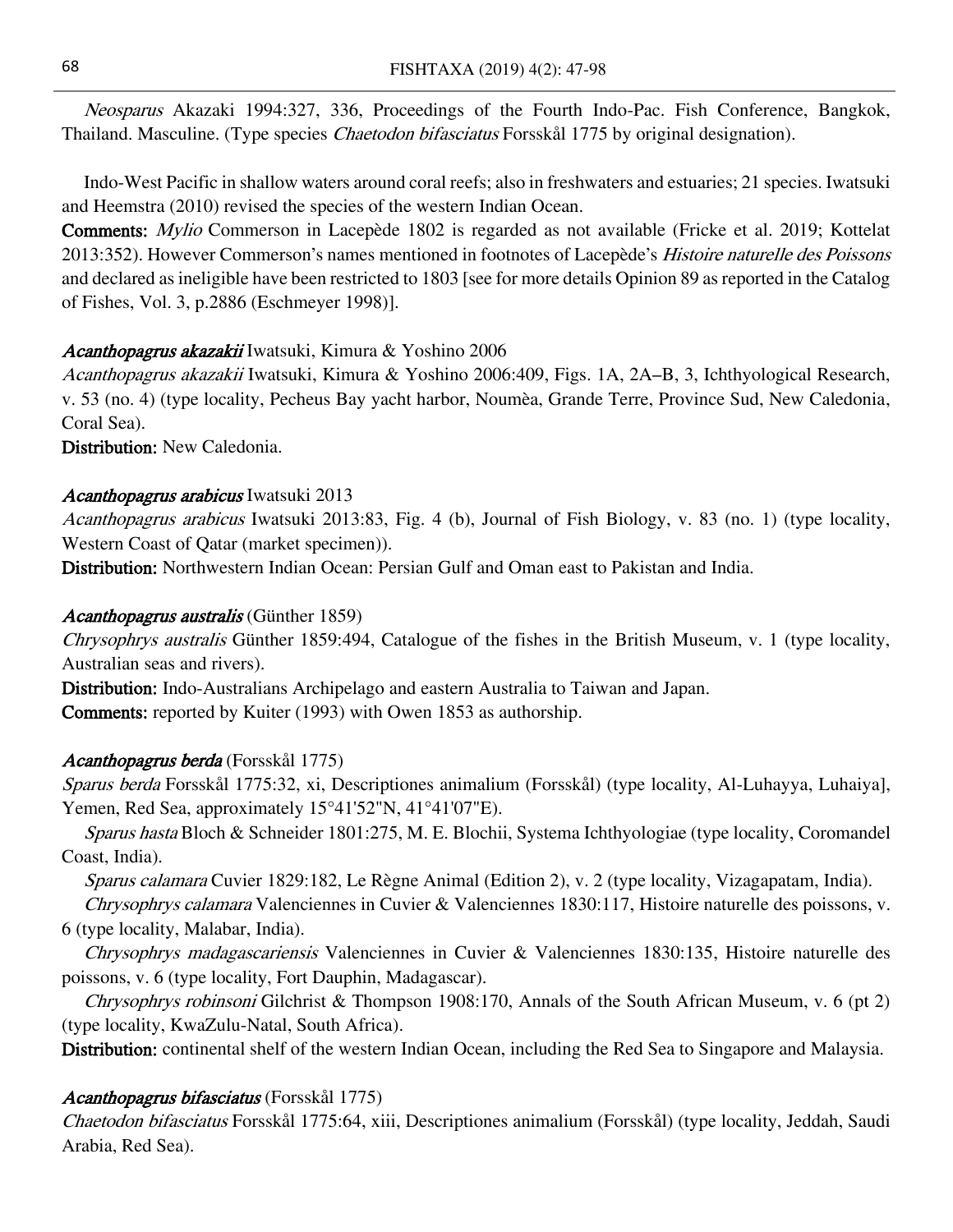*Neosparus* Akazaki 1994:327, 336, Proceedings of the Fourth Indo-Pac. Fish Conference, Bangkok, Thailand. Masculine. (Type species *Chaetodon bifasciatus* Forsskål 1775 by original designation).

Indo-West Pacific in shallow waters around coral reefs; also in freshwaters and estuaries; 21 species. Iwatsuki and Heemstra (2010) revised the species of the western Indian Ocean.

**Comments:** *Mylio* Commerson in Lacepède 1802 is regarded as not available (Fricke et al. 2019; Kottelat 2013:352). However Commerson's names mentioned in footnotes of Lacepède's *Histoire naturelle des Poissons* and declared as ineligible have been restricted to 1803 [see for more details Opinion 89 as reported in the Catalog of Fishes, Vol. 3, p.2886 (Eschmeyer 1998)].

***Acanthopagrus akazakii*** Iwatsuki, Kimura & Yoshino 2006

*Acanthopagrus akazakii* Iwatsuki, Kimura & Yoshino 2006:409, Figs. 1A, 2A–B, 3, Ichthyological Research, v. 53 (no. 4) (type locality, Pecheus Bay yacht harbor, Noumèa, Grande Terre, Province Sud, New Caledonia, Coral Sea).

**Distribution:** New Caledonia.

***Acanthopagrus arabicus*** Iwatsuki 2013

*Acanthopagrus arabicus* Iwatsuki 2013:83, Fig. 4 (b), Journal of Fish Biology, v. 83 (no. 1) (type locality, Western Coast of Qatar (market specimen)).

**Distribution:** Northwestern Indian Ocean: Persian Gulf and Oman east to Pakistan and India.

***Acanthopagrus australis*** (Günther 1859)

*Chrysophrys australis* Günther 1859:494, Catalogue of the fishes in the British Museum, v. 1 (type locality, Australian seas and rivers).

**Distribution:** Indo-Australians Archipelago and eastern Australia to Taiwan and Japan.

**Comments:** reported by Kuiter (1993) with Owen 1853 as authorship.

***Acanthopagrus berda*** (Forsskål 1775)

*Sparus berda* Forsskål 1775:32, xi, Descriptiones animalium (Forsskål) (type locality, Al-Luhayya, Luhaiya], Yemen, Red Sea, approximately 15°41'52"N, 41°41'07"E).

*Sparus hasta* Bloch & Schneider 1801:275, M. E. Blochii, Systema Ichthyologiae (type locality, Coromandel Coast, India).

*Sparus calamara* Cuvier 1829:182, Le Règne Animal (Edition 2), v. 2 (type locality, Vizagapatam, India).

*Chrysophrys calamara* Valenciennes in Cuvier & Valenciennes 1830:117, Histoire naturelle des poissons, v. 6 (type locality, Malabar, India).

*Chrysophrys madagascariensis* Valenciennes in Cuvier & Valenciennes 1830:135, Histoire naturelle des poissons, v. 6 (type locality, Fort Dauphin, Madagascar).

*Chrysophrys robinsoni* Gilchrist & Thompson 1908:170, Annals of the South African Museum, v. 6 (pt 2) (type locality, KwaZulu-Natal, South Africa).

**Distribution:** continental shelf of the western Indian Ocean, including the Red Sea to Singapore and Malaysia.

***Acanthopagrus bifasciatus*** (Forsskål 1775)

*Chaetodon bifasciatus* Forsskål 1775:64, xiii, Descriptiones animalium (Forsskål) (type locality, Jeddah, Saudi Arabia, Red Sea).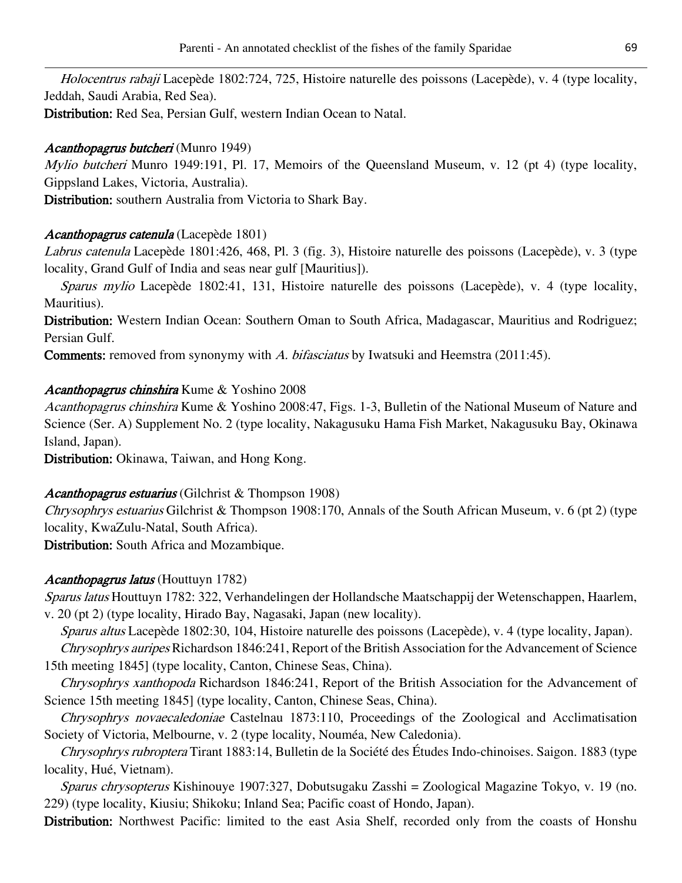*Holocentrus rabaji* Lacepède 1802:724, 725, Histoire naturelle des poissons (Lacepède), v. 4 (type locality, Jeddah, Saudi Arabia, Red Sea).

**Distribution:** Red Sea, Persian Gulf, western Indian Ocean to Natal.

***Acanthopagrus butcheri*** (Munro 1949)

*Mylio butcheri* Munro 1949:191, Pl. 17, Memoirs of the Queensland Museum, v. 12 (pt 4) (type locality, Gippsland Lakes, Victoria, Australia).

**Distribution:** southern Australia from Victoria to Shark Bay.

***Acanthopagrus catenula*** (Lacepède 1801)

*Labrus catenula* Lacepède 1801:426, 468, Pl. 3 (fig. 3), Histoire naturelle des poissons (Lacepède), v. 3 (type locality, Grand Gulf of India and seas near gulf [Mauritius]).

*Sparus mylio* Lacepède 1802:41, 131, Histoire naturelle des poissons (Lacepède), v. 4 (type locality, Mauritius).

**Distribution:** Western Indian Ocean: Southern Oman to South Africa, Madagascar, Mauritius and Rodriguez; Persian Gulf.

**Comments:** removed from synonymy with *A. bifasciatus* by Iwatsuki and Heemstra (2011:45).

***Acanthopagrus chinshira*** Kume & Yoshino 2008

*Acanthopagrus chinshira* Kume & Yoshino 2008:47, Figs. 1-3, Bulletin of the National Museum of Nature and Science (Ser. A) Supplement No. 2 (type locality, Nakagusuku Hama Fish Market, Nakagusuku Bay, Okinawa Island, Japan).

**Distribution:** Okinawa, Taiwan, and Hong Kong.

***Acanthopagrus estuarius*** (Gilchrist & Thompson 1908)

*Chrysophrys estuarius* Gilchrist & Thompson 1908:170, Annals of the South African Museum, v. 6 (pt 2) (type locality, KwaZulu-Natal, South Africa).

**Distribution:** South Africa and Mozambique.

***Acanthopagrus latus*** (Houttuyn 1782)

*Sparus latus* Houttuyn 1782: 322, Verhandelingen der Hollandsche Maatschappij der Wetenschappen, Haarlem, v. 20 (pt 2) (type locality, Hirado Bay, Nagasaki, Japan (new locality).

*Sparus altus* Lacepède 1802:30, 104, Histoire naturelle des poissons (Lacepède), v. 4 (type locality, Japan).

*Chrysophrys auripes* Richardson 1846:241, Report of the British Association for the Advancement of Science 15th meeting 1845] (type locality, Canton, Chinese Seas, China).

*Chrysophrys xanthopoda* Richardson 1846:241, Report of the British Association for the Advancement of Science 15th meeting 1845] (type locality, Canton, Chinese Seas, China).

*Chrysophrys novaecaledoniae* Castelnau 1873:110, Proceedings of the Zoological and Acclimatisation Society of Victoria, Melbourne, v. 2 (type locality, Nouméa, New Caledonia).

*Chrysophrys rubroptera* Tirant 1883:14, Bulletin de la Société des Études Indo-chinoises. Saigon. 1883 (type locality, Hué, Vietnam).

*Sparus chrysopterus* Kishinouye 1907:327, Dobutsugaku Zasshi = Zoological Magazine Tokyo, v. 19 (no. 229) (type locality, Kiusiu; Shikoku; Inland Sea; Pacific coast of Hondo, Japan).

**Distribution:** Northwest Pacific: limited to the east Asia Shelf, recorded only from the coasts of Honshu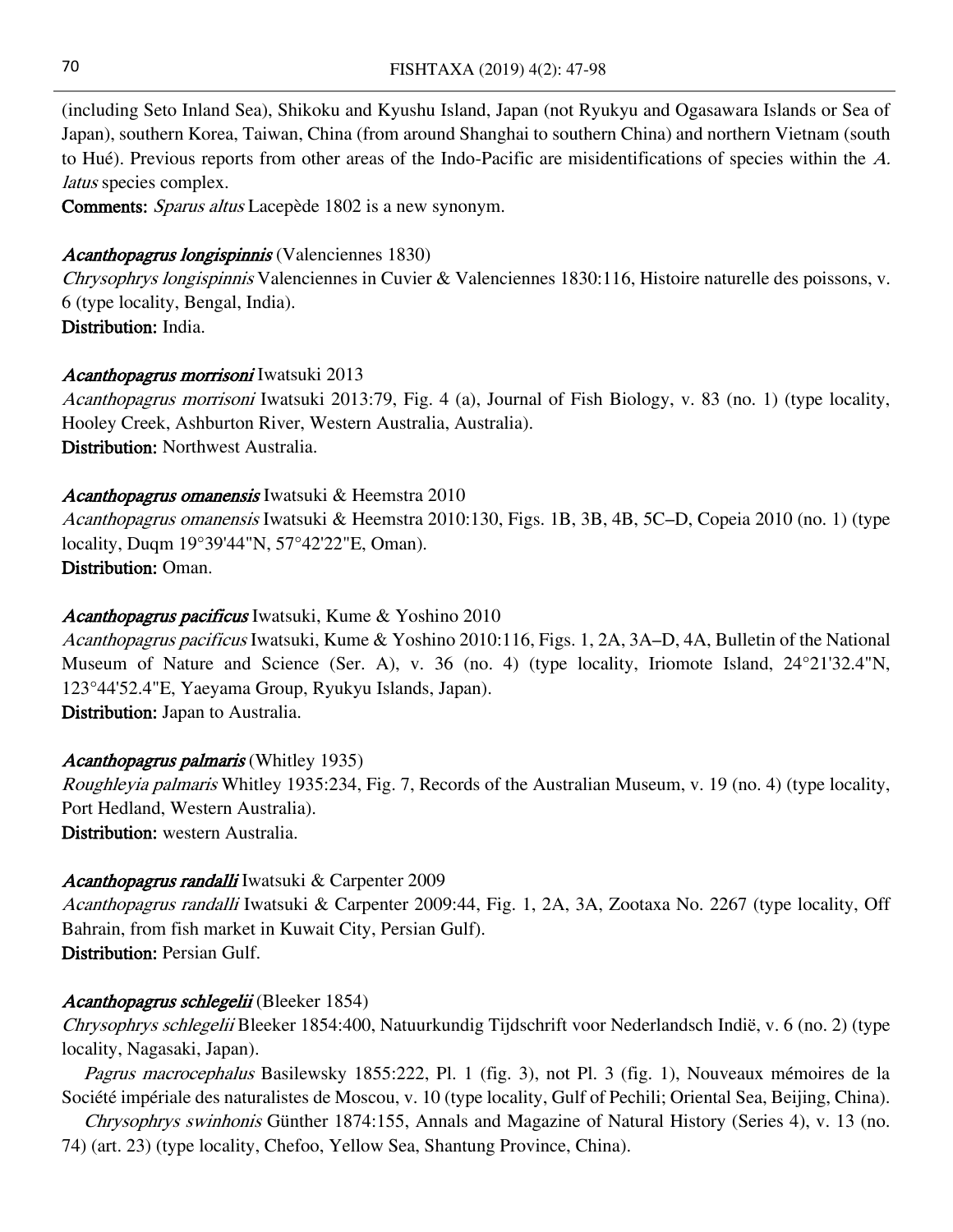(including Seto Inland Sea), Shikoku and Kyushu Island, Japan (not Ryukyu and Ogasawara Islands or Sea of Japan), southern Korea, Taiwan, China (from around Shanghai to southern China) and northern Vietnam (south to Hué). Previous reports from other areas of the Indo-Pacific are misidentifications of species within the *A. latus* species complex.

**Comments:** *Sparus altus* Lacepède 1802 is a new synonym.

***Acanthopagrus longispinnis*** (Valenciennes 1830)

*Chrysophrys longispinnis* Valenciennes in Cuvier & Valenciennes 1830:116, Histoire naturelle des poissons, v. 6 (type locality, Bengal, India).

**Distribution:** India.

***Acanthopagrus morrisoni*** Iwatsuki 2013

*Acanthopagrus morrisoni* Iwatsuki 2013:79, Fig. 4 (a), Journal of Fish Biology, v. 83 (no. 1) (type locality, Hooley Creek, Ashburton River, Western Australia, Australia).

**Distribution:** Northwest Australia.

***Acanthopagrus omanensis*** Iwatsuki & Heemstra 2010

*Acanthopagrus omanensis* Iwatsuki & Heemstra 2010:130, Figs. 1B, 3B, 4B, 5C–D, Copeia 2010 (no. 1) (type locality, Duqm 19°39'44"N, 57°42'22"E, Oman).

**Distribution:** Oman.

***Acanthopagrus pacificus*** Iwatsuki, Kume & Yoshino 2010

*Acanthopagrus pacificus* Iwatsuki, Kume & Yoshino 2010:116, Figs. 1, 2A, 3A–D, 4A, Bulletin of the National Museum of Nature and Science (Ser. A), v. 36 (no. 4) (type locality, Iriomote Island, 24°21'32.4"N, 123°44'52.4"E, Yaeyama Group, Ryukyu Islands, Japan).

**Distribution:** Japan to Australia.

***Acanthopagrus palmaris*** (Whitley 1935)

*Roughleyia palmaris* Whitley 1935:234, Fig. 7, Records of the Australian Museum, v. 19 (no. 4) (type locality, Port Hedland, Western Australia).

**Distribution:** western Australia.

***Acanthopagrus randalli*** Iwatsuki & Carpenter 2009

*Acanthopagrus randalli* Iwatsuki & Carpenter 2009:44, Fig. 1, 2A, 3A, Zootaxa No. 2267 (type locality, Off Bahrain, from fish market in Kuwait City, Persian Gulf).

**Distribution:** Persian Gulf.

***Acanthopagrus schlegelii*** (Bleeker 1854)

*Chrysophrys schlegelii* Bleeker 1854:400, Natuurkundig Tijdschrift voor Nederlandsch Indië, v. 6 (no. 2) (type locality, Nagasaki, Japan).

*Pagrus macrocephalus* Basilewsky 1855:222, Pl. 1 (fig. 3), not Pl. 3 (fig. 1), Nouveaux mémoires de la Société impériale des naturalistes de Moscou, v. 10 (type locality, Gulf of Pechili; Oriental Sea, Beijing, China).

*Chrysophrys swinhonis* Günther 1874:155, Annals and Magazine of Natural History (Series 4), v. 13 (no. 74) (art. 23) (type locality, Chefoo, Yellow Sea, Shantung Province, China).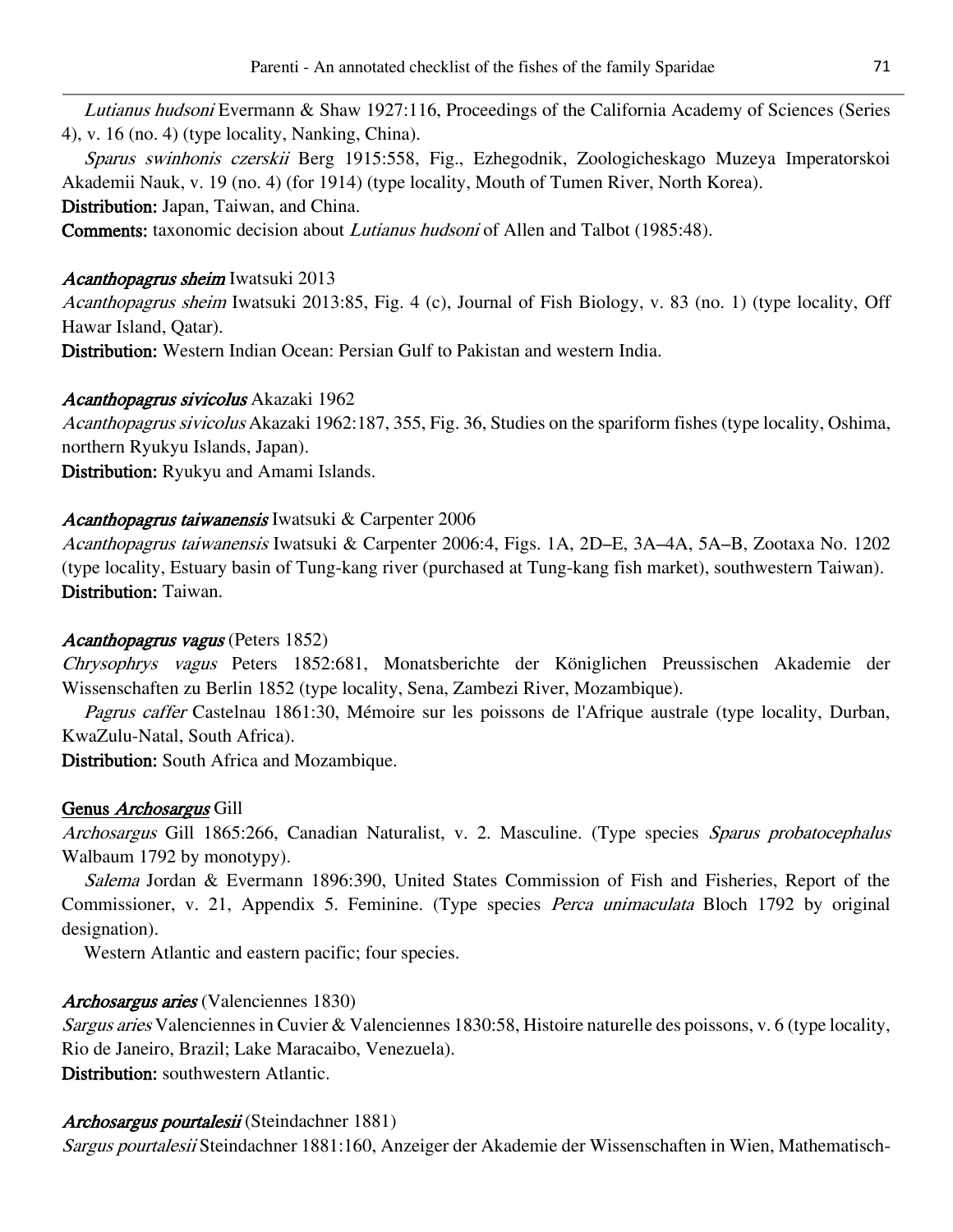*Lutianus hudsoni* Evermann & Shaw 1927:116, Proceedings of the California Academy of Sciences (Series 4), v. 16 (no. 4) (type locality, Nanking, China).

*Sparus swinhonis czerskii* Berg 1915:558, Fig., Ezhegodnik, Zoologicheskago Muzeya Imperatorskoi Akademii Nauk, v. 19 (no. 4) (for 1914) (type locality, Mouth of Tumen River, North Korea).

**Distribution:** Japan, Taiwan, and China.

**Comments:** taxonomic decision about *Lutianus hudsoni* of Allen and Talbot (1985:48).

***Acanthopagrus sheim*** Iwatsuki 2013

*Acanthopagrus sheim* Iwatsuki 2013:85, Fig. 4 (c), Journal of Fish Biology, v. 83 (no. 1) (type locality, Off Hawar Island, Qatar).

**Distribution:** Western Indian Ocean: Persian Gulf to Pakistan and western India.

***Acanthopagrus sivicolus*** Akazaki 1962

*Acanthopagrus sivicolus* Akazaki 1962:187, 355, Fig. 36, Studies on the spariform fishes (type locality, Oshima, northern Ryukyu Islands, Japan).

**Distribution:** Ryukyu and Amami Islands.

***Acanthopagrus taiwanensis*** Iwatsuki & Carpenter 2006

*Acanthopagrus taiwanensis* Iwatsuki & Carpenter 2006:4, Figs. 1A, 2D–E, 3A–4A, 5A–B, Zootaxa No. 1202 (type locality, Estuary basin of Tung-kang river (purchased at Tung-kang fish market), southwestern Taiwan).

**Distribution:** Taiwan.

***Acanthopagrus vagus*** (Peters 1852)

*Chrysophrys vagus* Peters 1852:681, Monatsberichte der Königlichen Preussischen Akademie der Wissenschaften zu Berlin 1852 (type locality, Sena, Zambezi River, Mozambique).

*Pagrus caffer* Castelnau 1861:30, Mémoire sur les poissons de l'Afrique australe (type locality, Durban, KwaZulu-Natal, South Africa).

**Distribution:** South Africa and Mozambique.

## Genus *Archosargus* Gill

*Archosargus* Gill 1865:266, Canadian Naturalist, v. 2. Masculine. (Type species *Sparus probatocephalus* Walbaum 1792 by monotypy).

*Salema* Jordan & Evermann 1896:390, United States Commission of Fish and Fisheries, Report of the Commissioner, v. 21, Appendix 5. Feminine. (Type species *Perca unimaculata* Bloch 1792 by original designation).

Western Atlantic and eastern pacific; four species.

***Archosargus aries*** (Valenciennes 1830)

*Sargus aries* Valenciennes in Cuvier & Valenciennes 1830:58, Histoire naturelle des poissons, v. 6 (type locality, Rio de Janeiro, Brazil; Lake Maracaibo, Venezuela).

**Distribution:** southwestern Atlantic.

***Archosargus pourtalesii*** (Steindachner 1881)

*Sargus pourtalesii* Steindachner 1881:160, Anzeiger der Akademie der Wissenschaften in Wien, Mathematisch-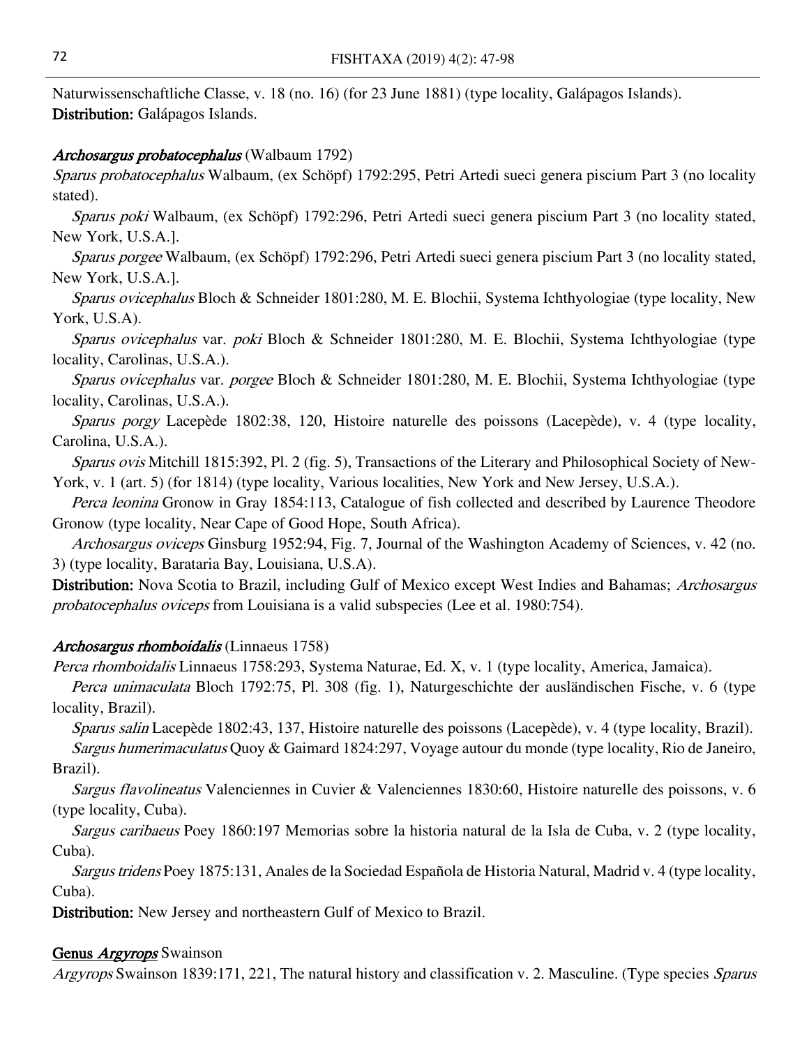Naturwissenschaftliche Classe, v. 18 (no. 16) (for 23 June 1881) (type locality, Galápagos Islands).
**Distribution:** Galápagos Islands.

***Archosargus probatocephalus*** (Walbaum 1792)

*Sparus probatocephalus* Walbaum, (ex Schöpf) 1792:295, Petri Artedi sueci genera piscium Part 3 (no locality stated).

*Sparus poki* Walbaum, (ex Schöpf) 1792:296, Petri Artedi sueci genera piscium Part 3 (no locality stated, New York, U.S.A.].

*Sparus porgee* Walbaum, (ex Schöpf) 1792:296, Petri Artedi sueci genera piscium Part 3 (no locality stated, New York, U.S.A.].

*Sparus ovicephalus* Bloch & Schneider 1801:280, M. E. Blochii, Systema Ichthyologiae (type locality, New York, U.S.A).

*Sparus ovicephalus* var. *poki* Bloch & Schneider 1801:280, M. E. Blochii, Systema Ichthyologiae (type locality, Carolinas, U.S.A.).

*Sparus ovicephalus* var. *porgee* Bloch & Schneider 1801:280, M. E. Blochii, Systema Ichthyologiae (type locality, Carolinas, U.S.A.).

*Sparus porgy* Lacepède 1802:38, 120, Histoire naturelle des poissons (Lacepède), v. 4 (type locality, Carolina, U.S.A.).

*Sparus ovis* Mitchill 1815:392, Pl. 2 (fig. 5), Transactions of the Literary and Philosophical Society of New-York, v. 1 (art. 5) (for 1814) (type locality, Various localities, New York and New Jersey, U.S.A.).

*Perca leonina* Gronow in Gray 1854:113, Catalogue of fish collected and described by Laurence Theodore Gronow (type locality, Near Cape of Good Hope, South Africa).

*Archosargus oviceps* Ginsburg 1952:94, Fig. 7, Journal of the Washington Academy of Sciences, v. 42 (no. 3) (type locality, Barataria Bay, Louisiana, U.S.A).

**Distribution:** Nova Scotia to Brazil, including Gulf of Mexico except West Indies and Bahamas; *Archosargus probatocephalus oviceps* from Louisiana is a valid subspecies (Lee et al. 1980:754).

***Archosargus rhomboidalis*** (Linnaeus 1758)

*Perca rhomboidalis* Linnaeus 1758:293, Systema Naturae, Ed. X, v. 1 (type locality, America, Jamaica).

*Perca unimaculata* Bloch 1792:75, Pl. 308 (fig. 1), Naturgeschichte der ausländischen Fische, v. 6 (type locality, Brazil).

*Sparus salin* Lacepède 1802:43, 137, Histoire naturelle des poissons (Lacepède), v. 4 (type locality, Brazil).

*Sargus humerimaculatus* Quoy & Gaimard 1824:297, Voyage autour du monde (type locality, Rio de Janeiro, Brazil).

*Sargus flavolineatus* Valenciennes in Cuvier & Valenciennes 1830:60, Histoire naturelle des poissons, v. 6 (type locality, Cuba).

*Sargus caribaeus* Poey 1860:197 Memorias sobre la historia natural de la Isla de Cuba, v. 2 (type locality, Cuba).

*Sargus tridens* Poey 1875:131, Anales de la Sociedad Española de Historia Natural, Madrid v. 4 (type locality, Cuba).

**Distribution:** New Jersey and northeastern Gulf of Mexico to Brazil.

**Genus *Argyrops*** Swainson

*Argyrops* Swainson 1839:171, 221, The natural history and classification v. 2. Masculine. (Type species *Sparus*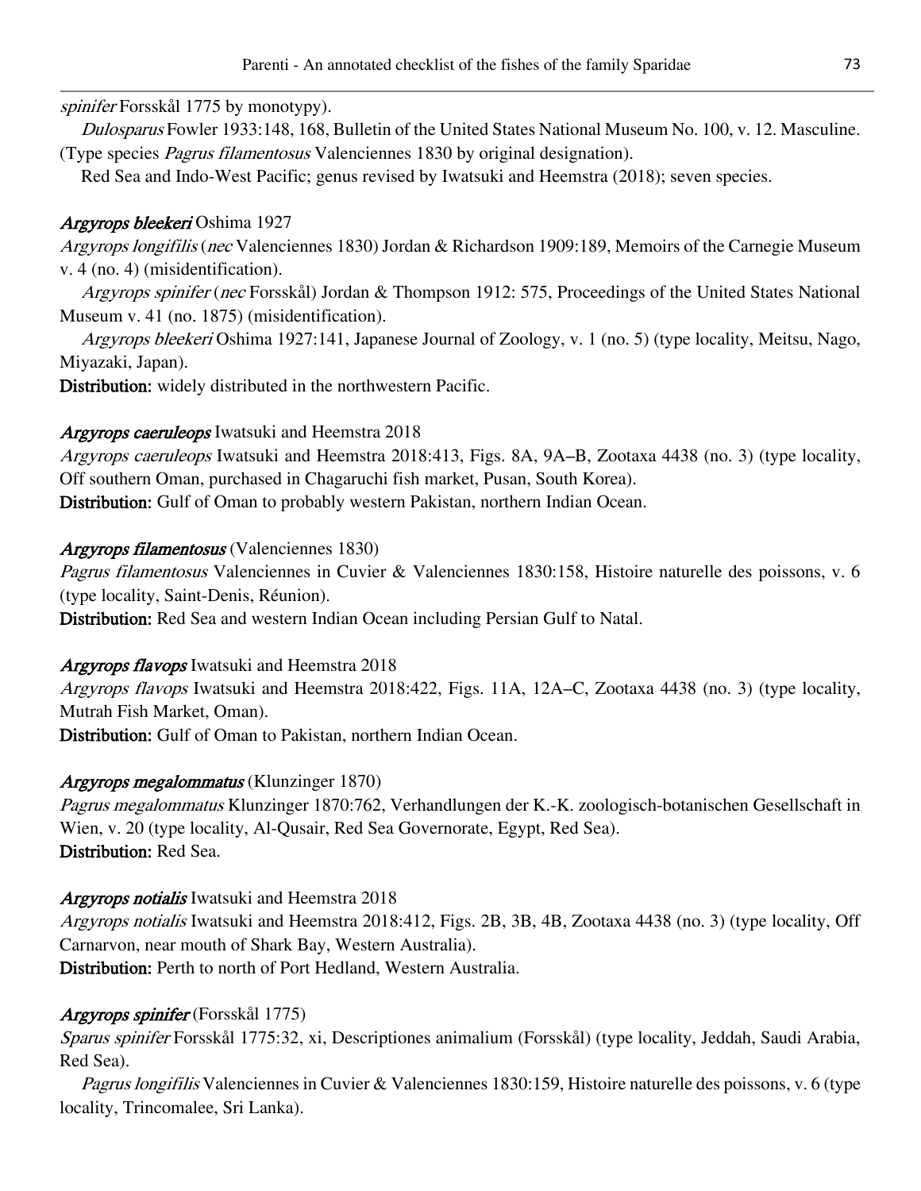*spinifer* Forsskål 1775 by monotypy).

*Dulosparus* Fowler 1933:148, 168, Bulletin of the United States National Museum No. 100, v. 12. Masculine. (Type species *Pagrus filamentosus* Valenciennes 1830 by original designation).

Red Sea and Indo-West Pacific; genus revised by Iwatsuki and Heemstra (2018); seven species.

***Argyrops bleekeri*** Oshima 1927

*Argyrops longifilis* (*nec* Valenciennes 1830) Jordan & Richardson 1909:189, Memoirs of the Carnegie Museum v. 4 (no. 4) (misidentification).

*Argyrops spinifer* (*nec* Forsskål) Jordan & Thompson 1912: 575, Proceedings of the United States National Museum v. 41 (no. 1875) (misidentification).

*Argyrops bleekeri* Oshima 1927:141, Japanese Journal of Zoology, v. 1 (no. 5) (type locality, Meitsu, Nago, Miyazaki, Japan).

**Distribution:** widely distributed in the northwestern Pacific.

***Argyrops caeruleops*** Iwatsuki and Heemstra 2018

*Argyrops caeruleops* Iwatsuki and Heemstra 2018:413, Figs. 8A, 9A–B, Zootaxa 4438 (no. 3) (type locality, Off southern Oman, purchased in Chagaruchi fish market, Pusan, South Korea).

**Distribution:** Gulf of Oman to probably western Pakistan, northern Indian Ocean.

***Argyrops filamentosus*** (Valenciennes 1830)

*Pagrus filamentosus* Valenciennes in Cuvier & Valenciennes 1830:158, Histoire naturelle des poissons, v. 6 (type locality, Saint-Denis, Réunion).

**Distribution:** Red Sea and western Indian Ocean including Persian Gulf to Natal.

***Argyrops flavops*** Iwatsuki and Heemstra 2018

*Argyrops flavops* Iwatsuki and Heemstra 2018:422, Figs. 11A, 12A–C, Zootaxa 4438 (no. 3) (type locality, Mutrah Fish Market, Oman).

**Distribution:** Gulf of Oman to Pakistan, northern Indian Ocean.

***Argyrops megalommatus*** (Klunzinger 1870)

*Pagrus megalommatus* Klunzinger 1870:762, Verhandlungen der K.-K. zoologisch-botanischen Gesellschaft in Wien, v. 20 (type locality, Al-Qusair, Red Sea Governorate, Egypt, Red Sea).

**Distribution:** Red Sea.

***Argyrops notialis*** Iwatsuki and Heemstra 2018

*Argyrops notialis* Iwatsuki and Heemstra 2018:412, Figs. 2B, 3B, 4B, Zootaxa 4438 (no. 3) (type locality, Off Carnarvon, near mouth of Shark Bay, Western Australia).

**Distribution:** Perth to north of Port Hedland, Western Australia.

***Argyrops spinifer*** (Forsskål 1775)

*Sparus spinifer* Forsskål 1775:32, xi, Descriptiones animalium (Forsskål) (type locality, Jeddah, Saudi Arabia, Red Sea).

*Pagrus longifilis* Valenciennes in Cuvier & Valenciennes 1830:159, Histoire naturelle des poissons, v. 6 (type locality, Trincomalee, Sri Lanka).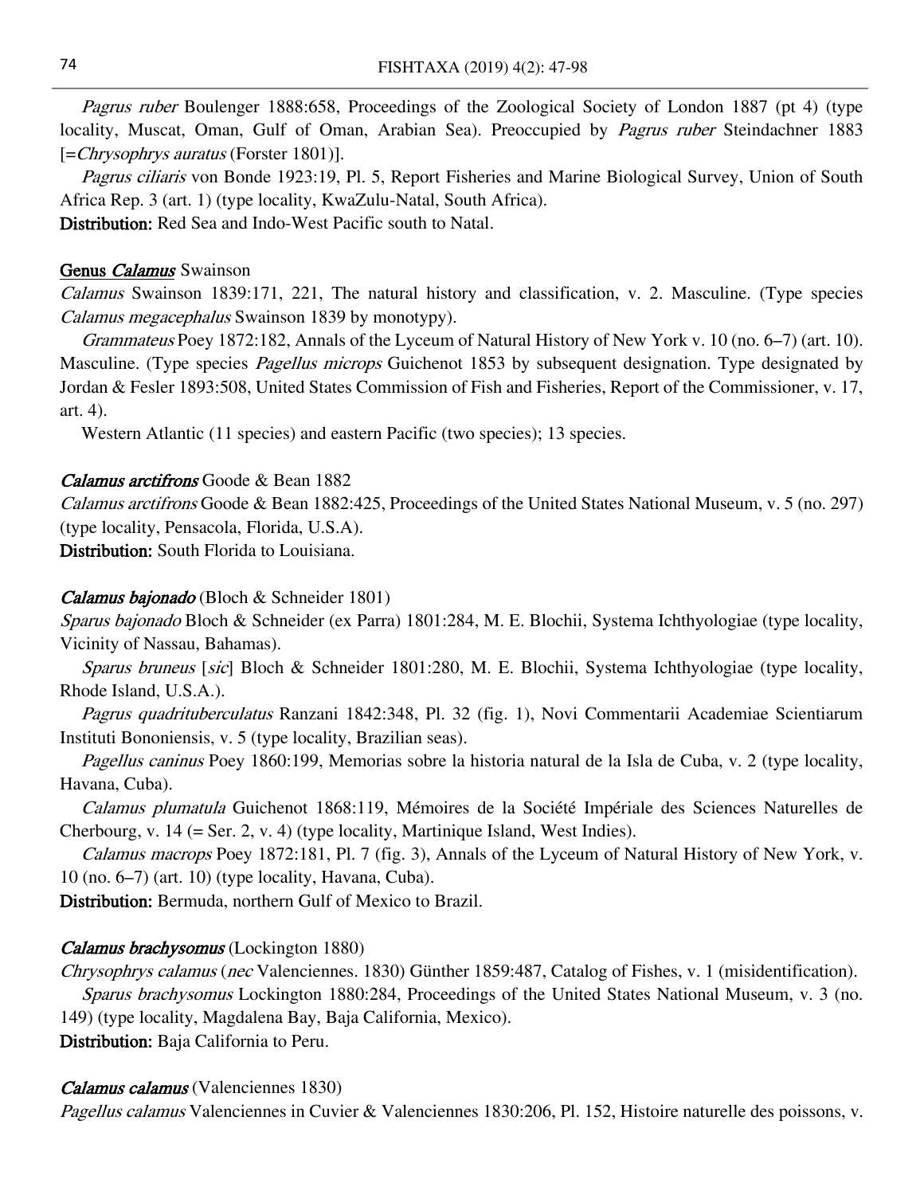*Pagrus ruber* Boulenger 1888:658, Proceedings of the Zoological Society of London 1887 (pt 4) (type locality, Muscat, Oman, Gulf of Oman, Arabian Sea). Preoccupied by *Pagrus ruber* Steindachner 1883 [=*Chrysophrys auratus* (Forster 1801)].

*Pagrus ciliaris* von Bonde 1923:19, Pl. 5, Report Fisheries and Marine Biological Survey, Union of South Africa Rep. 3 (art. 1) (type locality, KwaZulu-Natal, South Africa).

**Distribution:** Red Sea and Indo-West Pacific south to Natal.

## Genus *Calamus* Swainson

*Calamus* Swainson 1839:171, 221, The natural history and classification, v. 2. Masculine. (Type species *Calamus megacephalus* Swainson 1839 by monotypy).

*Grammateus* Poey 1872:182, Annals of the Lyceum of Natural History of New York v. 10 (no. 6–7) (art. 10). Masculine. (Type species *Pagellus microps* Guichenot 1853 by subsequent designation. Type designated by Jordan & Fesler 1893:508, United States Commission of Fish and Fisheries, Report of the Commissioner, v. 17, art. 4).

Western Atlantic (11 species) and eastern Pacific (two species); 13 species.

### *Calamus arctifrons* Goode & Bean 1882

*Calamus arctifrons* Goode & Bean 1882:425, Proceedings of the United States National Museum, v. 5 (no. 297) (type locality, Pensacola, Florida, U.S.A).

**Distribution:** South Florida to Louisiana.

### *Calamus bajonado* (Bloch & Schneider 1801)

*Sparus bajonado* Bloch & Schneider (ex Parra) 1801:284, M. E. Blochii, Systema Ichthyologiae (type locality, Vicinity of Nassau, Bahamas).

*Sparus bruneus* [*sic*] Bloch & Schneider 1801:280, M. E. Blochii, Systema Ichthyologiae (type locality, Rhode Island, U.S.A.).

*Pagrus quadrituberculatus* Ranzani 1842:348, Pl. 32 (fig. 1), Novi Commentarii Academiae Scientiarum Instituti Bononiensis, v. 5 (type locality, Brazilian seas).

*Pagellus caninus* Poey 1860:199, Memorias sobre la historia natural de la Isla de Cuba, v. 2 (type locality, Havana, Cuba).

*Calamus plumatula* Guichenot 1868:119, Mémoires de la Société Impériale des Sciences Naturelles de Cherbourg, v. 14 (= Ser. 2, v. 4) (type locality, Martinique Island, West Indies).

*Calamus macrops* Poey 1872:181, Pl. 7 (fig. 3), Annals of the Lyceum of Natural History of New York, v. 10 (no. 6–7) (art. 10) (type locality, Havana, Cuba).

**Distribution:** Bermuda, northern Gulf of Mexico to Brazil.

### *Calamus brachysomus* (Lockington 1880)

*Chrysophrys calamus* (*nec* Valenciennes. 1830) Günther 1859:487, Catalog of Fishes, v. 1 (misidentification).

*Sparus brachysomus* Lockington 1880:284, Proceedings of the United States National Museum, v. 3 (no. 149) (type locality, Magdalena Bay, Baja California, Mexico).

**Distribution:** Baja California to Peru.

### *Calamus calamus* (Valenciennes 1830)

*Pagellus calamus* Valenciennes in Cuvier & Valenciennes 1830:206, Pl. 152, Histoire naturelle des poissons, v.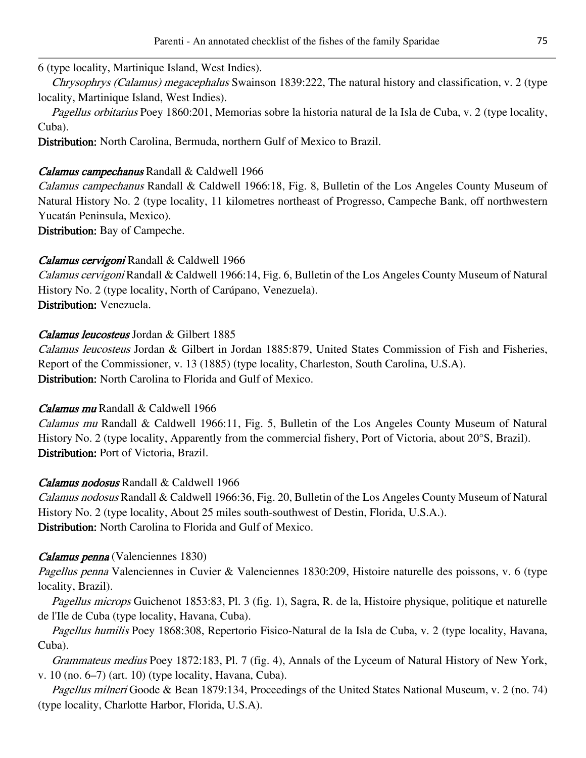6 (type locality, Martinique Island, West Indies).

*Chrysophrys (Calamus) megacephalus* Swainson 1839:222, The natural history and classification, v. 2 (type locality, Martinique Island, West Indies).

*Pagellus orbitarius* Poey 1860:201, Memorias sobre la historia natural de la Isla de Cuba, v. 2 (type locality, Cuba).

**Distribution:** North Carolina, Bermuda, northern Gulf of Mexico to Brazil.

***Calamus campechanus*** Randall & Caldwell 1966

*Calamus campechanus* Randall & Caldwell 1966:18, Fig. 8, Bulletin of the Los Angeles County Museum of Natural History No. 2 (type locality, 11 kilometres northeast of Progresso, Campeche Bank, off northwestern Yucatán Peninsula, Mexico).

**Distribution:** Bay of Campeche.

***Calamus cervigoni*** Randall & Caldwell 1966

*Calamus cervigoni* Randall & Caldwell 1966:14, Fig. 6, Bulletin of the Los Angeles County Museum of Natural History No. 2 (type locality, North of Carúpano, Venezuela).

**Distribution:** Venezuela.

***Calamus leucosteus*** Jordan & Gilbert 1885

*Calamus leucosteus* Jordan & Gilbert in Jordan 1885:879, United States Commission of Fish and Fisheries, Report of the Commissioner, v. 13 (1885) (type locality, Charleston, South Carolina, U.S.A).

**Distribution:** North Carolina to Florida and Gulf of Mexico.

***Calamus mu*** Randall & Caldwell 1966

*Calamus mu* Randall & Caldwell 1966:11, Fig. 5, Bulletin of the Los Angeles County Museum of Natural History No. 2 (type locality, Apparently from the commercial fishery, Port of Victoria, about 20°S, Brazil).

**Distribution:** Port of Victoria, Brazil.

***Calamus nodosus*** Randall & Caldwell 1966

*Calamus nodosus* Randall & Caldwell 1966:36, Fig. 20, Bulletin of the Los Angeles County Museum of Natural History No. 2 (type locality, About 25 miles south-southwest of Destin, Florida, U.S.A.).

**Distribution:** North Carolina to Florida and Gulf of Mexico.

***Calamus penna*** (Valenciennes 1830)

*Pagellus penna* Valenciennes in Cuvier & Valenciennes 1830:209, Histoire naturelle des poissons, v. 6 (type locality, Brazil).

*Pagellus microps* Guichenot 1853:83, Pl. 3 (fig. 1), Sagra, R. de la, Histoire physique, politique et naturelle de l'Ile de Cuba (type locality, Havana, Cuba).

*Pagellus humilis* Poey 1868:308, Repertorio Fisico-Natural de la Isla de Cuba, v. 2 (type locality, Havana, Cuba).

*Grammateus medius* Poey 1872:183, Pl. 7 (fig. 4), Annals of the Lyceum of Natural History of New York, v. 10 (no. 6–7) (art. 10) (type locality, Havana, Cuba).

*Pagellus milneri* Goode & Bean 1879:134, Proceedings of the United States National Museum, v. 2 (no. 74) (type locality, Charlotte Harbor, Florida, U.S.A).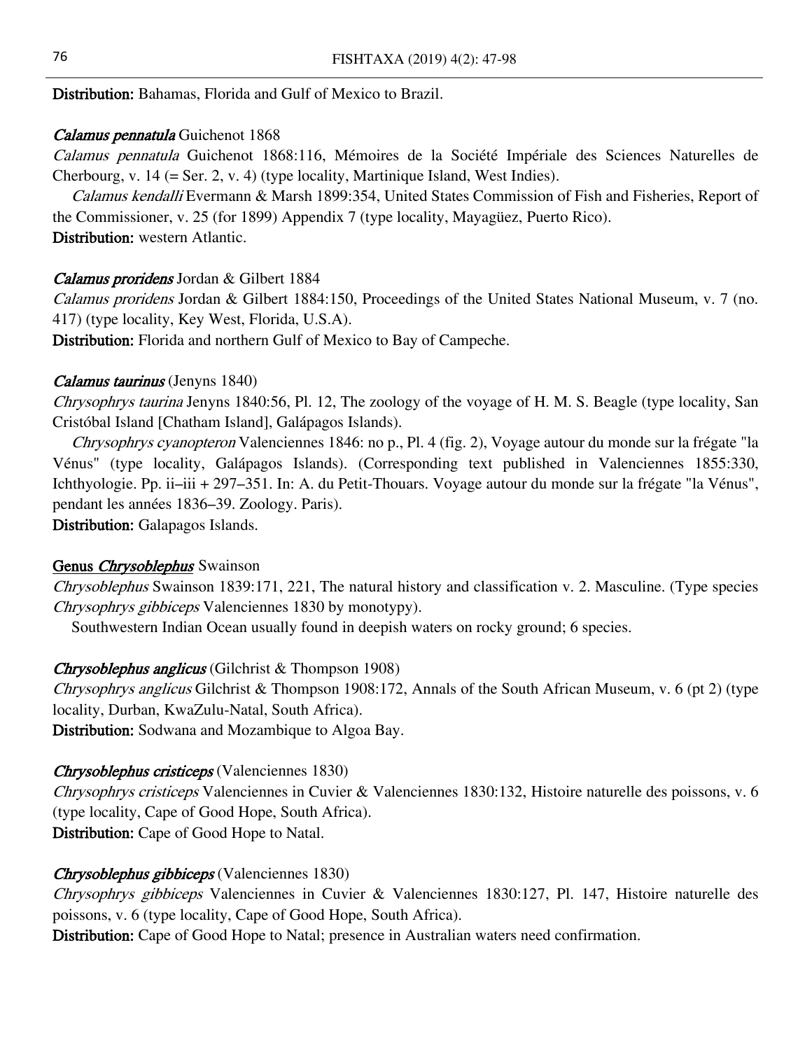**Distribution:** Bahamas, Florida and Gulf of Mexico to Brazil.

***Calamus pennatula*** Guichenot 1868

*Calamus pennatula* Guichenot 1868:116, Mémoires de la Société Impériale des Sciences Naturelles de Cherbourg, v. 14 (= Ser. 2, v. 4) (type locality, Martinique Island, West Indies).

*Calamus kendalli* Evermann & Marsh 1899:354, United States Commission of Fish and Fisheries, Report of the Commissioner, v. 25 (for 1899) Appendix 7 (type locality, Mayagüez, Puerto Rico).

**Distribution:** western Atlantic.

***Calamus proridens*** Jordan & Gilbert 1884

*Calamus proridens* Jordan & Gilbert 1884:150, Proceedings of the United States National Museum, v. 7 (no. 417) (type locality, Key West, Florida, U.S.A).

**Distribution:** Florida and northern Gulf of Mexico to Bay of Campeche.

***Calamus taurinus*** (Jenyns 1840)

*Chrysophrys taurina* Jenyns 1840:56, Pl. 12, The zoology of the voyage of H. M. S. Beagle (type locality, San Cristóbal Island [Chatham Island], Galápagos Islands).

*Chrysophrys cyanopteron* Valenciennes 1846: no p., Pl. 4 (fig. 2), Voyage autour du monde sur la frégate "la Vénus" (type locality, Galápagos Islands). (Corresponding text published in Valenciennes 1855:330, Ichthyologie. Pp. ii–iii + 297–351. In: A. du Petit-Thouars. Voyage autour du monde sur la frégate "la Vénus", pendant les années 1836–39. Zoology. Paris).

**Distribution:** Galapagos Islands.

**Genus *Chrysoblephus*** Swainson

*Chrysoblephus* Swainson 1839:171, 221, The natural history and classification v. 2. Masculine. (Type species *Chrysophrys gibbiceps* Valenciennes 1830 by monotypy).

Southwestern Indian Ocean usually found in deepish waters on rocky ground; 6 species.

***Chrysoblephus anglicus*** (Gilchrist & Thompson 1908)

*Chrysophrys anglicus* Gilchrist & Thompson 1908:172, Annals of the South African Museum, v. 6 (pt 2) (type locality, Durban, KwaZulu-Natal, South Africa).

**Distribution:** Sodwana and Mozambique to Algoa Bay.

***Chrysoblephus cristiceps*** (Valenciennes 1830)

*Chrysophrys cristiceps* Valenciennes in Cuvier & Valenciennes 1830:132, Histoire naturelle des poissons, v. 6 (type locality, Cape of Good Hope, South Africa).

**Distribution:** Cape of Good Hope to Natal.

***Chrysoblephus gibbiceps*** (Valenciennes 1830)

*Chrysophrys gibbiceps* Valenciennes in Cuvier & Valenciennes 1830:127, Pl. 147, Histoire naturelle des poissons, v. 6 (type locality, Cape of Good Hope, South Africa).

**Distribution:** Cape of Good Hope to Natal; presence in Australian waters need confirmation.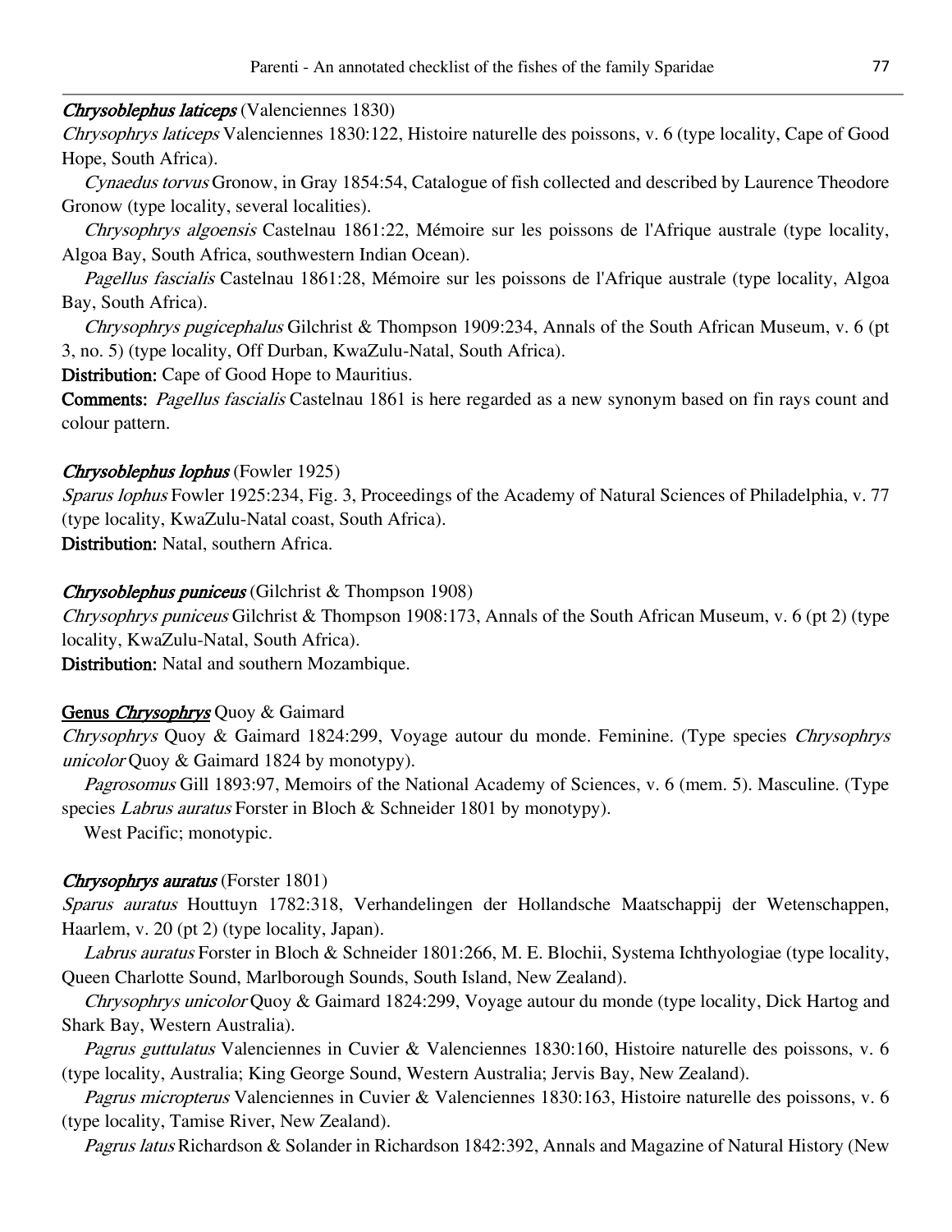***Chrysoblephus laticeps*** (Valenciennes 1830)

*Chrysophrys laticeps* Valenciennes 1830:122, Histoire naturelle des poissons, v. 6 (type locality, Cape of Good Hope, South Africa).

*Cynaedus torvus* Gronow, in Gray 1854:54, Catalogue of fish collected and described by Laurence Theodore Gronow (type locality, several localities).

*Chrysophrys algoensis* Castelnau 1861:22, Mémoire sur les poissons de l'Afrique australe (type locality, Algoa Bay, South Africa, southwestern Indian Ocean).

*Pagellus fascialis* Castelnau 1861:28, Mémoire sur les poissons de l'Afrique australe (type locality, Algoa Bay, South Africa).

*Chrysophrys pugicephalus* Gilchrist & Thompson 1909:234, Annals of the South African Museum, v. 6 (pt 3, no. 5) (type locality, Off Durban, KwaZulu-Natal, South Africa).

**Distribution:** Cape of Good Hope to Mauritius.

**Comments:** *Pagellus fascialis* Castelnau 1861 is here regarded as a new synonym based on fin rays count and colour pattern.

***Chrysoblephus lophus*** (Fowler 1925)

*Sparus lophus* Fowler 1925:234, Fig. 3, Proceedings of the Academy of Natural Sciences of Philadelphia, v. 77 (type locality, KwaZulu-Natal coast, South Africa).

**Distribution:** Natal, southern Africa.

***Chrysoblephus puniceus*** (Gilchrist & Thompson 1908)

*Chrysophrys puniceus* Gilchrist & Thompson 1908:173, Annals of the South African Museum, v. 6 (pt 2) (type locality, KwaZulu-Natal, South Africa).

**Distribution:** Natal and southern Mozambique.

**Genus *Chrysophrys*** Quoy & Gaimard

*Chrysophrys* Quoy & Gaimard 1824:299, Voyage autour du monde. Feminine. (Type species *Chrysophrys unicolor* Quoy & Gaimard 1824 by monotypy).

*Pagrosomus* Gill 1893:97, Memoirs of the National Academy of Sciences, v. 6 (mem. 5). Masculine. (Type species *Labrus auratus* Forster in Bloch & Schneider 1801 by monotypy).

West Pacific; monotypic.

***Chrysophrys auratus*** (Forster 1801)

*Sparus auratus* Houttuyn 1782:318, Verhandelingen der Hollandsche Maatschappij der Wetenschappen, Haarlem, v. 20 (pt 2) (type locality, Japan).

*Labrus auratus* Forster in Bloch & Schneider 1801:266, M. E. Blochii, Systema Ichthyologiae (type locality, Queen Charlotte Sound, Marlborough Sounds, South Island, New Zealand).

*Chrysophrys unicolor* Quoy & Gaimard 1824:299, Voyage autour du monde (type locality, Dick Hartog and Shark Bay, Western Australia).

*Pagrus guttulatus* Valenciennes in Cuvier & Valenciennes 1830:160, Histoire naturelle des poissons, v. 6 (type locality, Australia; King George Sound, Western Australia; Jervis Bay, New Zealand).

*Pagrus micropterus* Valenciennes in Cuvier & Valenciennes 1830:163, Histoire naturelle des poissons, v. 6 (type locality, Tamise River, New Zealand).

*Pagrus latus* Richardson & Solander in Richardson 1842:392, Annals and Magazine of Natural History (New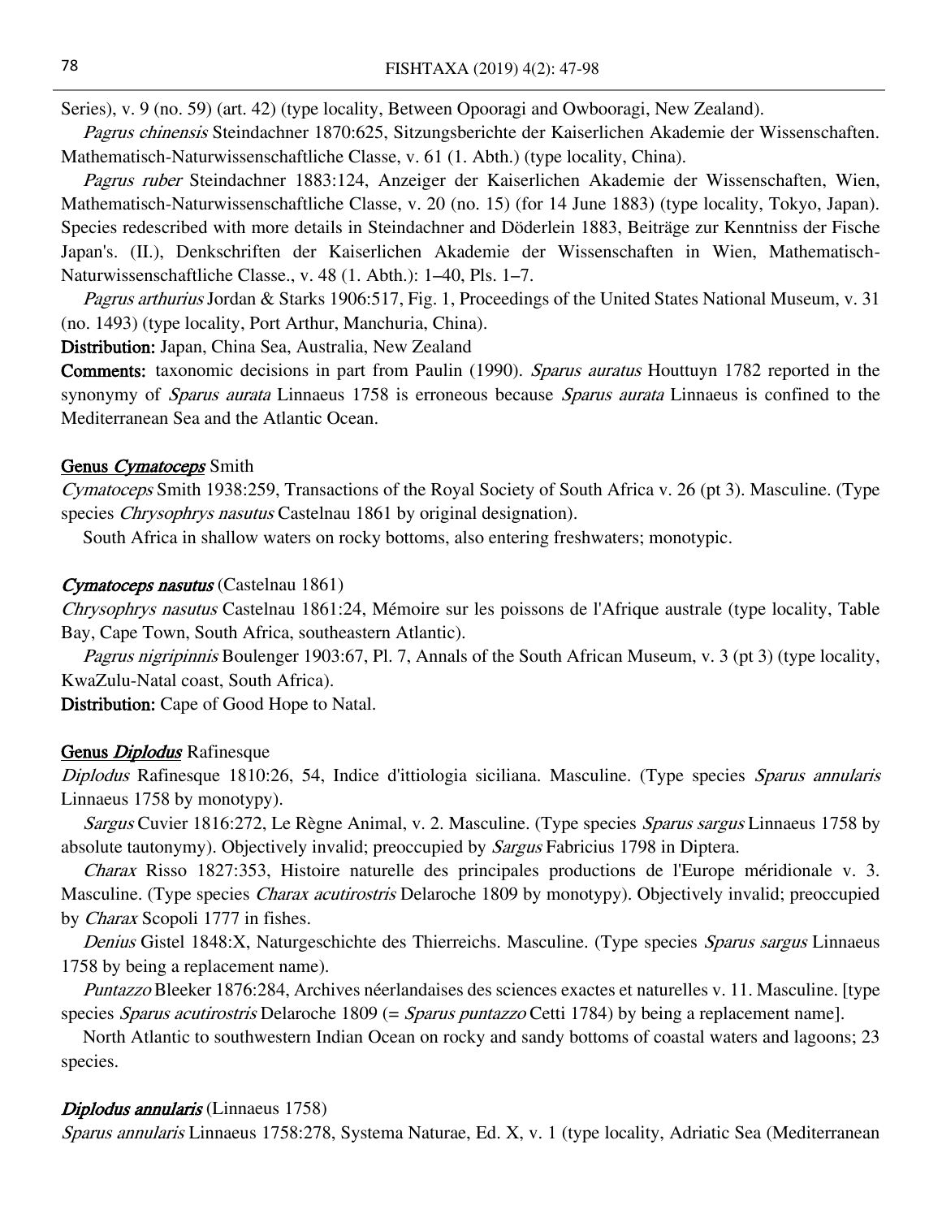Series), v. 9 (no. 59) (art. 42) (type locality, Between Opooragi and Owbooragi, New Zealand).

*Pagrus chinensis* Steindachner 1870:625, Sitzungsberichte der Kaiserlichen Akademie der Wissenschaften. Mathematisch-Naturwissenschaftliche Classe, v. 61 (1. Abth.) (type locality, China).

*Pagrus ruber* Steindachner 1883:124, Anzeiger der Kaiserlichen Akademie der Wissenschaften, Wien, Mathematisch-Naturwissenschaftliche Classe, v. 20 (no. 15) (for 14 June 1883) (type locality, Tokyo, Japan). Species redescribed with more details in Steindachner and Döderlein 1883, Beiträge zur Kenntniss der Fische Japan's. (II.), Denkschriften der Kaiserlichen Akademie der Wissenschaften in Wien, Mathematisch-Naturwissenschaftliche Classe., v. 48 (1. Abth.): 1–40, Pls. 1–7.

*Pagrus arthurius* Jordan & Starks 1906:517, Fig. 1, Proceedings of the United States National Museum, v. 31 (no. 1493) (type locality, Port Arthur, Manchuria, China).

**Distribution:** Japan, China Sea, Australia, New Zealand

**Comments:** taxonomic decisions in part from Paulin (1990). *Sparus auratus* Houttuyn 1782 reported in the synonymy of *Sparus aurata* Linnaeus 1758 is erroneous because *Sparus aurata* Linnaeus is confined to the Mediterranean Sea and the Atlantic Ocean.

## Genus *Cymatoceps* Smith

*Cymatoceps* Smith 1938:259, Transactions of the Royal Society of South Africa v. 26 (pt 3). Masculine. (Type species *Chrysophrys nasutus* Castelnau 1861 by original designation).

South Africa in shallow waters on rocky bottoms, also entering freshwaters; monotypic.

### *Cymatoceps nasutus* (Castelnau 1861)

*Chrysophrys nasutus* Castelnau 1861:24, Mémoire sur les poissons de l'Afrique australe (type locality, Table Bay, Cape Town, South Africa, southeastern Atlantic).

*Pagrus nigripinnis* Boulenger 1903:67, Pl. 7, Annals of the South African Museum, v. 3 (pt 3) (type locality, KwaZulu-Natal coast, South Africa).

**Distribution:** Cape of Good Hope to Natal.

## Genus *Diplodus* Rafinesque

*Diplodus* Rafinesque 1810:26, 54, Indice d'ittiologia siciliana. Masculine. (Type species *Sparus annularis* Linnaeus 1758 by monotypy).

*Sargus* Cuvier 1816:272, Le Règne Animal, v. 2. Masculine. (Type species *Sparus sargus* Linnaeus 1758 by absolute tautonymy). Objectively invalid; preoccupied by *Sargus* Fabricius 1798 in Diptera.

*Charax* Risso 1827:353, Histoire naturelle des principales productions de l'Europe méridionale v. 3. Masculine. (Type species *Charax acutirostris* Delaroche 1809 by monotypy). Objectively invalid; preoccupied by *Charax* Scopoli 1777 in fishes.

*Denius* Gistel 1848:X, Naturgeschichte des Thierreichs. Masculine. (Type species *Sparus sargus* Linnaeus 1758 by being a replacement name).

*Puntazzo* Bleeker 1876:284, Archives néerlandaises des sciences exactes et naturelles v. 11. Masculine. [type species *Sparus acutirostris* Delaroche 1809 (= *Sparus puntazzo* Cetti 1784) by being a replacement name].

North Atlantic to southwestern Indian Ocean on rocky and sandy bottoms of coastal waters and lagoons; 23 species.

### *Diplodus annularis* (Linnaeus 1758)

*Sparus annularis* Linnaeus 1758:278, Systema Naturae, Ed. X, v. 1 (type locality, Adriatic Sea (Mediterranean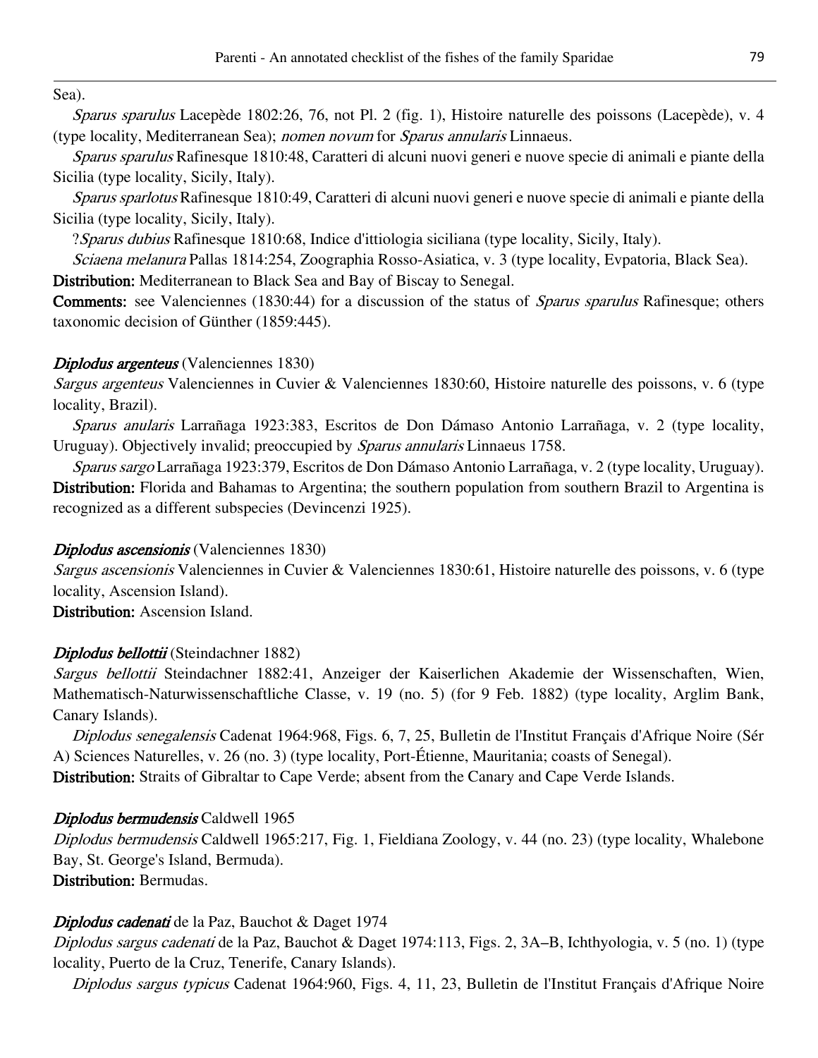Sea).

*Sparus sparulus* Lacepède 1802:26, 76, not Pl. 2 (fig. 1), Histoire naturelle des poissons (Lacepède), v. 4 (type locality, Mediterranean Sea); *nomen novum* for *Sparus annularis* Linnaeus.

*Sparus sparulus* Rafinesque 1810:48, Caratteri di alcuni nuovi generi e nuove specie di animali e piante della Sicilia (type locality, Sicily, Italy).

*Sparus sparlotus* Rafinesque 1810:49, Caratteri di alcuni nuovi generi e nuove specie di animali e piante della Sicilia (type locality, Sicily, Italy).

?*Sparus dubius* Rafinesque 1810:68, Indice d'ittiologia siciliana (type locality, Sicily, Italy).

*Sciaena melanura* Pallas 1814:254, Zoographia Rosso-Asiatica, v. 3 (type locality, Evpatoria, Black Sea).

**Distribution:** Mediterranean to Black Sea and Bay of Biscay to Senegal.

**Comments:** see Valenciennes (1830:44) for a discussion of the status of *Sparus sparulus* Rafinesque; others taxonomic decision of Günther (1859:445).

***Diplodus argenteus*** (Valenciennes 1830)

*Sargus argenteus* Valenciennes in Cuvier & Valenciennes 1830:60, Histoire naturelle des poissons, v. 6 (type locality, Brazil).

*Sparus anularis* Larrañaga 1923:383, Escritos de Don Dámaso Antonio Larrañaga, v. 2 (type locality, Uruguay). Objectively invalid; preoccupied by *Sparus annularis* Linnaeus 1758.

*Sparus sargo* Larrañaga 1923:379, Escritos de Don Dámaso Antonio Larrañaga, v. 2 (type locality, Uruguay).

**Distribution:** Florida and Bahamas to Argentina; the southern population from southern Brazil to Argentina is recognized as a different subspecies (Devincenzi 1925).

***Diplodus ascensionis*** (Valenciennes 1830)

*Sargus ascensionis* Valenciennes in Cuvier & Valenciennes 1830:61, Histoire naturelle des poissons, v. 6 (type locality, Ascension Island).

**Distribution:** Ascension Island.

***Diplodus bellottii*** (Steindachner 1882)

*Sargus bellottii* Steindachner 1882:41, Anzeiger der Kaiserlichen Akademie der Wissenschaften, Wien, Mathematisch-Naturwissenschaftliche Classe, v. 19 (no. 5) (for 9 Feb. 1882) (type locality, Arglim Bank, Canary Islands).

*Diplodus senegalensis* Cadenat 1964:968, Figs. 6, 7, 25, Bulletin de l'Institut Français d'Afrique Noire (Sér A) Sciences Naturelles, v. 26 (no. 3) (type locality, Port-Étienne, Mauritania; coasts of Senegal).

**Distribution:** Straits of Gibraltar to Cape Verde; absent from the Canary and Cape Verde Islands.

***Diplodus bermudensis*** Caldwell 1965

*Diplodus bermudensis* Caldwell 1965:217, Fig. 1, Fieldiana Zoology, v. 44 (no. 23) (type locality, Whalebone Bay, St. George's Island, Bermuda).

**Distribution:** Bermudas.

***Diplodus cadenati*** de la Paz, Bauchot & Daget 1974

*Diplodus sargus cadenati* de la Paz, Bauchot & Daget 1974:113, Figs. 2, 3A–B, Ichthyologia, v. 5 (no. 1) (type locality, Puerto de la Cruz, Tenerife, Canary Islands).

*Diplodus sargus typicus* Cadenat 1964:960, Figs. 4, 11, 23, Bulletin de l'Institut Français d'Afrique Noire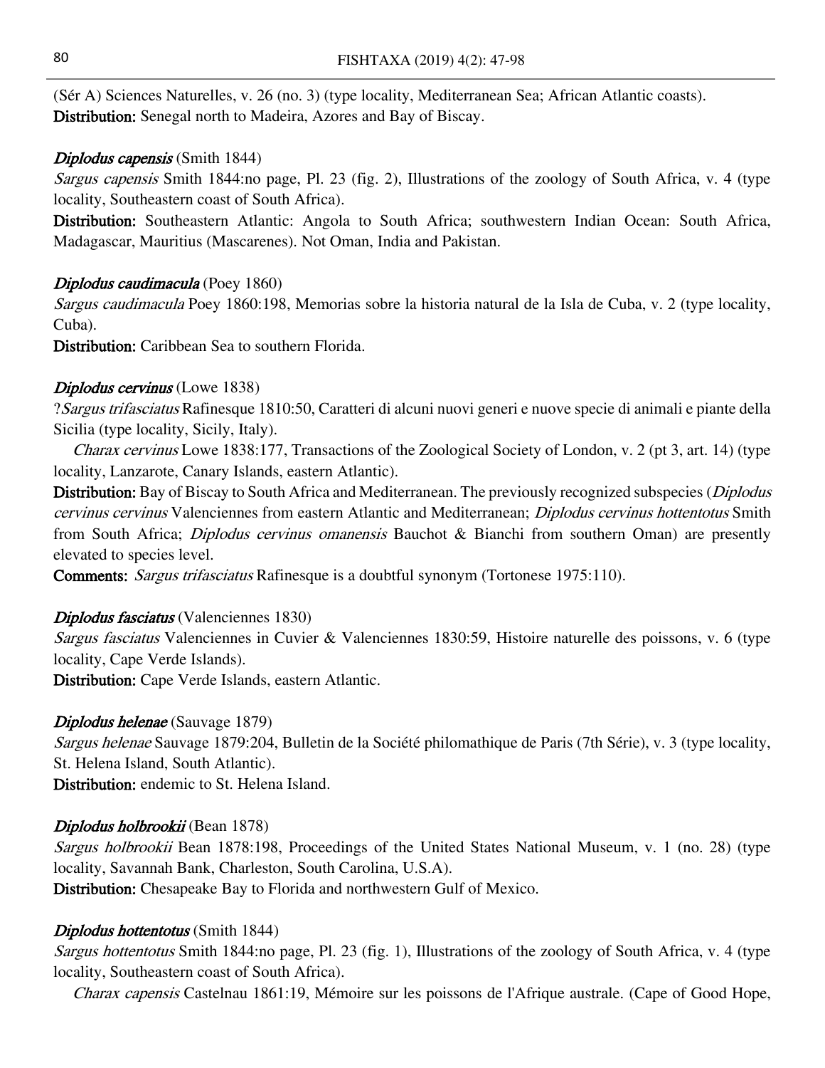(Sér A) Sciences Naturelles, v. 26 (no. 3) (type locality, Mediterranean Sea; African Atlantic coasts).
**Distribution:** Senegal north to Madeira, Azores and Bay of Biscay.

### *Diplodus capensis* (Smith 1844)

*Sargus capensis* Smith 1844:no page, Pl. 23 (fig. 2), Illustrations of the zoology of South Africa, v. 4 (type locality, Southeastern coast of South Africa).

**Distribution:** Southeastern Atlantic: Angola to South Africa; southwestern Indian Ocean: South Africa, Madagascar, Mauritius (Mascarenes). Not Oman, India and Pakistan.

### *Diplodus caudimacula* (Poey 1860)

*Sargus caudimacula* Poey 1860:198, Memorias sobre la historia natural de la Isla de Cuba, v. 2 (type locality, Cuba).

**Distribution:** Caribbean Sea to southern Florida.

### *Diplodus cervinus* (Lowe 1838)

?*Sargus trifasciatus* Rafinesque 1810:50, Caratteri di alcuni nuovi generi e nuove specie di animali e piante della Sicilia (type locality, Sicily, Italy).

*Charax cervinus* Lowe 1838:177, Transactions of the Zoological Society of London, v. 2 (pt 3, art. 14) (type locality, Lanzarote, Canary Islands, eastern Atlantic).

**Distribution:** Bay of Biscay to South Africa and Mediterranean. The previously recognized subspecies (*Diplodus cervinus cervinus* Valenciennes from eastern Atlantic and Mediterranean; *Diplodus cervinus hottentotus* Smith from South Africa; *Diplodus cervinus omanensis* Bauchot & Bianchi from southern Oman) are presently elevated to species level.

**Comments:** *Sargus trifasciatus* Rafinesque is a doubtful synonym (Tortonese 1975:110).

### *Diplodus fasciatus* (Valenciennes 1830)

*Sargus fasciatus* Valenciennes in Cuvier & Valenciennes 1830:59, Histoire naturelle des poissons, v. 6 (type locality, Cape Verde Islands).

**Distribution:** Cape Verde Islands, eastern Atlantic.

### *Diplodus helenae* (Sauvage 1879)

*Sargus helenae* Sauvage 1879:204, Bulletin de la Société philomathique de Paris (7th Série), v. 3 (type locality, St. Helena Island, South Atlantic).

**Distribution:** endemic to St. Helena Island.

### *Diplodus holbrookii* (Bean 1878)

*Sargus holbrookii* Bean 1878:198, Proceedings of the United States National Museum, v. 1 (no. 28) (type locality, Savannah Bank, Charleston, South Carolina, U.S.A).

**Distribution:** Chesapeake Bay to Florida and northwestern Gulf of Mexico.

### *Diplodus hottentotus* (Smith 1844)

*Sargus hottentotus* Smith 1844:no page, Pl. 23 (fig. 1), Illustrations of the zoology of South Africa, v. 4 (type locality, Southeastern coast of South Africa).

*Charax capensis* Castelnau 1861:19, Mémoire sur les poissons de l'Afrique australe. (Cape of Good Hope,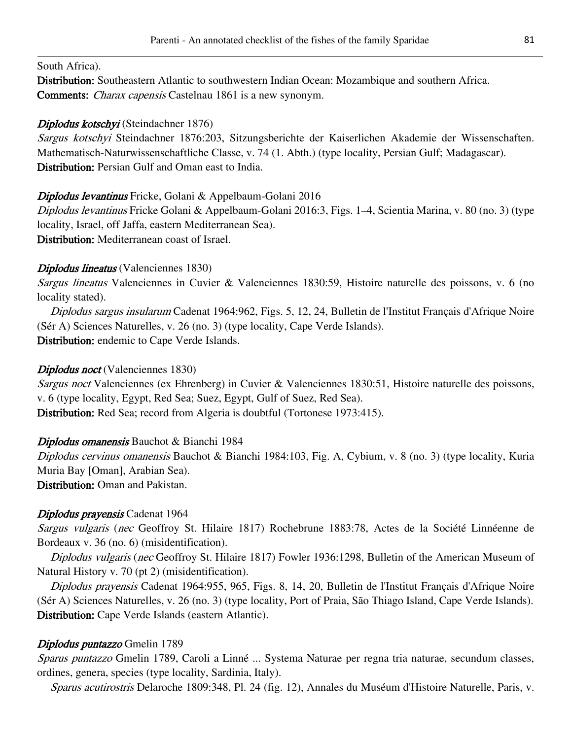South Africa).
**Distribution:** Southeastern Atlantic to southwestern Indian Ocean: Mozambique and southern Africa.
**Comments:** *Charax capensis* Castelnau 1861 is a new synonym.

***Diplodus kotschyi*** (Steindachner 1876)
*Sargus kotschyi* Steindachner 1876:203, Sitzungsberichte der Kaiserlichen Akademie der Wissenschaften. Mathematisch-Naturwissenschaftliche Classe, v. 74 (1. Abth.) (type locality, Persian Gulf; Madagascar).
**Distribution:** Persian Gulf and Oman east to India.

***Diplodus levantinus*** Fricke, Golani & Appelbaum-Golani 2016
*Diplodus levantinus* Fricke Golani & Appelbaum-Golani 2016:3, Figs. 1–4, Scientia Marina, v. 80 (no. 3) (type locality, Israel, off Jaffa, eastern Mediterranean Sea).
**Distribution:** Mediterranean coast of Israel.

***Diplodus lineatus*** (Valenciennes 1830)
*Sargus lineatus* Valenciennes in Cuvier & Valenciennes 1830:59, Histoire naturelle des poissons, v. 6 (no locality stated).
*Diplodus sargus insularum* Cadenat 1964:962, Figs. 5, 12, 24, Bulletin de l'Institut Français d'Afrique Noire (Sér A) Sciences Naturelles, v. 26 (no. 3) (type locality, Cape Verde Islands).
**Distribution:** endemic to Cape Verde Islands.

***Diplodus noct*** (Valenciennes 1830)
*Sargus noct* Valenciennes (ex Ehrenberg) in Cuvier & Valenciennes 1830:51, Histoire naturelle des poissons, v. 6 (type locality, Egypt, Red Sea; Suez, Egypt, Gulf of Suez, Red Sea).
**Distribution:** Red Sea; record from Algeria is doubtful (Tortonese 1973:415).

***Diplodus omanensis*** Bauchot & Bianchi 1984
*Diplodus cervinus omanensis* Bauchot & Bianchi 1984:103, Fig. A, Cybium, v. 8 (no. 3) (type locality, Kuria Muria Bay [Oman], Arabian Sea).
**Distribution:** Oman and Pakistan.

***Diplodus prayensis*** Cadenat 1964
*Sargus vulgaris* (*nec* Geoffroy St. Hilaire 1817) Rochebrune 1883:78, Actes de la Société Linnéenne de Bordeaux v. 36 (no. 6) (misidentification).
*Diplodus vulgaris* (*nec* Geoffroy St. Hilaire 1817) Fowler 1936:1298, Bulletin of the American Museum of Natural History v. 70 (pt 2) (misidentification).
*Diplodus prayensis* Cadenat 1964:955, 965, Figs. 8, 14, 20, Bulletin de l'Institut Français d'Afrique Noire (Sér A) Sciences Naturelles, v. 26 (no. 3) (type locality, Port of Praia, São Thiago Island, Cape Verde Islands).
**Distribution:** Cape Verde Islands (eastern Atlantic).

***Diplodus puntazzo*** Gmelin 1789
*Sparus puntazzo* Gmelin 1789, Caroli a Linné ... Systema Naturae per regna tria naturae, secundum classes, ordines, genera, species (type locality, Sardinia, Italy).
*Sparus acutirostris* Delaroche 1809:348, Pl. 24 (fig. 12), Annales du Muséum d'Histoire Naturelle, Paris, v.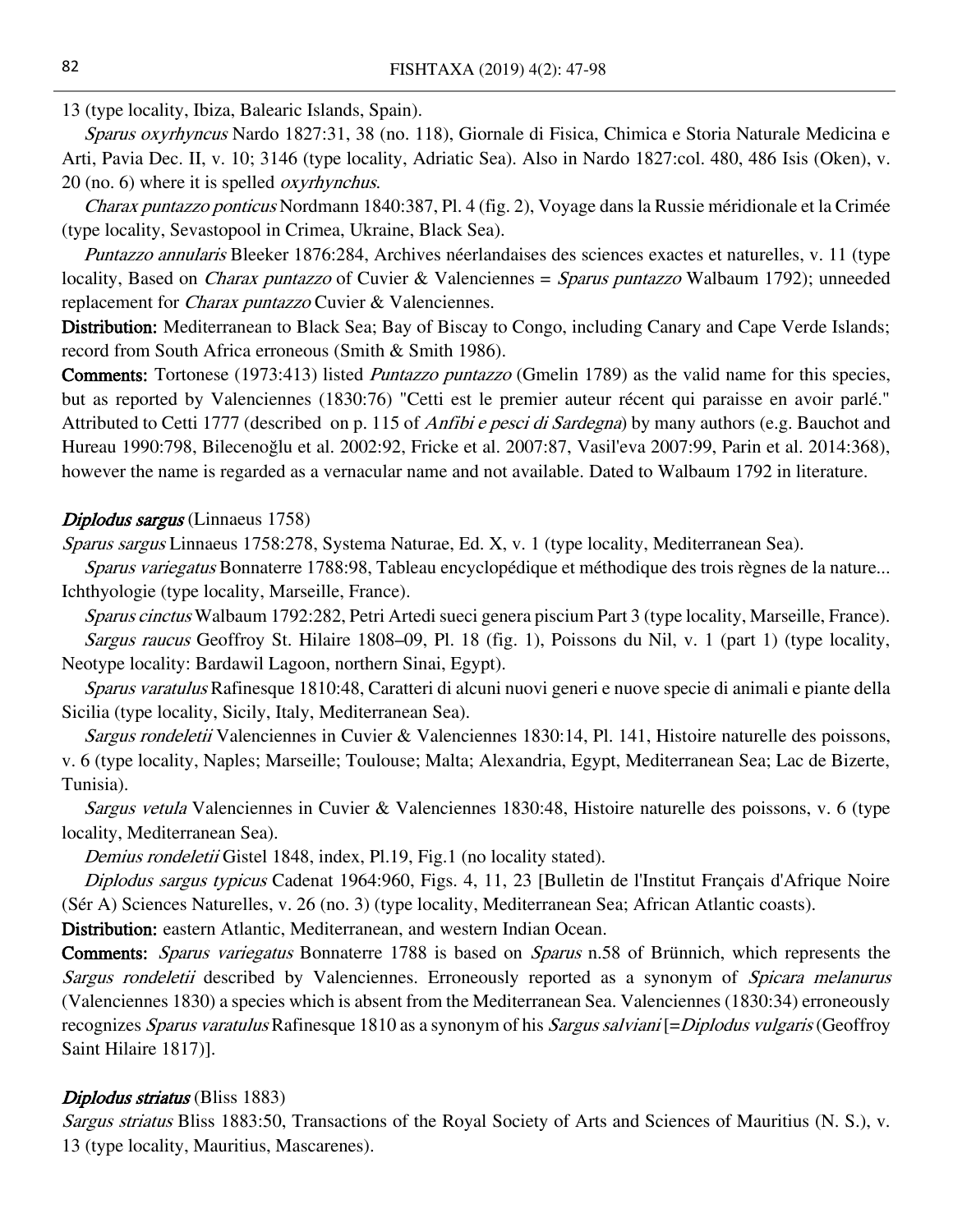13 (type locality, Ibiza, Balearic Islands, Spain).

*Sparus oxyrhyncus* Nardo 1827:31, 38 (no. 118), Giornale di Fisica, Chimica e Storia Naturale Medicina e Arti, Pavia Dec. II, v. 10; 3146 (type locality, Adriatic Sea). Also in Nardo 1827:col. 480, 486 Isis (Oken), v. 20 (no. 6) where it is spelled *oxyrhynchus*.

*Charax puntazzo ponticus* Nordmann 1840:387, Pl. 4 (fig. 2), Voyage dans la Russie méridionale et la Crimée (type locality, Sevastopool in Crimea, Ukraine, Black Sea).

*Puntazzo annularis* Bleeker 1876:284, Archives néerlandaises des sciences exactes et naturelles, v. 11 (type locality, Based on *Charax puntazzo* of Cuvier & Valenciennes = *Sparus puntazzo* Walbaum 1792); unneeded replacement for *Charax puntazzo* Cuvier & Valenciennes.

**Distribution:** Mediterranean to Black Sea; Bay of Biscay to Congo, including Canary and Cape Verde Islands; record from South Africa erroneous (Smith & Smith 1986).

**Comments:** Tortonese (1973:413) listed *Puntazzo puntazzo* (Gmelin 1789) as the valid name for this species, but as reported by Valenciennes (1830:76) "Cetti est le premier auteur récent qui paraisse en avoir parlé." Attributed to Cetti 1777 (described on p. 115 of *Anfibi e pesci di Sardegna*) by many authors (e.g. Bauchot and Hureau 1990:798, Bilecenoğlu et al. 2002:92, Fricke et al. 2007:87, Vasil'eva 2007:99, Parin et al. 2014:368), however the name is regarded as a vernacular name and not available. Dated to Walbaum 1792 in literature.

***Diplodus sargus*** (Linnaeus 1758)

*Sparus sargus* Linnaeus 1758:278, Systema Naturae, Ed. X, v. 1 (type locality, Mediterranean Sea).

*Sparus variegatus* Bonnaterre 1788:98, Tableau encyclopédique et méthodique des trois règnes de la nature... Ichthyologie (type locality, Marseille, France).

*Sparus cinctus* Walbaum 1792:282, Petri Artedi sueci genera piscium Part 3 (type locality, Marseille, France).

*Sargus raucus* Geoffroy St. Hilaire 1808–09, Pl. 18 (fig. 1), Poissons du Nil, v. 1 (part 1) (type locality, Neotype locality: Bardawil Lagoon, northern Sinai, Egypt).

*Sparus varatulus* Rafinesque 1810:48, Caratteri di alcuni nuovi generi e nuove specie di animali e piante della Sicilia (type locality, Sicily, Italy, Mediterranean Sea).

*Sargus rondeletii* Valenciennes in Cuvier & Valenciennes 1830:14, Pl. 141, Histoire naturelle des poissons, v. 6 (type locality, Naples; Marseille; Toulouse; Malta; Alexandria, Egypt, Mediterranean Sea; Lac de Bizerte, Tunisia).

*Sargus vetula* Valenciennes in Cuvier & Valenciennes 1830:48, Histoire naturelle des poissons, v. 6 (type locality, Mediterranean Sea).

*Demius rondeletii* Gistel 1848, index, Pl.19, Fig.1 (no locality stated).

*Diplodus sargus typicus* Cadenat 1964:960, Figs. 4, 11, 23 [Bulletin de l'Institut Français d'Afrique Noire (Sér A) Sciences Naturelles, v. 26 (no. 3) (type locality, Mediterranean Sea; African Atlantic coasts).

**Distribution:** eastern Atlantic, Mediterranean, and western Indian Ocean.

**Comments:** *Sparus variegatus* Bonnaterre 1788 is based on *Sparus* n.58 of Brünnich, which represents the *Sargus rondeletii* described by Valenciennes. Erroneously reported as a synonym of *Spicara melanurus* (Valenciennes 1830) a species which is absent from the Mediterranean Sea. Valenciennes (1830:34) erroneously recognizes *Sparus varatulus* Rafinesque 1810 as a synonym of his *Sargus salviani* [=*Diplodus vulgaris* (Geoffroy Saint Hilaire 1817)].

***Diplodus striatus*** (Bliss 1883)

*Sargus striatus* Bliss 1883:50, Transactions of the Royal Society of Arts and Sciences of Mauritius (N. S.), v. 13 (type locality, Mauritius, Mascarenes).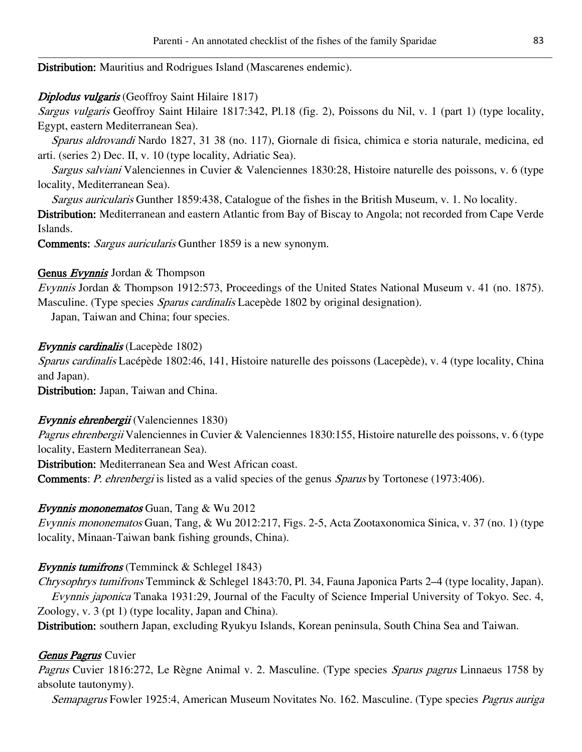**Distribution:** Mauritius and Rodrigues Island (Mascarenes endemic).

***Diplodus vulgaris*** (Geoffroy Saint Hilaire 1817)

*Sargus vulgaris* Geoffroy Saint Hilaire 1817:342, Pl.18 (fig. 2), Poissons du Nil, v. 1 (part 1) (type locality, Egypt, eastern Mediterranean Sea).

*Sparus aldrovandi* Nardo 1827, 31 38 (no. 117), Giornale di fisica, chimica e storia naturale, medicina, ed arti. (series 2) Dec. II, v. 10 (type locality, Adriatic Sea).

*Sargus salviani* Valenciennes in Cuvier & Valenciennes 1830:28, Histoire naturelle des poissons, v. 6 (type locality, Mediterranean Sea).

*Sargus auricularis* Gunther 1859:438, Catalogue of the fishes in the British Museum, v. 1. No locality.

**Distribution:** Mediterranean and eastern Atlantic from Bay of Biscay to Angola; not recorded from Cape Verde Islands.

**Comments:** *Sargus auricularis* Gunther 1859 is a new synonym.

**Genus *Evynnis*** Jordan & Thompson

*Evynnis* Jordan & Thompson 1912:573, Proceedings of the United States National Museum v. 41 (no. 1875). Masculine. (Type species *Sparus cardinalis* Lacepède 1802 by original designation).

Japan, Taiwan and China; four species.

***Evynnis cardinalis*** (Lacepède 1802)

*Sparus cardinalis* Lacépède 1802:46, 141, Histoire naturelle des poissons (Lacepède), v. 4 (type locality, China and Japan).

**Distribution:** Japan, Taiwan and China.

***Evynnis ehrenbergii*** (Valenciennes 1830)

*Pagrus ehrenbergii* Valenciennes in Cuvier & Valenciennes 1830:155, Histoire naturelle des poissons, v. 6 (type locality, Eastern Mediterranean Sea).

**Distribution:** Mediterranean Sea and West African coast.

**Comments**: *P. ehrenbergi* is listed as a valid species of the genus *Sparus* by Tortonese (1973:406).

***Evynnis mononematos*** Guan, Tang & Wu 2012

*Evynnis mononematos* Guan, Tang, & Wu 2012:217, Figs. 2-5, Acta Zootaxonomica Sinica, v. 37 (no. 1) (type locality, Minaan-Taiwan bank fishing grounds, China).

***Evynnis tumifrons*** (Temminck & Schlegel 1843)

*Chrysophrys tumifrons* Temminck & Schlegel 1843:70, Pl. 34, Fauna Japonica Parts 2–4 (type locality, Japan).

*Evynnis japonica* Tanaka 1931:29, Journal of the Faculty of Science Imperial University of Tokyo. Sec. 4, Zoology, v. 3 (pt 1) (type locality, Japan and China).

**Distribution:** southern Japan, excluding Ryukyu Islands, Korean peninsula, South China Sea and Taiwan.

***Genus Pagrus*** Cuvier

*Pagrus* Cuvier 1816:272, Le Règne Animal v. 2. Masculine. (Type species *Sparus pagrus* Linnaeus 1758 by absolute tautonymy).

*Semapagrus* Fowler 1925:4, American Museum Novitates No. 162. Masculine. (Type species *Pagrus auriga*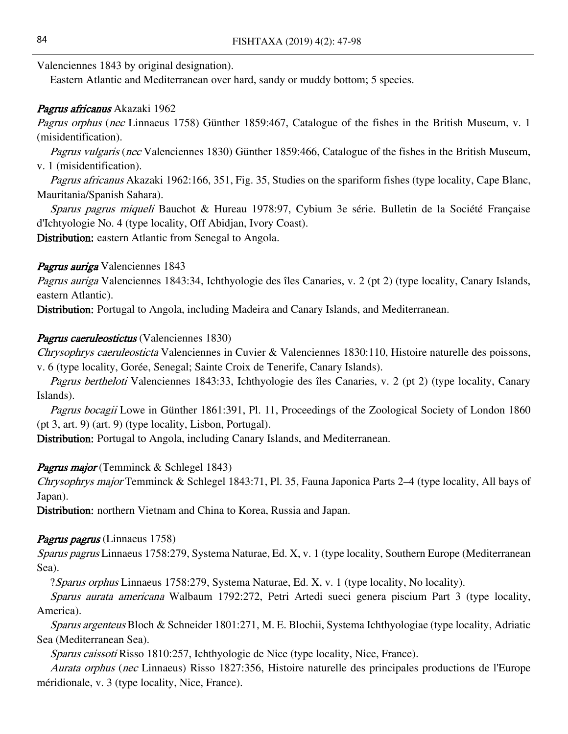Valenciennes 1843 by original designation).

Eastern Atlantic and Mediterranean over hard, sandy or muddy bottom; 5 species.

***Pagrus africanus*** Akazaki 1962

*Pagrus orphus* (*nec* Linnaeus 1758) Günther 1859:467, Catalogue of the fishes in the British Museum, v. 1 (misidentification).

*Pagrus vulgaris* (*nec* Valenciennes 1830) Günther 1859:466, Catalogue of the fishes in the British Museum, v. 1 (misidentification).

*Pagrus africanus* Akazaki 1962:166, 351, Fig. 35, Studies on the spariform fishes (type locality, Cape Blanc, Mauritania/Spanish Sahara).

*Sparus pagrus miqueli* Bauchot & Hureau 1978:97, Cybium 3e série. Bulletin de la Société Française d'Ichtyologie No. 4 (type locality, Off Abidjan, Ivory Coast).

**Distribution:** eastern Atlantic from Senegal to Angola.

***Pagrus auriga*** Valenciennes 1843

*Pagrus auriga* Valenciennes 1843:34, Ichthyologie des îles Canaries, v. 2 (pt 2) (type locality, Canary Islands, eastern Atlantic).

**Distribution:** Portugal to Angola, including Madeira and Canary Islands, and Mediterranean.

***Pagrus caeruleostictus*** (Valenciennes 1830)

*Chrysophrys caeruleosticta* Valenciennes in Cuvier & Valenciennes 1830:110, Histoire naturelle des poissons, v. 6 (type locality, Gorée, Senegal; Sainte Croix de Tenerife, Canary Islands).

*Pagrus bertheloti* Valenciennes 1843:33, Ichthyologie des îles Canaries, v. 2 (pt 2) (type locality, Canary Islands).

*Pagrus bocagii* Lowe in Günther 1861:391, Pl. 11, Proceedings of the Zoological Society of London 1860 (pt 3, art. 9) (art. 9) (type locality, Lisbon, Portugal).

**Distribution:** Portugal to Angola, including Canary Islands, and Mediterranean.

***Pagrus major*** (Temminck & Schlegel 1843)

*Chrysophrys major* Temminck & Schlegel 1843:71, Pl. 35, Fauna Japonica Parts 2–4 (type locality, All bays of Japan).

**Distribution:** northern Vietnam and China to Korea, Russia and Japan.

***Pagrus pagrus*** (Linnaeus 1758)

*Sparus pagrus* Linnaeus 1758:279, Systema Naturae, Ed. X, v. 1 (type locality, Southern Europe (Mediterranean Sea).

?*Sparus orphus* Linnaeus 1758:279, Systema Naturae, Ed. X, v. 1 (type locality, No locality).

*Sparus aurata americana* Walbaum 1792:272, Petri Artedi sueci genera piscium Part 3 (type locality, America).

*Sparus argenteus* Bloch & Schneider 1801:271, M. E. Blochii, Systema Ichthyologiae (type locality, Adriatic Sea (Mediterranean Sea).

*Sparus caissoti* Risso 1810:257, Ichthyologie de Nice (type locality, Nice, France).

*Aurata orphus* (*nec* Linnaeus) Risso 1827:356, Histoire naturelle des principales productions de l'Europe méridionale, v. 3 (type locality, Nice, France).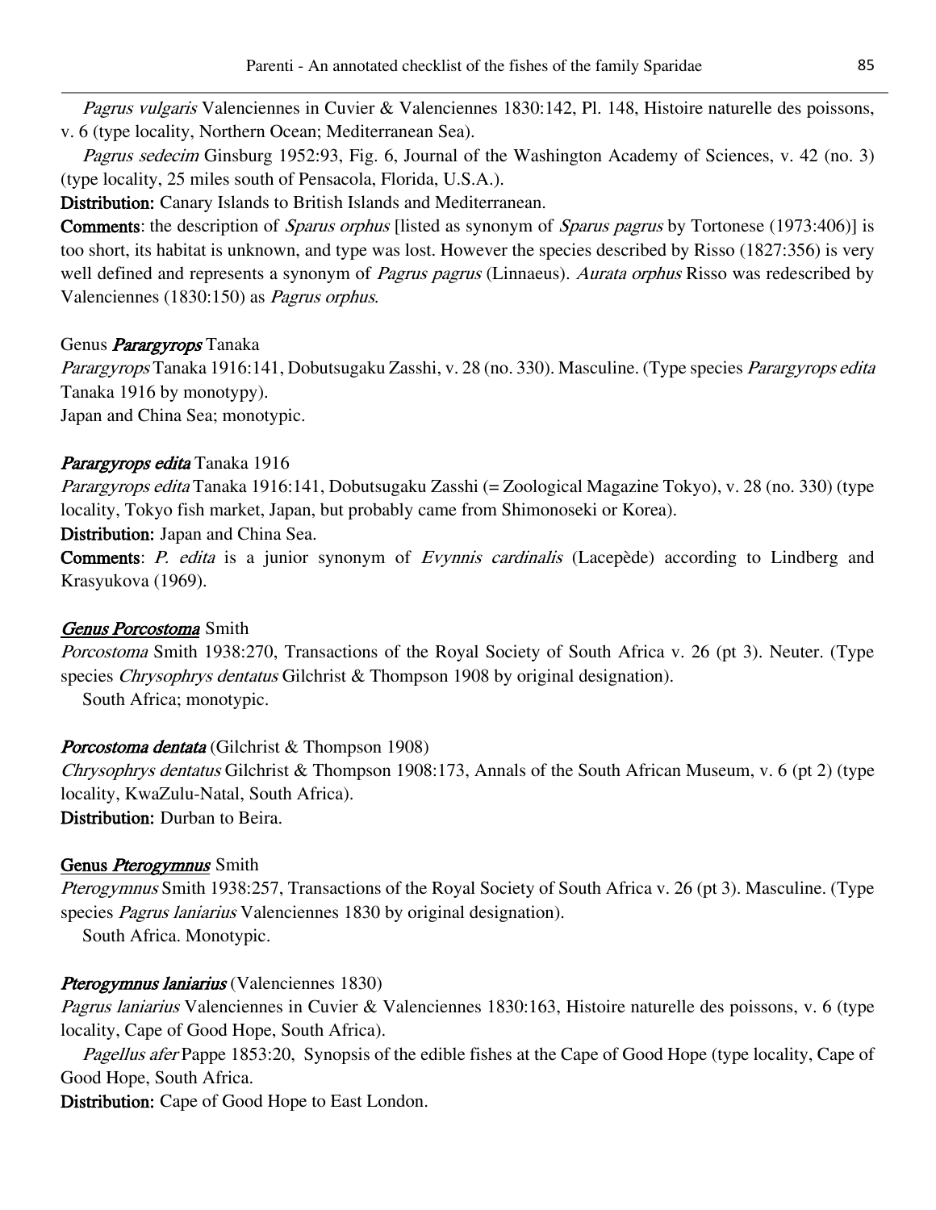*Pagrus vulgaris* Valenciennes in Cuvier & Valenciennes 1830:142, Pl. 148, Histoire naturelle des poissons, v. 6 (type locality, Northern Ocean; Mediterranean Sea).

*Pagrus sedecim* Ginsburg 1952:93, Fig. 6, Journal of the Washington Academy of Sciences, v. 42 (no. 3) (type locality, 25 miles south of Pensacola, Florida, U.S.A.).

**Distribution:** Canary Islands to British Islands and Mediterranean.

**Comments**: the description of *Sparus orphus* [listed as synonym of *Sparus pagrus* by Tortonese (1973:406)] is too short, its habitat is unknown, and type was lost. However the species described by Risso (1827:356) is very well defined and represents a synonym of *Pagrus pagrus* (Linnaeus). *Aurata orphus* Risso was redescribed by Valenciennes (1830:150) as *Pagrus orphus*.

Genus ***Parargyrops*** Tanaka

*Parargyrops* Tanaka 1916:141, Dobutsugaku Zasshi, v. 28 (no. 330). Masculine. (Type species *Parargyrops edita* Tanaka 1916 by monotypy).

Japan and China Sea; monotypic.

***Parargyrops edita*** Tanaka 1916

*Parargyrops edita* Tanaka 1916:141, Dobutsugaku Zasshi (= Zoological Magazine Tokyo), v. 28 (no. 330) (type locality, Tokyo fish market, Japan, but probably came from Shimonoseki or Korea).

**Distribution:** Japan and China Sea.

**Comments**: *P. edita* is a junior synonym of *Evynnis cardinalis* (Lacepède) according to Lindberg and Krasyukova (1969).

***Genus Porcostoma*** Smith

*Porcostoma* Smith 1938:270, Transactions of the Royal Society of South Africa v. 26 (pt 3). Neuter. (Type species *Chrysophrys dentatus* Gilchrist & Thompson 1908 by original designation).

South Africa; monotypic.

***Porcostoma dentata*** (Gilchrist & Thompson 1908)

*Chrysophrys dentatus* Gilchrist & Thompson 1908:173, Annals of the South African Museum, v. 6 (pt 2) (type locality, KwaZulu-Natal, South Africa).

**Distribution:** Durban to Beira.

**Genus *Pterogymnus*** Smith

*Pterogymnus* Smith 1938:257, Transactions of the Royal Society of South Africa v. 26 (pt 3). Masculine. (Type species *Pagrus laniarius* Valenciennes 1830 by original designation).

South Africa. Monotypic.

***Pterogymnus laniarius*** (Valenciennes 1830)

*Pagrus laniarius* Valenciennes in Cuvier & Valenciennes 1830:163, Histoire naturelle des poissons, v. 6 (type locality, Cape of Good Hope, South Africa).

*Pagellus afer* Pappe 1853:20, Synopsis of the edible fishes at the Cape of Good Hope (type locality, Cape of Good Hope, South Africa.

**Distribution:** Cape of Good Hope to East London.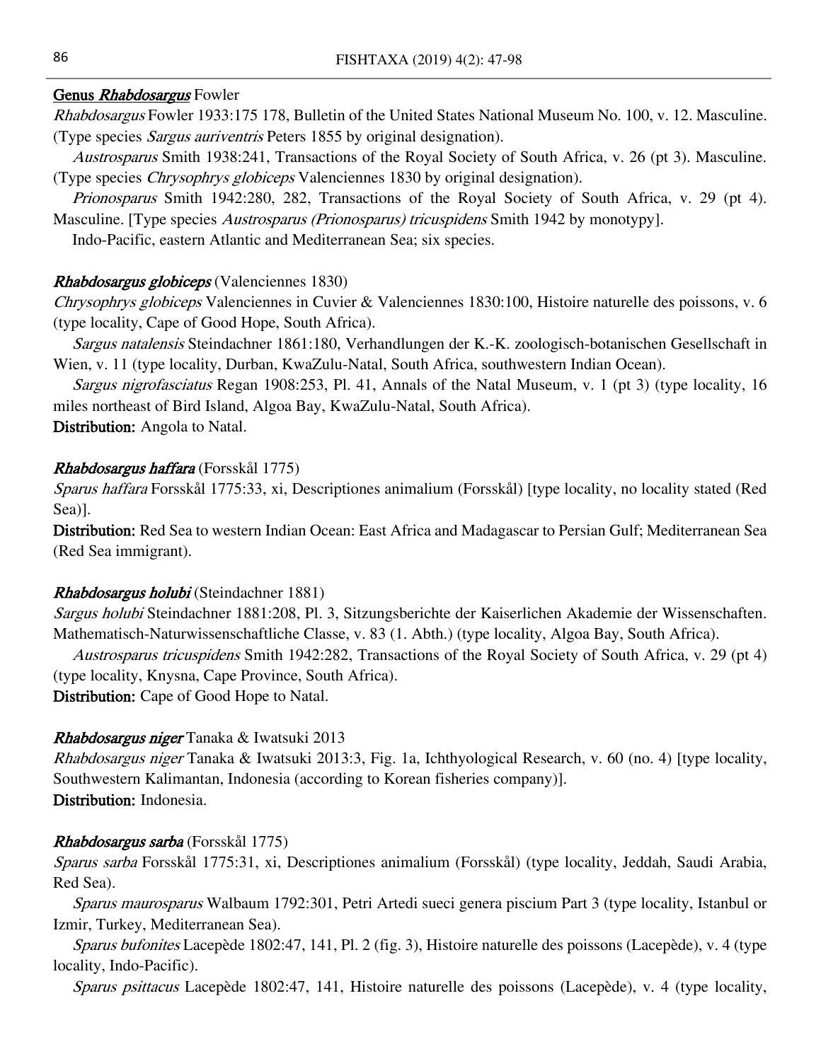## Genus *Rhabdosargus* Fowler

*Rhabdosargus* Fowler 1933:175 178, Bulletin of the United States National Museum No. 100, v. 12. Masculine. (Type species *Sargus auriventris* Peters 1855 by original designation).

*Austrosparus* Smith 1938:241, Transactions of the Royal Society of South Africa, v. 26 (pt 3). Masculine. (Type species *Chrysophrys globiceps* Valenciennes 1830 by original designation).

*Prionosparus* Smith 1942:280, 282, Transactions of the Royal Society of South Africa, v. 29 (pt 4). Masculine. [Type species *Austrosparus (Prionosparus) tricuspidens* Smith 1942 by monotypy].

Indo-Pacific, eastern Atlantic and Mediterranean Sea; six species.

### *Rhabdosargus globiceps* (Valenciennes 1830)

*Chrysophrys globiceps* Valenciennes in Cuvier & Valenciennes 1830:100, Histoire naturelle des poissons, v. 6 (type locality, Cape of Good Hope, South Africa).

*Sargus natalensis* Steindachner 1861:180, Verhandlungen der K.-K. zoologisch-botanischen Gesellschaft in Wien, v. 11 (type locality, Durban, KwaZulu-Natal, South Africa, southwestern Indian Ocean).

*Sargus nigrofasciatus* Regan 1908:253, Pl. 41, Annals of the Natal Museum, v. 1 (pt 3) (type locality, 16 miles northeast of Bird Island, Algoa Bay, KwaZulu-Natal, South Africa).

**Distribution:** Angola to Natal.

### *Rhabdosargus haffara* (Forsskål 1775)

*Sparus haffara* Forsskål 1775:33, xi, Descriptiones animalium (Forsskål) [type locality, no locality stated (Red Sea)].

**Distribution:** Red Sea to western Indian Ocean: East Africa and Madagascar to Persian Gulf; Mediterranean Sea (Red Sea immigrant).

### *Rhabdosargus holubi* (Steindachner 1881)

*Sargus holubi* Steindachner 1881:208, Pl. 3, Sitzungsberichte der Kaiserlichen Akademie der Wissenschaften. Mathematisch-Naturwissenschaftliche Classe, v. 83 (1. Abth.) (type locality, Algoa Bay, South Africa).

*Austrosparus tricuspidens* Smith 1942:282, Transactions of the Royal Society of South Africa, v. 29 (pt 4) (type locality, Knysna, Cape Province, South Africa).

**Distribution:** Cape of Good Hope to Natal.

### *Rhabdosargus niger* Tanaka & Iwatsuki 2013

*Rhabdosargus niger* Tanaka & Iwatsuki 2013:3, Fig. 1a, Ichthyological Research, v. 60 (no. 4) [type locality, Southwestern Kalimantan, Indonesia (according to Korean fisheries company)].

**Distribution:** Indonesia.

### *Rhabdosargus sarba* (Forsskål 1775)

*Sparus sarba* Forsskål 1775:31, xi, Descriptiones animalium (Forsskål) (type locality, Jeddah, Saudi Arabia, Red Sea).

*Sparus maurosparus* Walbaum 1792:301, Petri Artedi sueci genera piscium Part 3 (type locality, Istanbul or Izmir, Turkey, Mediterranean Sea).

*Sparus bufonites* Lacepède 1802:47, 141, Pl. 2 (fig. 3), Histoire naturelle des poissons (Lacepède), v. 4 (type locality, Indo-Pacific).

*Sparus psittacus* Lacepède 1802:47, 141, Histoire naturelle des poissons (Lacepède), v. 4 (type locality,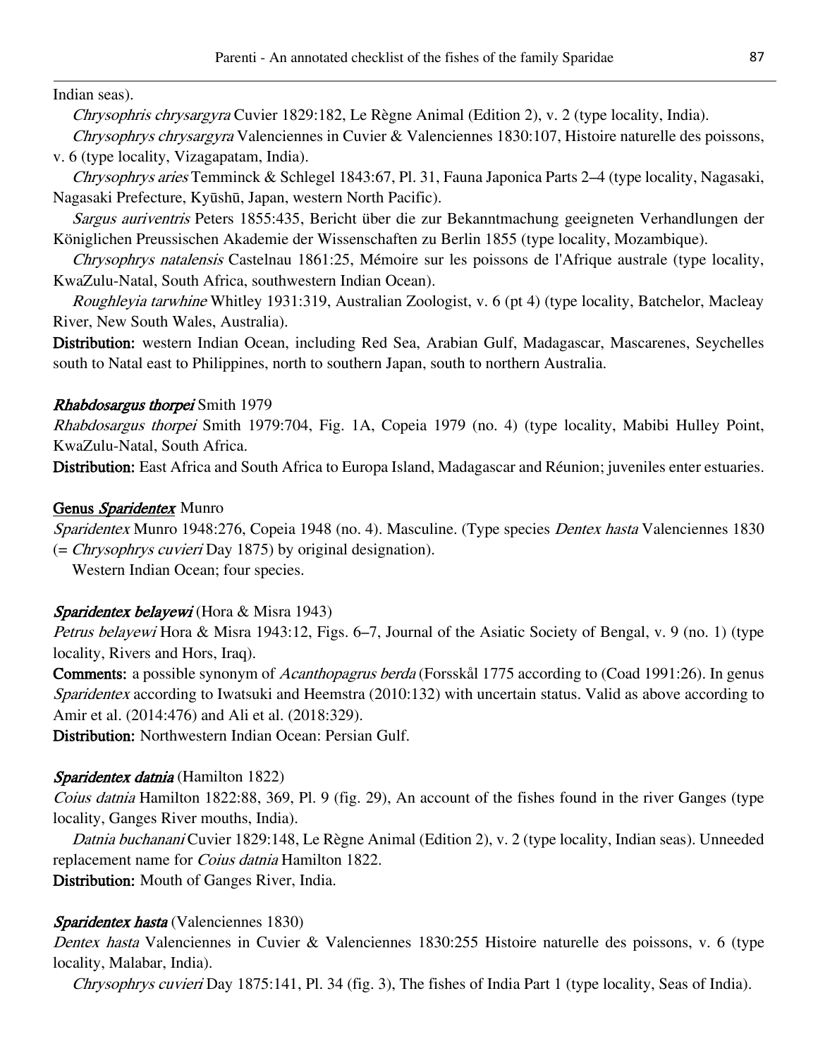Indian seas).

*Chrysophris chrysargyra* Cuvier 1829:182, Le Règne Animal (Edition 2), v. 2 (type locality, India).

*Chrysophrys chrysargyra* Valenciennes in Cuvier & Valenciennes 1830:107, Histoire naturelle des poissons, v. 6 (type locality, Vizagapatam, India).

*Chrysophrys aries* Temminck & Schlegel 1843:67, Pl. 31, Fauna Japonica Parts 2–4 (type locality, Nagasaki, Nagasaki Prefecture, Kyūshū, Japan, western North Pacific).

*Sargus auriventris* Peters 1855:435, Bericht über die zur Bekanntmachung geeigneten Verhandlungen der Königlichen Preussischen Akademie der Wissenschaften zu Berlin 1855 (type locality, Mozambique).

*Chrysophrys natalensis* Castelnau 1861:25, Mémoire sur les poissons de l'Afrique australe (type locality, KwaZulu-Natal, South Africa, southwestern Indian Ocean).

*Roughleyia tarwhine* Whitley 1931:319, Australian Zoologist, v. 6 (pt 4) (type locality, Batchelor, Macleay River, New South Wales, Australia).

**Distribution:** western Indian Ocean, including Red Sea, Arabian Gulf, Madagascar, Mascarenes, Seychelles south to Natal east to Philippines, north to southern Japan, south to northern Australia.

***Rhabdosargus thorpei*** Smith 1979

*Rhabdosargus thorpei* Smith 1979:704, Fig. 1A, Copeia 1979 (no. 4) (type locality, Mabibi Hulley Point, KwaZulu-Natal, South Africa.

**Distribution:** East Africa and South Africa to Europa Island, Madagascar and Réunion; juveniles enter estuaries.

**Genus *Sparidentex*** Munro

*Sparidentex* Munro 1948:276, Copeia 1948 (no. 4). Masculine. (Type species *Dentex hasta* Valenciennes 1830 (= *Chrysophrys cuvieri* Day 1875) by original designation).

Western Indian Ocean; four species.

***Sparidentex belayewi*** (Hora & Misra 1943)

*Petrus belayewi* Hora & Misra 1943:12, Figs. 6–7, Journal of the Asiatic Society of Bengal, v. 9 (no. 1) (type locality, Rivers and Hors, Iraq).

**Comments:** a possible synonym of *Acanthopagrus berda* (Forsskål 1775 according to (Coad 1991:26). In genus *Sparidentex* according to Iwatsuki and Heemstra (2010:132) with uncertain status. Valid as above according to Amir et al. (2014:476) and Ali et al. (2018:329).

**Distribution:** Northwestern Indian Ocean: Persian Gulf.

***Sparidentex datnia*** (Hamilton 1822)

*Coius datnia* Hamilton 1822:88, 369, Pl. 9 (fig. 29), An account of the fishes found in the river Ganges (type locality, Ganges River mouths, India).

*Datnia buchanani* Cuvier 1829:148, Le Règne Animal (Edition 2), v. 2 (type locality, Indian seas). Unneeded replacement name for *Coius datnia* Hamilton 1822.

**Distribution:** Mouth of Ganges River, India.

***Sparidentex hasta*** (Valenciennes 1830)

*Dentex hasta* Valenciennes in Cuvier & Valenciennes 1830:255 Histoire naturelle des poissons, v. 6 (type locality, Malabar, India).

*Chrysophrys cuvieri* Day 1875:141, Pl. 34 (fig. 3), The fishes of India Part 1 (type locality, Seas of India).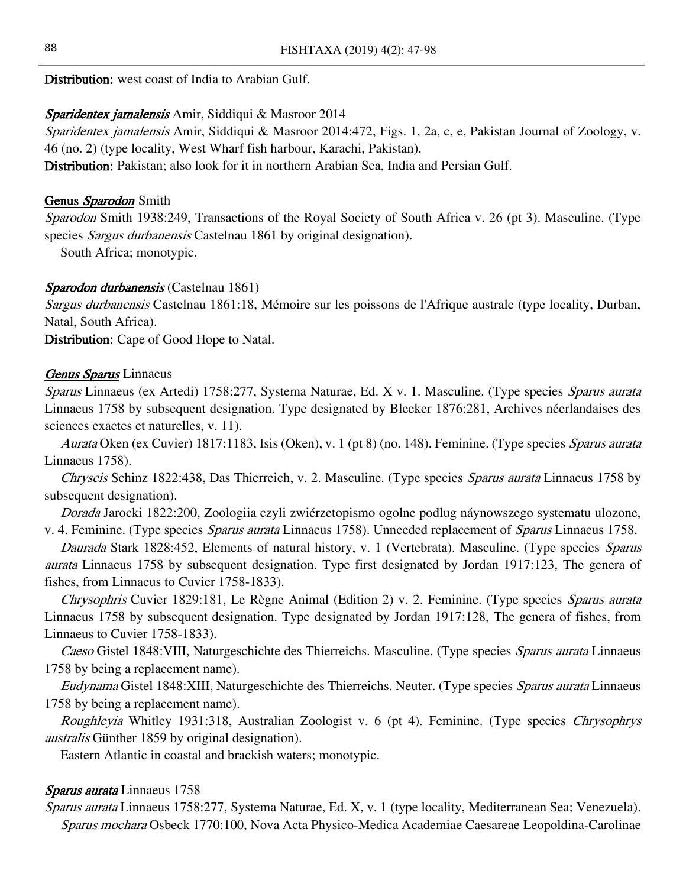**Distribution:** west coast of India to Arabian Gulf.

***Sparidentex jamalensis*** Amir, Siddiqui & Masroor 2014

*Sparidentex jamalensis* Amir, Siddiqui & Masroor 2014:472, Figs. 1, 2a, c, e, Pakistan Journal of Zoology, v. 46 (no. 2) (type locality, West Wharf fish harbour, Karachi, Pakistan).

**Distribution:** Pakistan; also look for it in northern Arabian Sea, India and Persian Gulf.

## Genus *Sparodon* Smith

*Sparodon* Smith 1938:249, Transactions of the Royal Society of South Africa v. 26 (pt 3). Masculine. (Type species *Sargus durbanensis* Castelnau 1861 by original designation).

South Africa; monotypic.

***Sparodon durbanensis*** (Castelnau 1861)

*Sargus durbanensis* Castelnau 1861:18, Mémoire sur les poissons de l'Afrique australe (type locality, Durban, Natal, South Africa).

**Distribution:** Cape of Good Hope to Natal.

## *Genus Sparus* Linnaeus

*Sparus* Linnaeus (ex Artedi) 1758:277, Systema Naturae, Ed. X v. 1. Masculine. (Type species *Sparus aurata* Linnaeus 1758 by subsequent designation. Type designated by Bleeker 1876:281, Archives néerlandaises des sciences exactes et naturelles, v. 11).

*Aurata* Oken (ex Cuvier) 1817:1183, Isis (Oken), v. 1 (pt 8) (no. 148). Feminine. (Type species *Sparus aurata* Linnaeus 1758).

*Chryseis* Schinz 1822:438, Das Thierreich, v. 2. Masculine. (Type species *Sparus aurata* Linnaeus 1758 by subsequent designation).

*Dorada* Jarocki 1822:200, Zoologiia czyli zwiérzetopismo ogolne podlug náynowszego systematu ulozone, v. 4. Feminine. (Type species *Sparus aurata* Linnaeus 1758). Unneeded replacement of *Sparus* Linnaeus 1758.

*Daurada* Stark 1828:452, Elements of natural history, v. 1 (Vertebrata). Masculine. (Type species *Sparus aurata* Linnaeus 1758 by subsequent designation. Type first designated by Jordan 1917:123, The genera of fishes, from Linnaeus to Cuvier 1758-1833).

*Chrysophris* Cuvier 1829:181, Le Règne Animal (Edition 2) v. 2. Feminine. (Type species *Sparus aurata* Linnaeus 1758 by subsequent designation. Type designated by Jordan 1917:128, The genera of fishes, from Linnaeus to Cuvier 1758-1833).

*Caeso* Gistel 1848:VIII, Naturgeschichte des Thierreichs. Masculine. (Type species *Sparus aurata* Linnaeus 1758 by being a replacement name).

*Eudynama* Gistel 1848:XIII, Naturgeschichte des Thierreichs. Neuter. (Type species *Sparus aurata* Linnaeus 1758 by being a replacement name).

*Roughleyia* Whitley 1931:318, Australian Zoologist v. 6 (pt 4). Feminine. (Type species *Chrysophrys australis* Günther 1859 by original designation).

Eastern Atlantic in coastal and brackish waters; monotypic.

***Sparus aurata*** Linnaeus 1758

*Sparus aurata* Linnaeus 1758:277, Systema Naturae, Ed. X, v. 1 (type locality, Mediterranean Sea; Venezuela).

*Sparus mochara* Osbeck 1770:100, Nova Acta Physico-Medica Academiae Caesareae Leopoldina-Carolinae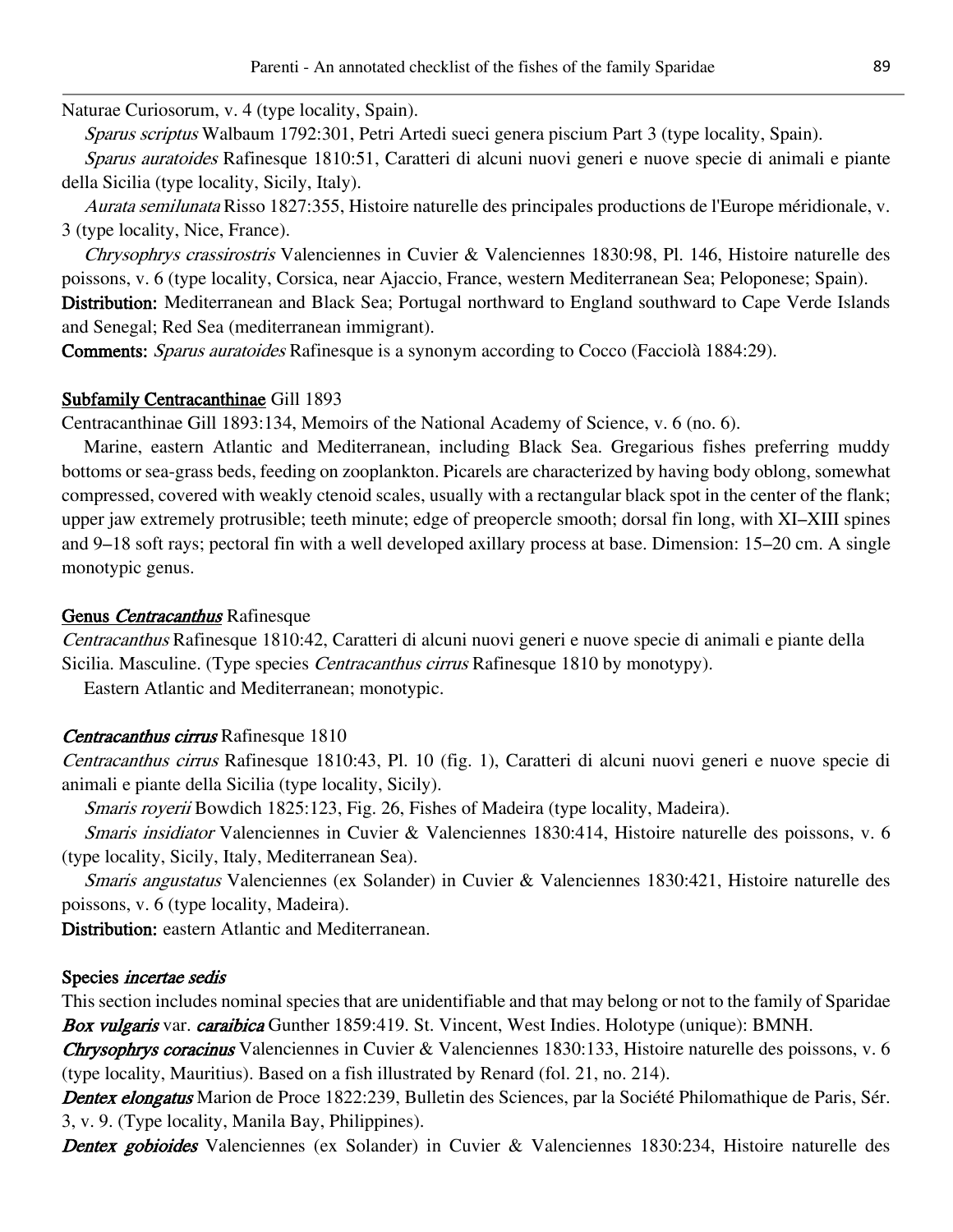Naturae Curiosorum, v. 4 (type locality, Spain).

*Sparus scriptus* Walbaum 1792:301, Petri Artedi sueci genera piscium Part 3 (type locality, Spain).

*Sparus auratoides* Rafinesque 1810:51, Caratteri di alcuni nuovi generi e nuove specie di animali e piante della Sicilia (type locality, Sicily, Italy).

*Aurata semilunata* Risso 1827:355, Histoire naturelle des principales productions de l'Europe méridionale, v. 3 (type locality, Nice, France).

*Chrysophrys crassirostris* Valenciennes in Cuvier & Valenciennes 1830:98, Pl. 146, Histoire naturelle des poissons, v. 6 (type locality, Corsica, near Ajaccio, France, western Mediterranean Sea; Peloponese; Spain).

**Distribution:** Mediterranean and Black Sea; Portugal northward to England southward to Cape Verde Islands and Senegal; Red Sea (mediterranean immigrant).

**Comments:** *Sparus auratoides* Rafinesque is a synonym according to Cocco (Facciolà 1884:29).

## Subfamily Centracanthinae Gill 1893

Centracanthinae Gill 1893:134, Memoirs of the National Academy of Science, v. 6 (no. 6).

Marine, eastern Atlantic and Mediterranean, including Black Sea. Gregarious fishes preferring muddy bottoms or sea-grass beds, feeding on zooplankton. Picarels are characterized by having body oblong, somewhat compressed, covered with weakly ctenoid scales, usually with a rectangular black spot in the center of the flank; upper jaw extremely protrusible; teeth minute; edge of preopercle smooth; dorsal fin long, with XI–XIII spines and 9–18 soft rays; pectoral fin with a well developed axillary process at base. Dimension: 15–20 cm. A single monotypic genus.

### Genus *Centracanthus* Rafinesque

*Centracanthus* Rafinesque 1810:42, Caratteri di alcuni nuovi generi e nuove specie di animali e piante della Sicilia. Masculine. (Type species *Centracanthus cirrus* Rafinesque 1810 by monotypy).

Eastern Atlantic and Mediterranean; monotypic.

#### *Centracanthus cirrus* Rafinesque 1810

*Centracanthus cirrus* Rafinesque 1810:43, Pl. 10 (fig. 1), Caratteri di alcuni nuovi generi e nuove specie di animali e piante della Sicilia (type locality, Sicily).

*Smaris royerii* Bowdich 1825:123, Fig. 26, Fishes of Madeira (type locality, Madeira).

*Smaris insidiator* Valenciennes in Cuvier & Valenciennes 1830:414, Histoire naturelle des poissons, v. 6 (type locality, Sicily, Italy, Mediterranean Sea).

*Smaris angustatus* Valenciennes (ex Solander) in Cuvier & Valenciennes 1830:421, Histoire naturelle des poissons, v. 6 (type locality, Madeira).

**Distribution:** eastern Atlantic and Mediterranean.

## Species *incertae sedis*

This section includes nominal species that are unidentifiable and that may belong or not to the family of Sparidae

***Box vulgaris*** var. ***caraibica*** Gunther 1859:419. St. Vincent, West Indies. Holotype (unique): BMNH.

***Chrysophrys coracinus*** Valenciennes in Cuvier & Valenciennes 1830:133, Histoire naturelle des poissons, v. 6 (type locality, Mauritius). Based on a fish illustrated by Renard (fol. 21, no. 214).

***Dentex elongatus*** Marion de Proce 1822:239, Bulletin des Sciences, par la Société Philomathique de Paris, Sér. 3, v. 9. (Type locality, Manila Bay, Philippines).

***Dentex gobioides*** Valenciennes (ex Solander) in Cuvier & Valenciennes 1830:234, Histoire naturelle des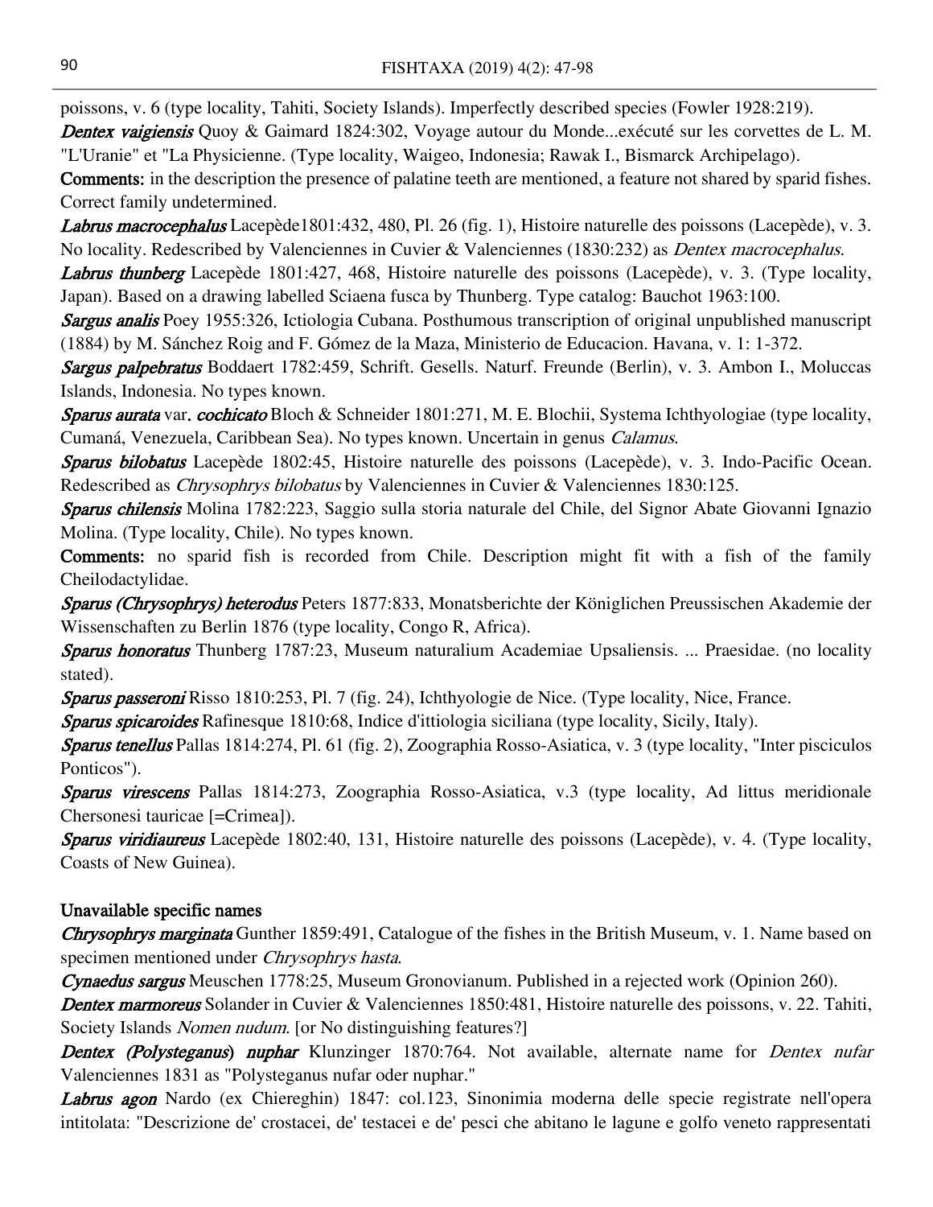poissons, v. 6 (type locality, Tahiti, Society Islands). Imperfectly described species (Fowler 1928:219).

***Dentex vaigiensis*** Quoy & Gaimard 1824:302, Voyage autour du Monde...exécuté sur les corvettes de L. M. "L'Uranie" et "La Physicienne. (Type locality, Waigeo, Indonesia; Rawak I., Bismarck Archipelago).

**Comments:** in the description the presence of palatine teeth are mentioned, a feature not shared by sparid fishes. Correct family undetermined.

***Labrus macrocephalus*** Lacepède1801:432, 480, Pl. 26 (fig. 1), Histoire naturelle des poissons (Lacepède), v. 3. No locality. Redescribed by Valenciennes in Cuvier & Valenciennes (1830:232) as *Dentex macrocephalus*.

***Labrus thunberg*** Lacepède 1801:427, 468, Histoire naturelle des poissons (Lacepède), v. 3. (Type locality, Japan). Based on a drawing labelled Sciaena fusca by Thunberg. Type catalog: Bauchot 1963:100.

***Sargus analis*** Poey 1955:326, Ictiologia Cubana. Posthumous transcription of original unpublished manuscript (1884) by M. Sánchez Roig and F. Gómez de la Maza, Ministerio de Educacion. Havana, v. 1: 1-372.

***Sargus palpebratus*** Boddaert 1782:459, Schrift. Gesells. Naturf. Freunde (Berlin), v. 3. Ambon I., Moluccas Islands, Indonesia. No types known.

***Sparus aurata*** var. ***cochicato*** Bloch & Schneider 1801:271, M. E. Blochii, Systema Ichthyologiae (type locality, Cumaná, Venezuela, Caribbean Sea). No types known. Uncertain in genus *Calamus*.

***Sparus bilobatus*** Lacepède 1802:45, Histoire naturelle des poissons (Lacepède), v. 3. Indo-Pacific Ocean. Redescribed as *Chrysophrys bilobatus* by Valenciennes in Cuvier & Valenciennes 1830:125.

***Sparus chilensis*** Molina 1782:223, Saggio sulla storia naturale del Chile, del Signor Abate Giovanni Ignazio Molina. (Type locality, Chile). No types known.

**Comments:** no sparid fish is recorded from Chile. Description might fit with a fish of the family Cheilodactylidae.

***Sparus (Chrysophrys) heterodus*** Peters 1877:833, Monatsberichte der Königlichen Preussischen Akademie der Wissenschaften zu Berlin 1876 (type locality, Congo R, Africa).

***Sparus honoratus*** Thunberg 1787:23, Museum naturalium Academiae Upsaliensis. ... Praesidae. (no locality stated).

***Sparus passeroni*** Risso 1810:253, Pl. 7 (fig. 24), Ichthyologie de Nice. (Type locality, Nice, France.

***Sparus spicaroides*** Rafinesque 1810:68, Indice d'ittiologia siciliana (type locality, Sicily, Italy).

***Sparus tenellus*** Pallas 1814:274, Pl. 61 (fig. 2), Zoographia Rosso-Asiatica, v. 3 (type locality, "Inter pisciculos Ponticos").

***Sparus virescens*** Pallas 1814:273, Zoographia Rosso-Asiatica, v.3 (type locality, Ad littus meridionale Chersonesi tauricae [=Crimea]).

***Sparus viridiaureus*** Lacepède 1802:40, 131, Histoire naturelle des poissons (Lacepède), v. 4. (Type locality, Coasts of New Guinea).

## Unavailable specific names

***Chrysophrys marginata*** Gunther 1859:491, Catalogue of the fishes in the British Museum, v. 1. Name based on specimen mentioned under *Chrysophrys hasta*.

***Cynaedus sargus*** Meuschen 1778:25, Museum Gronovianum. Published in a rejected work (Opinion 260).

***Dentex marmoreus*** Solander in Cuvier & Valenciennes 1850:481, Histoire naturelle des poissons, v. 22. Tahiti, Society Islands *Nomen nudum*. [or No distinguishing features?]

***Dentex (Polysteganus) nuphar*** Klunzinger 1870:764. Not available, alternate name for *Dentex nufar* Valenciennes 1831 as "Polysteganus nufar oder nuphar."

***Labrus agon*** Nardo (ex Chiereghin) 1847: col.123, Sinonimia moderna delle specie registrate nell'opera intitolata: "Descrizione de' crostacei, de' testacei e de' pesci che abitano le lagune e golfo veneto rappresentati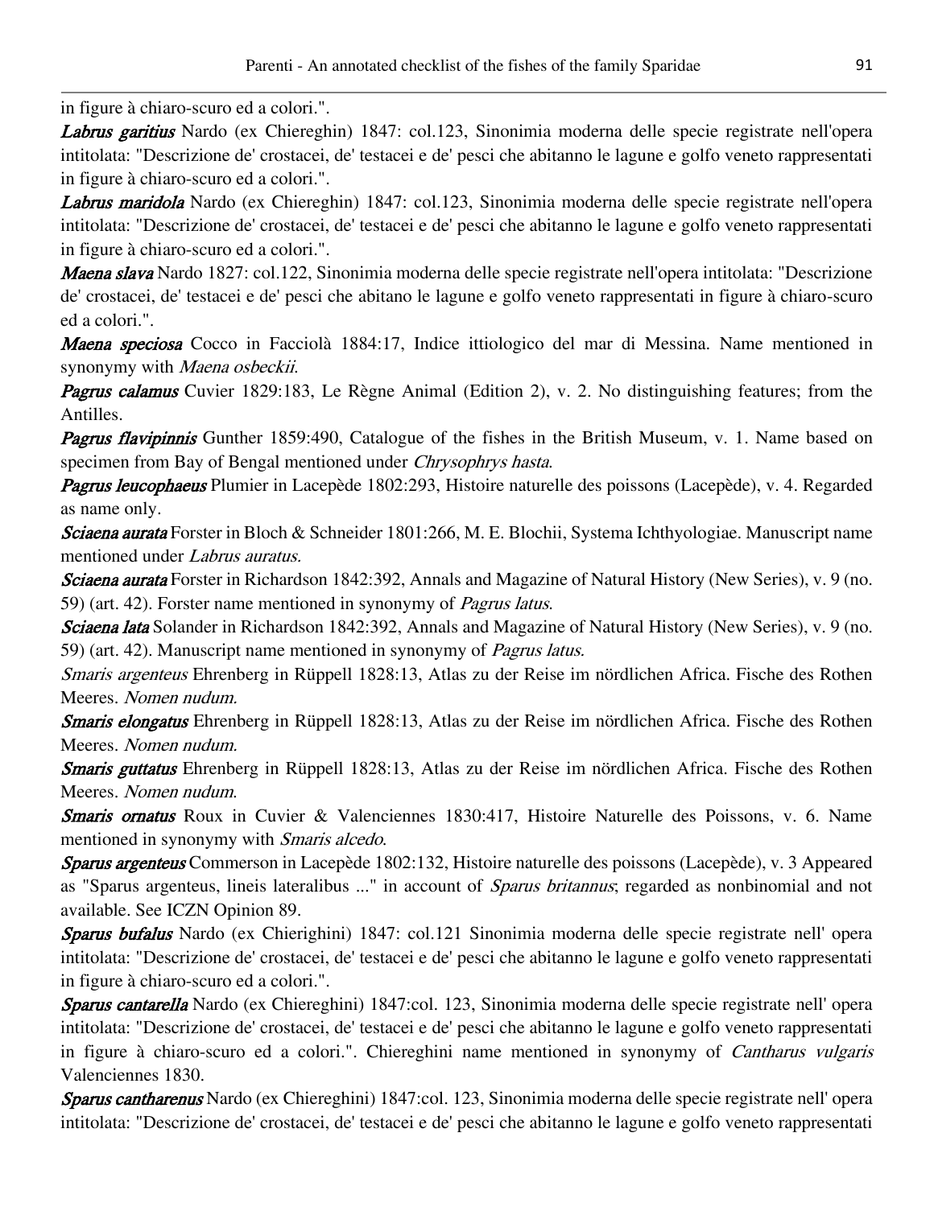in figure à chiaro-scuro ed a colori.".

***Labrus garitius*** Nardo (ex Chiereghin) 1847: col.123, Sinonimia moderna delle specie registrate nell'opera intitolata: "Descrizione de' crostacei, de' testacei e de' pesci che abitanno le lagune e golfo veneto rappresentati in figure à chiaro-scuro ed a colori.".

***Labrus maridola*** Nardo (ex Chiereghin) 1847: col.123, Sinonimia moderna delle specie registrate nell'opera intitolata: "Descrizione de' crostacei, de' testacei e de' pesci che abitanno le lagune e golfo veneto rappresentati in figure à chiaro-scuro ed a colori.".

***Maena slava*** Nardo 1827: col.122, Sinonimia moderna delle specie registrate nell'opera intitolata: "Descrizione de' crostacei, de' testacei e de' pesci che abitano le lagune e golfo veneto rappresentati in figure à chiaro-scuro ed a colori.".

***Maena speciosa*** Cocco in Facciolà 1884:17, Indice ittiologico del mar di Messina. Name mentioned in synonymy with *Maena osbeckii.*

***Pagrus calamus*** Cuvier 1829:183, Le Règne Animal (Edition 2), v. 2. No distinguishing features; from the Antilles.

***Pagrus flavipinnis*** Gunther 1859:490, Catalogue of the fishes in the British Museum, v. 1. Name based on specimen from Bay of Bengal mentioned under *Chrysophrys hasta.*

***Pagrus leucophaeus*** Plumier in Lacepède 1802:293, Histoire naturelle des poissons (Lacepède), v. 4. Regarded as name only.

***Sciaena aurata*** Forster in Bloch & Schneider 1801:266, M. E. Blochii, Systema Ichthyologiae. Manuscript name mentioned under *Labrus auratus.*

***Sciaena aurata*** Forster in Richardson 1842:392, Annals and Magazine of Natural History (New Series), v. 9 (no. 59) (art. 42). Forster name mentioned in synonymy of *Pagrus latus.*

***Sciaena lata*** Solander in Richardson 1842:392, Annals and Magazine of Natural History (New Series), v. 9 (no. 59) (art. 42). Manuscript name mentioned in synonymy of *Pagrus latus.*

*Smaris argenteus* Ehrenberg in Rüppell 1828:13, Atlas zu der Reise im nördlichen Africa. Fische des Rothen Meeres. *Nomen nudum.*

***Smaris elongatus*** Ehrenberg in Rüppell 1828:13, Atlas zu der Reise im nördlichen Africa. Fische des Rothen Meeres. *Nomen nudum.*

***Smaris guttatus*** Ehrenberg in Rüppell 1828:13, Atlas zu der Reise im nördlichen Africa. Fische des Rothen Meeres. *Nomen nudum.*

***Smaris ornatus*** Roux in Cuvier & Valenciennes 1830:417, Histoire Naturelle des Poissons, v. 6. Name mentioned in synonymy with *Smaris alcedo.*

***Sparus argenteus*** Commerson in Lacepède 1802:132, Histoire naturelle des poissons (Lacepède), v. 3 Appeared as "Sparus argenteus, lineis lateralibus ..." in account of *Sparus britannus*; regarded as nonbinomial and not available. See ICZN Opinion 89.

***Sparus bufalus*** Nardo (ex Chierighini) 1847: col.121 Sinonimia moderna delle specie registrate nell' opera intitolata: "Descrizione de' crostacei, de' testacei e de' pesci che abitanno le lagune e golfo veneto rappresentati in figure à chiaro-scuro ed a colori.".

***Sparus cantarella*** Nardo (ex Chiereghini) 1847:col. 123, Sinonimia moderna delle specie registrate nell' opera intitolata: "Descrizione de' crostacei, de' testacei e de' pesci che abitanno le lagune e golfo veneto rappresentati in figure à chiaro-scuro ed a colori.". Chiereghini name mentioned in synonymy of *Cantharus vulgaris* Valenciennes 1830.

***Sparus cantharenus*** Nardo (ex Chiereghini) 1847:col. 123, Sinonimia moderna delle specie registrate nell' opera intitolata: "Descrizione de' crostacei, de' testacei e de' pesci che abitanno le lagune e golfo veneto rappresentati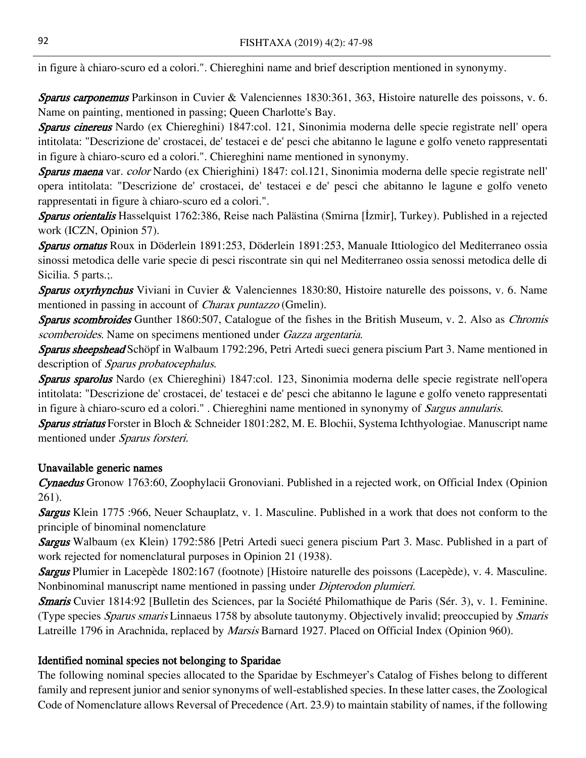in figure à chiaro-scuro ed a colori.". Chiereghini name and brief description mentioned in synonymy.

***Sparus carponemus*** Parkinson in Cuvier & Valenciennes 1830:361, 363, Histoire naturelle des poissons, v. 6. Name on painting, mentioned in passing; Queen Charlotte's Bay.

***Sparus cinereus*** Nardo (ex Chiereghini) 1847:col. 121, Sinonimia moderna delle specie registrate nell' opera intitolata: "Descrizione de' crostacei, de' testacei e de' pesci che abitanno le lagune e golfo veneto rappresentati in figure à chiaro-scuro ed a colori.". Chiereghini name mentioned in synonymy.

***Sparus maena*** var. *color* Nardo (ex Chierighini) 1847: col.121, Sinonimia moderna delle specie registrate nell' opera intitolata: "Descrizione de' crostacei, de' testacei e de' pesci che abitanno le lagune e golfo veneto rappresentati in figure à chiaro-scuro ed a colori.".

***Sparus orientalis*** Hasselquist 1762:386, Reise nach Palästina (Smirna [İzmir], Turkey). Published in a rejected work (ICZN, Opinion 57).

***Sparus ornatus*** Roux in Döderlein 1891:253, Döderlein 1891:253, Manuale Ittiologico del Mediterraneo ossia sinossi metodica delle varie specie di pesci riscontrate sin qui nel Mediterraneo ossia senossi metodica delle di Sicilia. 5 parts.;.

***Sparus oxyrhynchus*** Viviani in Cuvier & Valenciennes 1830:80, Histoire naturelle des poissons, v. 6. Name mentioned in passing in account of *Charax puntazzo* (Gmelin).

***Sparus scombroides*** Gunther 1860:507, Catalogue of the fishes in the British Museum, v. 2. Also as *Chromis scomberoides*. Name on specimens mentioned under *Gazza argentaria*.

***Sparus sheepshead*** Schöpf in Walbaum 1792:296, Petri Artedi sueci genera piscium Part 3. Name mentioned in description of *Sparus probatocephalus*.

***Sparus sparolus*** Nardo (ex Chiereghini) 1847:col. 123, Sinonimia moderna delle specie registrate nell'opera intitolata: "Descrizione de' crostacei, de' testacei e de' pesci che abitanno le lagune e golfo veneto rappresentati in figure à chiaro-scuro ed a colori." . Chiereghini name mentioned in synonymy of *Sargus annularis*.

***Sparus striatus*** Forster in Bloch & Schneider 1801:282, M. E. Blochii, Systema Ichthyologiae. Manuscript name mentioned under *Sparus forsteri*.

## Unavailable generic names

***Cynaedus*** Gronow 1763:60, Zoophylacii Gronoviani. Published in a rejected work, on Official Index (Opinion 261).

***Sargus*** Klein 1775 :966, Neuer Schauplatz, v. 1. Masculine. Published in a work that does not conform to the principle of binominal nomenclature

***Sargus*** Walbaum (ex Klein) 1792:586 [Petri Artedi sueci genera piscium Part 3. Masc. Published in a part of work rejected for nomenclatural purposes in Opinion 21 (1938).

***Sargus*** Plumier in Lacepède 1802:167 (footnote) [Histoire naturelle des poissons (Lacepède), v. 4. Masculine. Nonbinominal manuscript name mentioned in passing under *Dipterodon plumieri*.

***Smaris*** Cuvier 1814:92 [Bulletin des Sciences, par la Société Philomathique de Paris (Sér. 3), v. 1. Feminine. (Type species *Sparus smaris* Linnaeus 1758 by absolute tautonymy. Objectively invalid; preoccupied by *Smaris* Latreille 1796 in Arachnida, replaced by *Marsis* Barnard 1927. Placed on Official Index (Opinion 960).

## Identified nominal species not belonging to Sparidae

The following nominal species allocated to the Sparidae by Eschmeyer's Catalog of Fishes belong to different family and represent junior and senior synonyms of well-established species. In these latter cases, the Zoological Code of Nomenclature allows Reversal of Precedence (Art. 23.9) to maintain stability of names, if the following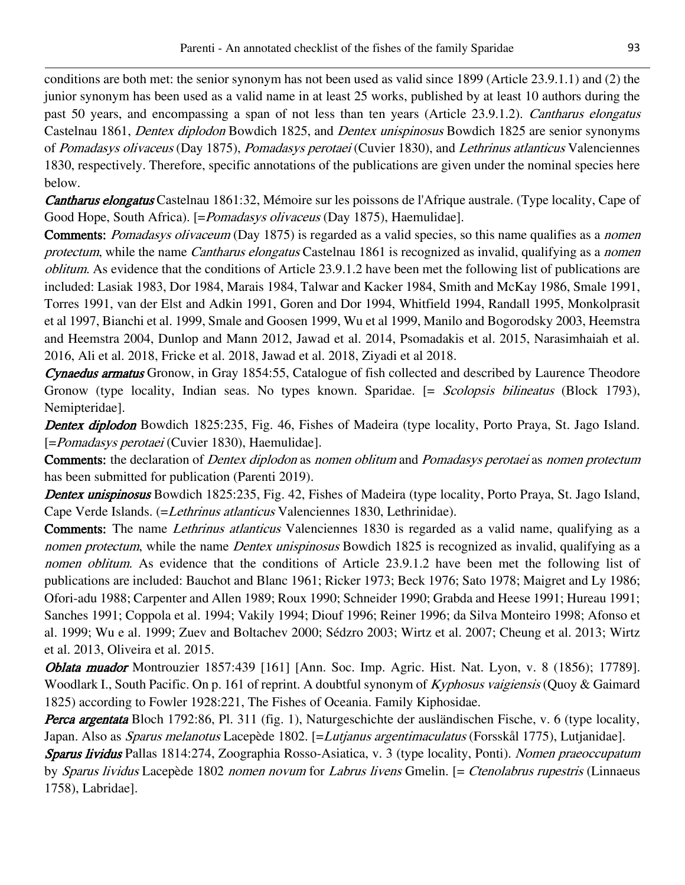conditions are both met: the senior synonym has not been used as valid since 1899 (Article 23.9.1.1) and (2) the junior synonym has been used as a valid name in at least 25 works, published by at least 10 authors during the past 50 years, and encompassing a span of not less than ten years (Article 23.9.1.2). *Cantharus elongatus* Castelnau 1861, *Dentex diplodon* Bowdich 1825, and *Dentex unispinosus* Bowdich 1825 are senior synonyms of *Pomadasys olivaceus* (Day 1875), *Pomadasys perotaei* (Cuvier 1830), and *Lethrinus atlanticus* Valenciennes 1830, respectively. Therefore, specific annotations of the publications are given under the nominal species here below.

***Cantharus elongatus*** Castelnau 1861:32, Mémoire sur les poissons de l'Afrique australe. (Type locality, Cape of Good Hope, South Africa). [=*Pomadasys olivaceus* (Day 1875), Haemulidae].

**Comments:** *Pomadasys olivaceum* (Day 1875) is regarded as a valid species, so this name qualifies as a *nomen protectum*, while the name *Cantharus elongatus* Castelnau 1861 is recognized as invalid, qualifying as a *nomen oblitum*. As evidence that the conditions of Article 23.9.1.2 have been met the following list of publications are included: Lasiak 1983, Dor 1984, Marais 1984, Talwar and Kacker 1984, Smith and McKay 1986, Smale 1991, Torres 1991, van der Elst and Adkin 1991, Goren and Dor 1994, Whitfield 1994, Randall 1995, Monkolprasit et al 1997, Bianchi et al. 1999, Smale and Goosen 1999, Wu et al 1999, Manilo and Bogorodsky 2003, Heemstra and Heemstra 2004, Dunlop and Mann 2012, Jawad et al. 2014, Psomadakis et al. 2015, Narasimhaiah et al. 2016, Ali et al. 2018, Fricke et al. 2018, Jawad et al. 2018, Ziyadi et al 2018.

***Cynaedus armatus*** Gronow, in Gray 1854:55, Catalogue of fish collected and described by Laurence Theodore Gronow (type locality, Indian seas. No types known. Sparidae. [= *Scolopsis bilineatus* (Block 1793), Nemipteridae].

***Dentex diplodon*** Bowdich 1825:235, Fig. 46, Fishes of Madeira (type locality, Porto Praya, St. Jago Island. [=*Pomadasys perotaei* (Cuvier 1830), Haemulidae].

**Comments:** the declaration of *Dentex diplodon* as *nomen oblitum* and *Pomadasys perotaei* as *nomen protectum* has been submitted for publication (Parenti 2019).

***Dentex unispinosus*** Bowdich 1825:235, Fig. 42, Fishes of Madeira (type locality, Porto Praya, St. Jago Island, Cape Verde Islands. (=*Lethrinus atlanticus* Valenciennes 1830, Lethrinidae).

**Comments:** The name *Lethrinus atlanticus* Valenciennes 1830 is regarded as a valid name, qualifying as a *nomen protectum*, while the name *Dentex unispinosus* Bowdich 1825 is recognized as invalid, qualifying as a *nomen oblitum*. As evidence that the conditions of Article 23.9.1.2 have been met the following list of publications are included: Bauchot and Blanc 1961; Ricker 1973; Beck 1976; Sato 1978; Maigret and Ly 1986; Ofori-adu 1988; Carpenter and Allen 1989; Roux 1990; Schneider 1990; Grabda and Heese 1991; Hureau 1991; Sanches 1991; Coppola et al. 1994; Vakily 1994; Diouf 1996; Reiner 1996; da Silva Monteiro 1998; Afonso et al. 1999; Wu e al. 1999; Zuev and Boltachev 2000; Sédzro 2003; Wirtz et al. 2007; Cheung et al. 2013; Wirtz et al. 2013, Oliveira et al. 2015.

***Oblata muador*** Montrouzier 1857:439 [161] [Ann. Soc. Imp. Agric. Hist. Nat. Lyon, v. 8 (1856); 17789]. Woodlark I., South Pacific. On p. 161 of reprint. A doubtful synonym of *Kyphosus vaigiensis* (Quoy & Gaimard 1825) according to Fowler 1928:221, The Fishes of Oceania. Family Kiphosidae.

***Perca argentata*** Bloch 1792:86, Pl. 311 (fig. 1), Naturgeschichte der ausländischen Fische, v. 6 (type locality, Japan. Also as *Sparus melanotus* Lacepède 1802. [=*Lutjanus argentimaculatus* (Forsskål 1775), Lutjanidae].

***Sparus lividus*** Pallas 1814:274, Zoographia Rosso-Asiatica, v. 3 (type locality, Ponti). *Nomen praeoccupatum* by *Sparus lividus* Lacepède 1802 *nomen novum* for *Labrus livens* Gmelin. [= *Ctenolabrus rupestris* (Linnaeus 1758), Labridae].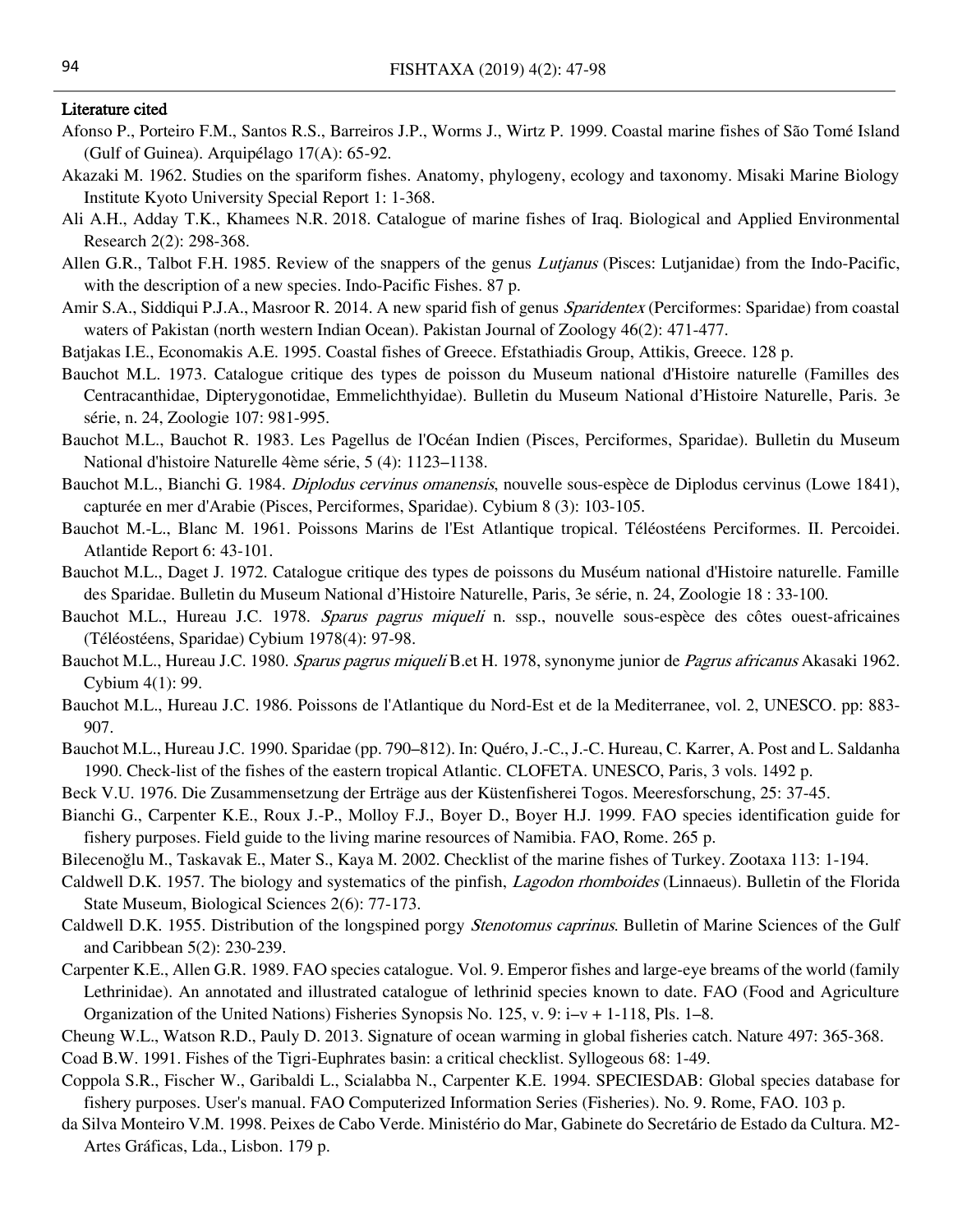## Literature cited

Afonso P., Porteiro F.M., Santos R.S., Barreiros J.P., Worms J., Wirtz P. 1999. Coastal marine fishes of São Tomé Island (Gulf of Guinea). Arquipélago 17(A): 65-92.

Akazaki M. 1962. Studies on the spariform fishes. Anatomy, phylogeny, ecology and taxonomy. Misaki Marine Biology Institute Kyoto University Special Report 1: 1-368.

Ali A.H., Adday T.K., Khamees N.R. 2018. Catalogue of marine fishes of Iraq. Biological and Applied Environmental Research 2(2): 298-368.

Allen G.R., Talbot F.H. 1985. Review of the snappers of the genus *Lutjanus* (Pisces: Lutjanidae) from the Indo-Pacific, with the description of a new species. Indo-Pacific Fishes. 87 p.

Amir S.A., Siddiqui P.J.A., Masroor R. 2014. A new sparid fish of genus *Sparidentex* (Perciformes: Sparidae) from coastal waters of Pakistan (north western Indian Ocean). Pakistan Journal of Zoology 46(2): 471-477.

Batjakas I.E., Economakis A.E. 1995. Coastal fishes of Greece. Efstathiadis Group, Attikis, Greece. 128 p.

Bauchot M.L. 1973. Catalogue critique des types de poisson du Museum national d'Histoire naturelle (Familles des Centracanthidae, Dipterygonotidae, Emmelichthyidae). Bulletin du Museum National d'Histoire Naturelle, Paris. 3e série, n. 24, Zoologie 107: 981-995.

Bauchot M.L., Bauchot R. 1983. Les Pagellus de l'Océan Indien (Pisces, Perciformes, Sparidae). Bulletin du Museum National d'histoire Naturelle 4ème série, 5 (4): 1123–1138.

Bauchot M.L., Bianchi G. 1984. *Diplodus cervinus omanensis*, nouvelle sous-espèce de Diplodus cervinus (Lowe 1841), capturée en mer d'Arabie (Pisces, Perciformes, Sparidae). Cybium 8 (3): 103-105.

Bauchot M.-L., Blanc M. 1961. Poissons Marins de l'Est Atlantique tropical. Téléostéens Perciformes. II. Percoidei. Atlantide Report 6: 43-101.

Bauchot M.L., Daget J. 1972. Catalogue critique des types de poissons du Muséum national d'Histoire naturelle. Famille des Sparidae. Bulletin du Museum National d'Histoire Naturelle, Paris, 3e série, n. 24, Zoologie 18 : 33-100.

Bauchot M.L., Hureau J.C. 1978. *Sparus pagrus miqueli* n. ssp., nouvelle sous-espèce des côtes ouest-africaines (Téléostéens, Sparidae) Cybium 1978(4): 97-98.

Bauchot M.L., Hureau J.C. 1980. *Sparus pagrus miqueli* B.et H. 1978, synonyme junior de *Pagrus africanus* Akasaki 1962. Cybium 4(1): 99.

Bauchot M.L., Hureau J.C. 1986. Poissons de l'Atlantique du Nord-Est et de la Mediterranee, vol. 2, UNESCO. pp: 883-907.

Bauchot M.L., Hureau J.C. 1990. Sparidae (pp. 790–812). In: Quéro, J.-C., J.-C. Hureau, C. Karrer, A. Post and L. Saldanha 1990. Check-list of the fishes of the eastern tropical Atlantic. CLOFETA. UNESCO, Paris, 3 vols. 1492 p.

Beck V.U. 1976. Die Zusammensetzung der Erträge aus der Küstenfischerei Togos. Meeresforschung, 25: 37-45.

Bianchi G., Carpenter K.E., Roux J.-P., Molloy F.J., Boyer D., Boyer H.J. 1999. FAO species identification guide for fishery purposes. Field guide to the living marine resources of Namibia. FAO, Rome. 265 p.

Bilecenoğlu M., Taskavak E., Mater S., Kaya M. 2002. Checklist of the marine fishes of Turkey. Zootaxa 113: 1-194.

Caldwell D.K. 1957. The biology and systematics of the pinfish, *Lagodon rhomboides* (Linnaeus). Bulletin of the Florida State Museum, Biological Sciences 2(6): 77-173.

Caldwell D.K. 1955. Distribution of the longspined porgy *Stenotomus caprinus*. Bulletin of Marine Sciences of the Gulf and Caribbean 5(2): 230-239.

Carpenter K.E., Allen G.R. 1989. FAO species catalogue. Vol. 9. Emperor fishes and large-eye breams of the world (family Lethrinidae). An annotated and illustrated catalogue of lethrinid species known to date. FAO (Food and Agriculture Organization of the United Nations) Fisheries Synopsis No. 125, v. 9: i–v + 1-118, Pls. 1–8.

Cheung W.L., Watson R.D., Pauly D. 2013. Signature of ocean warming in global fisheries catch. Nature 497: 365-368.

Coad B.W. 1991. Fishes of the Tigri-Euphrates basin: a critical checklist. Syllogeous 68: 1-49.

Coppola S.R., Fischer W., Garibaldi L., Scialabba N., Carpenter K.E. 1994. SPECIESDAB: Global species database for fishery purposes. User's manual. FAO Computerized Information Series (Fisheries). No. 9. Rome, FAO. 103 p.

da Silva Monteiro V.M. 1998. Peixes de Cabo Verde. Ministério do Mar, Gabinete do Secretário de Estado da Cultura. M2-Artes Gráficas, Lda., Lisbon. 179 p.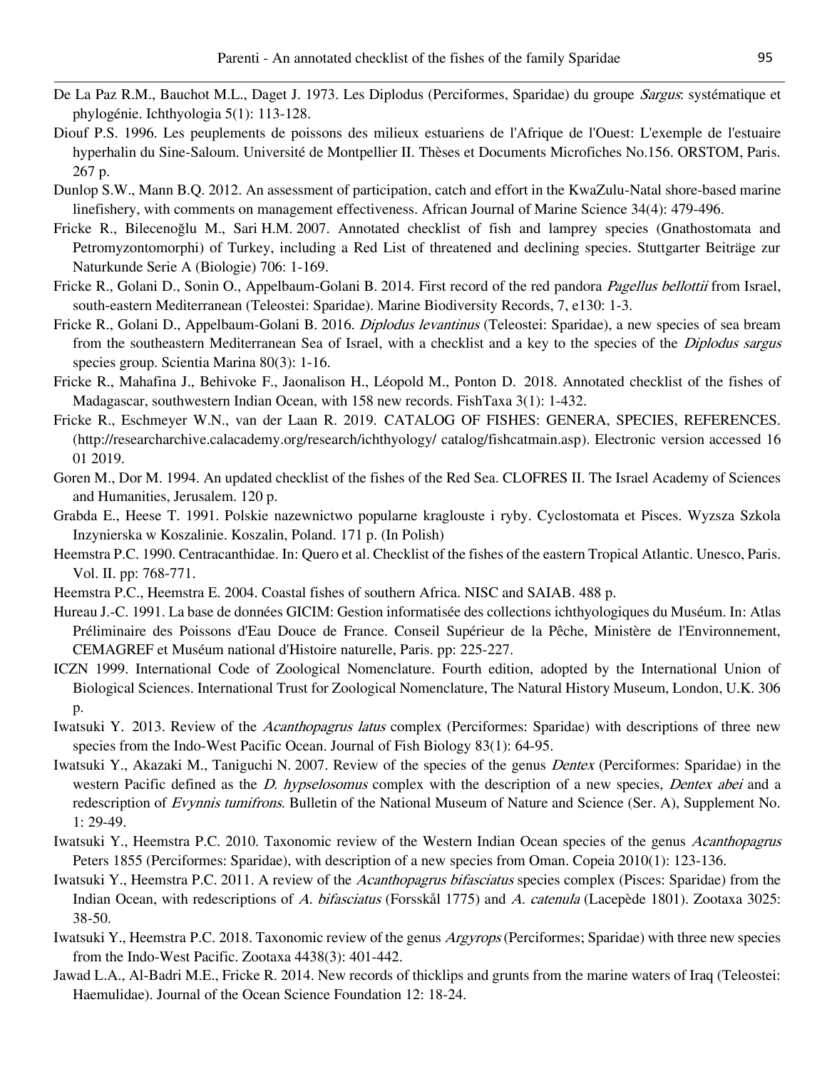De La Paz R.M., Bauchot M.L., Daget J. 1973. Les Diplodus (Perciformes, Sparidae) du groupe *Sargus*: systématique et phylogénie. Ichthyologia 5(1): 113-128.

Diouf P.S. 1996. Les peuplements de poissons des milieux estuariens de l'Afrique de l'Ouest: L'exemple de l'estuaire hyperhalin du Sine-Saloum. Université de Montpellier II. Thèses et Documents Microfiches No.156. ORSTOM, Paris. 267 p.

Dunlop S.W., Mann B.Q. 2012. An assessment of participation, catch and effort in the KwaZulu-Natal shore-based marine linefishery, with comments on management effectiveness. African Journal of Marine Science 34(4): 479-496.

Fricke R., Bilecenoğlu M., Sari H.M. 2007. Annotated checklist of fish and lamprey species (Gnathostomata and Petromyzontomorphi) of Turkey, including a Red List of threatened and declining species. Stuttgarter Beiträge zur Naturkunde Serie A (Biologie) 706: 1-169.

Fricke R., Golani D., Sonin O., Appelbaum-Golani B. 2014. First record of the red pandora *Pagellus bellottii* from Israel, south-eastern Mediterranean (Teleostei: Sparidae). Marine Biodiversity Records, 7, e130: 1-3.

Fricke R., Golani D., Appelbaum-Golani B. 2016. *Diplodus levantinus* (Teleostei: Sparidae), a new species of sea bream from the southeastern Mediterranean Sea of Israel, with a checklist and a key to the species of the *Diplodus sargus* species group. Scientia Marina 80(3): 1-16.

Fricke R., Mahafina J., Behivoke F., Jaonalison H., Léopold M., Ponton D. 2018. Annotated checklist of the fishes of Madagascar, southwestern Indian Ocean, with 158 new records. FishTaxa 3(1): 1-432.

Fricke R., Eschmeyer W.N., van der Laan R. 2019. CATALOG OF FISHES: GENERA, SPECIES, REFERENCES. (http://researcharchive.calacademy.org/research/ichthyology/ catalog/fishcatmain.asp). Electronic version accessed 16 01 2019.

Goren M., Dor M. 1994. An updated checklist of the fishes of the Red Sea. CLOFRES II. The Israel Academy of Sciences and Humanities, Jerusalem. 120 p.

Grabda E., Heese T. 1991. Polskie nazewnictwo popularne kraglouste i ryby. Cyclostomata et Pisces. Wyzsza Szkola Inzynierska w Koszalinie. Koszalin, Poland. 171 p. (In Polish)

Heemstra P.C. 1990. Centracanthidae. In: Quero et al. Checklist of the fishes of the eastern Tropical Atlantic. Unesco, Paris. Vol. II. pp: 768-771.

Heemstra P.C., Heemstra E. 2004. Coastal fishes of southern Africa. NISC and SAIAB. 488 p.

Hureau J.-C. 1991. La base de données GICIM: Gestion informatisée des collections ichthyologiques du Muséum. In: Atlas Préliminaire des Poissons d'Eau Douce de France. Conseil Supérieur de la Pêche, Ministère de l'Environnement, CEMAGREF et Muséum national d'Histoire naturelle, Paris. pp: 225-227.

ICZN 1999. International Code of Zoological Nomenclature. Fourth edition, adopted by the International Union of Biological Sciences. International Trust for Zoological Nomenclature, The Natural History Museum, London, U.K. 306 p.

Iwatsuki Y. 2013. Review of the *Acanthopagrus latus* complex (Perciformes: Sparidae) with descriptions of three new species from the Indo-West Pacific Ocean. Journal of Fish Biology 83(1): 64-95.

Iwatsuki Y., Akazaki M., Taniguchi N. 2007. Review of the species of the genus *Dentex* (Perciformes: Sparidae) in the western Pacific defined as the *D. hypselosomus* complex with the description of a new species, *Dentex abei* and a redescription of *Evynnis tumifrons*. Bulletin of the National Museum of Nature and Science (Ser. A), Supplement No. 1: 29-49.

Iwatsuki Y., Heemstra P.C. 2010. Taxonomic review of the Western Indian Ocean species of the genus *Acanthopagrus* Peters 1855 (Perciformes: Sparidae), with description of a new species from Oman. Copeia 2010(1): 123-136.

Iwatsuki Y., Heemstra P.C. 2011. A review of the *Acanthopagrus bifasciatus* species complex (Pisces: Sparidae) from the Indian Ocean, with redescriptions of *A. bifasciatus* (Forsskål 1775) and *A. catenula* (Lacepède 1801). Zootaxa 3025: 38-50.

Iwatsuki Y., Heemstra P.C. 2018. Taxonomic review of the genus *Argyrops* (Perciformes; Sparidae) with three new species from the Indo-West Pacific. Zootaxa 4438(3): 401-442.

Jawad L.A., Al-Badri M.E., Fricke R. 2014. New records of thicklips and grunts from the marine waters of Iraq (Teleostei: Haemulidae). Journal of the Ocean Science Foundation 12: 18-24.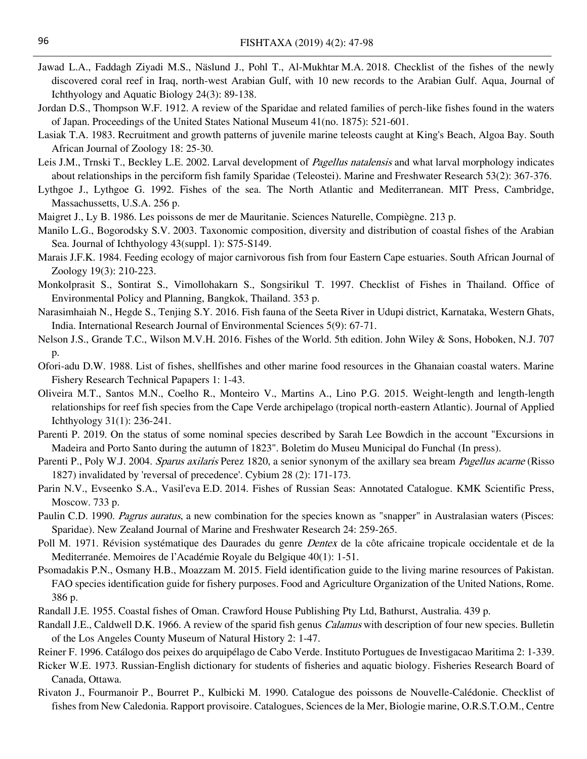Jawad L.A., Faddagh Ziyadi M.S., Näslund J., Pohl T., Al-Mukhtar M.A. 2018. Checklist of the fishes of the newly discovered coral reef in Iraq, north-west Arabian Gulf, with 10 new records to the Arabian Gulf. Aqua, Journal of Ichthyology and Aquatic Biology 24(3): 89-138.

Jordan D.S., Thompson W.F. 1912. A review of the Sparidae and related families of perch-like fishes found in the waters of Japan. Proceedings of the United States National Museum 41(no. 1875): 521-601.

Lasiak T.A. 1983. Recruitment and growth patterns of juvenile marine teleosts caught at King's Beach, Algoa Bay. South African Journal of Zoology 18: 25-30.

Leis J.M., Trnski T., Beckley L.E. 2002. Larval development of *Pagellus natalensis* and what larval morphology indicates about relationships in the perciform fish family Sparidae (Teleostei). Marine and Freshwater Research 53(2): 367-376.

Lythgoe J., Lythgoe G. 1992. Fishes of the sea. The North Atlantic and Mediterranean. MIT Press, Cambridge, Massachussetts, U.S.A. 256 p.

Maigret J., Ly B. 1986. Les poissons de mer de Mauritanie. Sciences Naturelle, Compiègne. 213 p.

Manilo L.G., Bogorodsky S.V. 2003. Taxonomic composition, diversity and distribution of coastal fishes of the Arabian Sea. Journal of Ichthyology 43(suppl. 1): S75-S149.

Marais J.F.K. 1984. Feeding ecology of major carnivorous fish from four Eastern Cape estuaries. South African Journal of Zoology 19(3): 210-223.

Monkolprasit S., Sontirat S., Vimollohakarn S., Songsirikul T. 1997. Checklist of Fishes in Thailand. Office of Environmental Policy and Planning, Bangkok, Thailand. 353 p.

Narasimhaiah N., Hegde S., Tenjing S.Y. 2016. Fish fauna of the Seeta River in Udupi district, Karnataka, Western Ghats, India. International Research Journal of Environmental Sciences 5(9): 67-71.

Nelson J.S., Grande T.C., Wilson M.V.H. 2016. Fishes of the World. 5th edition. John Wiley & Sons, Hoboken, N.J. 707 p.

Ofori-adu D.W. 1988. List of fishes, shellfishes and other marine food resources in the Ghanaian coastal waters. Marine Fishery Research Technical Papapers 1: 1-43.

Oliveira M.T., Santos M.N., Coelho R., Monteiro V., Martins A., Lino P.G. 2015. Weight-length and length-length relationships for reef fish species from the Cape Verde archipelago (tropical north-eastern Atlantic). Journal of Applied Ichthyology 31(1): 236-241.

Parenti P. 2019. On the status of some nominal species described by Sarah Lee Bowdich in the account "Excursions in Madeira and Porto Santo during the autumn of 1823". Boletim do Museu Municipal do Funchal (In press).

Parenti P., Poly W.J. 2004. *Sparus axilaris* Perez 1820, a senior synonym of the axillary sea bream *Pagellus acarne* (Risso 1827) invalidated by 'reversal of precedence'. Cybium 28 (2): 171-173.

Parin N.V., Evseenko S.A., Vasil'eva E.D. 2014. Fishes of Russian Seas: Annotated Catalogue. KMK Scientific Press, Moscow. 733 p.

Paulin C.D. 1990. *Pagrus auratus*, a new combination for the species known as "snapper" in Australasian waters (Pisces: Sparidae). New Zealand Journal of Marine and Freshwater Research 24: 259-265.

Poll M. 1971. Révision systématique des Daurades du genre *Dentex* de la côte africaine tropicale occidentale et de la Mediterranée. Memoires de l'Académie Royale du Belgique 40(1): 1-51.

Psomadakis P.N., Osmany H.B., Moazzam M. 2015. Field identification guide to the living marine resources of Pakistan. FAO species identification guide for fishery purposes. Food and Agriculture Organization of the United Nations, Rome. 386 p.

Randall J.E. 1955. Coastal fishes of Oman. Crawford House Publishing Pty Ltd, Bathurst, Australia. 439 p.

Randall J.E., Caldwell D.K. 1966. A review of the sparid fish genus *Calamus* with description of four new species. Bulletin of the Los Angeles County Museum of Natural History 2: 1-47.

Reiner F. 1996. Catálogo dos peixes do arquipélago de Cabo Verde. Instituto Portugues de Investigacao Maritima 2: 1-339.

Ricker W.E. 1973. Russian-English dictionary for students of fisheries and aquatic biology. Fisheries Research Board of Canada, Ottawa.

Rivaton J., Fourmanoir P., Bourret P., Kulbicki M. 1990. Catalogue des poissons de Nouvelle-Calédonie. Checklist of fishes from New Caledonia. Rapport provisoire. Catalogues, Sciences de la Mer, Biologie marine, O.R.S.T.O.M., Centre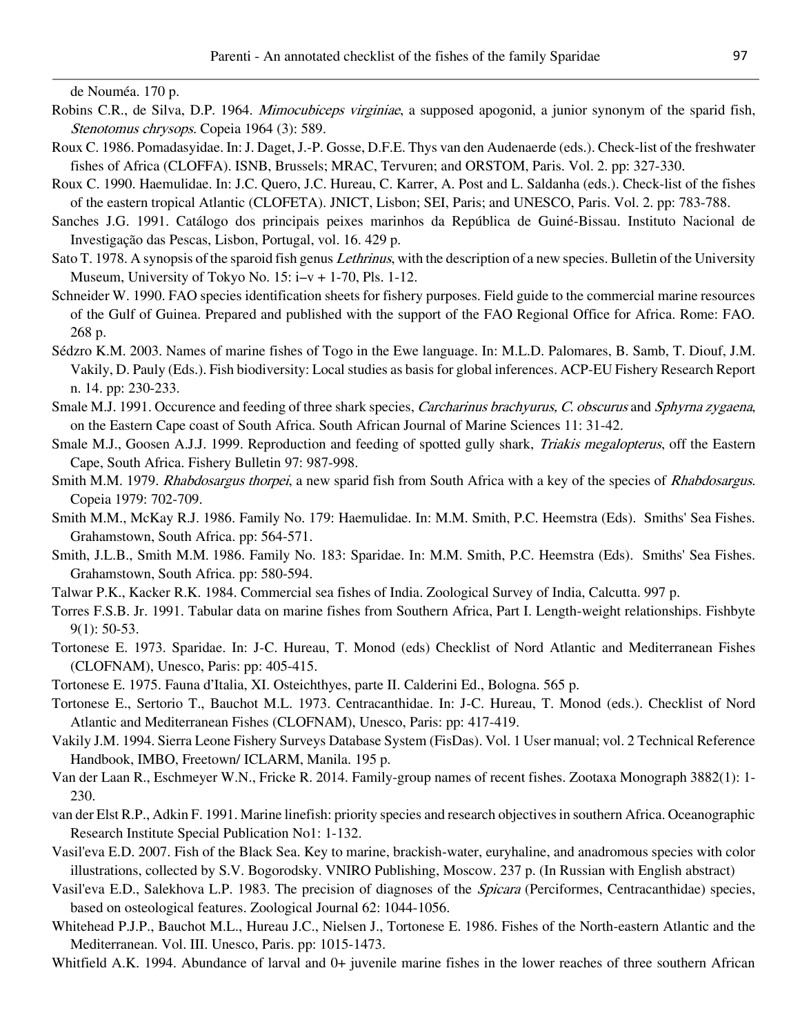de Nouméa. 170 p.

Robins C.R., de Silva, D.P. 1964. *Mimocubiceps virginiae*, a supposed apogonid, a junior synonym of the sparid fish, *Stenotomus chrysops*. Copeia 1964 (3): 589.

Roux C. 1986. Pomadasyidae. In: J. Daget, J.-P. Gosse, D.F.E. Thys van den Audenaerde (eds.). Check-list of the freshwater fishes of Africa (CLOFFA). ISNB, Brussels; MRAC, Tervuren; and ORSTOM, Paris. Vol. 2. pp: 327-330.

Roux C. 1990. Haemulidae. In: J.C. Quero, J.C. Hureau, C. Karrer, A. Post and L. Saldanha (eds.). Check-list of the fishes of the eastern tropical Atlantic (CLOFETA). JNICT, Lisbon; SEI, Paris; and UNESCO, Paris. Vol. 2. pp: 783-788.

Sanches J.G. 1991. Catálogo dos principais peixes marinhos da República de Guiné-Bissau. Instituto Nacional de Investigação das Pescas, Lisbon, Portugal, vol. 16. 429 p.

Sato T. 1978. A synopsis of the sparoid fish genus *Lethrinus*, with the description of a new species. Bulletin of the University Museum, University of Tokyo No. 15: i–v + 1-70, Pls. 1-12.

Schneider W. 1990. FAO species identification sheets for fishery purposes. Field guide to the commercial marine resources of the Gulf of Guinea. Prepared and published with the support of the FAO Regional Office for Africa. Rome: FAO. 268 p.

Sédzro K.M. 2003. Names of marine fishes of Togo in the Ewe language. In: M.L.D. Palomares, B. Samb, T. Diouf, J.M. Vakily, D. Pauly (Eds.). Fish biodiversity: Local studies as basis for global inferences. ACP-EU Fishery Research Report n. 14. pp: 230-233.

Smale M.J. 1991. Occurence and feeding of three shark species, *Carcharinus brachyurus*, *C. obscurus* and *Sphyrna zygaena*, on the Eastern Cape coast of South Africa. South African Journal of Marine Sciences 11: 31-42.

Smale M.J., Goosen A.J.J. 1999. Reproduction and feeding of spotted gully shark, *Triakis megalopterus*, off the Eastern Cape, South Africa. Fishery Bulletin 97: 987-998.

Smith M.M. 1979. *Rhabdosargus thorpei*, a new sparid fish from South Africa with a key of the species of *Rhabdosargus*. Copeia 1979: 702-709.

Smith M.M., McKay R.J. 1986. Family No. 179: Haemulidae. In: M.M. Smith, P.C. Heemstra (Eds). Smiths' Sea Fishes. Grahamstown, South Africa. pp: 564-571.

Smith, J.L.B., Smith M.M. 1986. Family No. 183: Sparidae. In: M.M. Smith, P.C. Heemstra (Eds). Smiths' Sea Fishes. Grahamstown, South Africa. pp: 580-594.

Talwar P.K., Kacker R.K. 1984. Commercial sea fishes of India. Zoological Survey of India, Calcutta. 997 p.

Torres F.S.B. Jr. 1991. Tabular data on marine fishes from Southern Africa, Part I. Length-weight relationships. Fishbyte 9(1): 50-53.

Tortonese E. 1973. Sparidae. In: J-C. Hureau, T. Monod (eds) Checklist of Nord Atlantic and Mediterranean Fishes (CLOFNAM), Unesco, Paris: pp: 405-415.

Tortonese E. 1975. Fauna d'Italia, XI. Osteichthyes, parte II. Calderini Ed., Bologna. 565 p.

Tortonese E., Sertorio T., Bauchot M.L. 1973. Centracanthidae. In: J-C. Hureau, T. Monod (eds.). Checklist of Nord Atlantic and Mediterranean Fishes (CLOFNAM), Unesco, Paris: pp: 417-419.

Vakily J.M. 1994. Sierra Leone Fishery Surveys Database System (FisDas). Vol. 1 User manual; vol. 2 Technical Reference Handbook, IMBO, Freetown/ ICLARM, Manila. 195 p.

Van der Laan R., Eschmeyer W.N., Fricke R. 2014. Family-group names of recent fishes. Zootaxa Monograph 3882(1): 1-230.

van der Elst R.P., Adkin F. 1991. Marine linefish: priority species and research objectives in southern Africa. Oceanographic Research Institute Special Publication No1: 1-132.

Vasil'eva E.D. 2007. Fish of the Black Sea. Key to marine, brackish-water, euryhaline, and anadromous species with color illustrations, collected by S.V. Bogorodsky. VNIRO Publishing, Moscow. 237 p. (In Russian with English abstract)

Vasil'eva E.D., Salekhova L.P. 1983. The precision of diagnoses of the *Spicara* (Perciformes, Centracanthidae) species, based on osteological features. Zoological Journal 62: 1044-1056.

Whitehead P.J.P., Bauchot M.L., Hureau J.C., Nielsen J., Tortonese E. 1986. Fishes of the North-eastern Atlantic and the Mediterranean. Vol. III. Unesco, Paris. pp: 1015-1473.

Whitfield A.K. 1994. Abundance of larval and 0+ juvenile marine fishes in the lower reaches of three southern African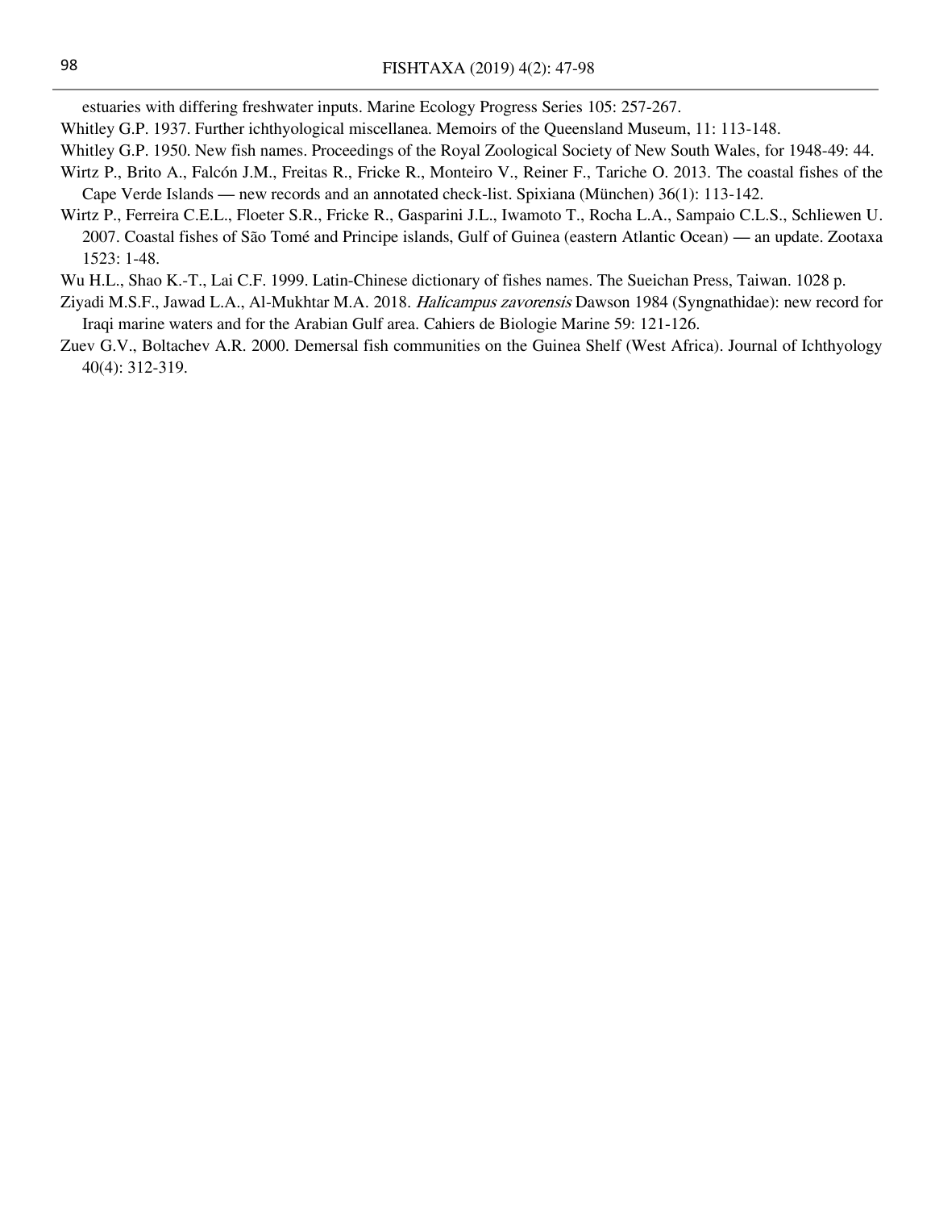estuaries with differing freshwater inputs. Marine Ecology Progress Series 105: 257-267.

Whitley G.P. 1937. Further ichthyological miscellanea. Memoirs of the Queensland Museum, 11: 113-148.

Whitley G.P. 1950. New fish names. Proceedings of the Royal Zoological Society of New South Wales, for 1948-49: 44.

Wirtz P., Brito A., Falcón J.M., Freitas R., Fricke R., Monteiro V., Reiner F., Tariche O. 2013. The coastal fishes of the Cape Verde Islands — new records and an annotated check-list. Spixiana (München) 36(1): 113-142.

Wirtz P., Ferreira C.E.L., Floeter S.R., Fricke R., Gasparini J.L., Iwamoto T., Rocha L.A., Sampaio C.L.S., Schliewen U. 2007. Coastal fishes of São Tomé and Principe islands, Gulf of Guinea (eastern Atlantic Ocean) — an update. Zootaxa 1523: 1-48.

Wu H.L., Shao K.-T., Lai C.F. 1999. Latin-Chinese dictionary of fishes names. The Sueichan Press, Taiwan. 1028 p.

Ziyadi M.S.F., Jawad L.A., Al-Mukhtar M.A. 2018. *Halicampus zavorensis* Dawson 1984 (Syngnathidae): new record for Iraqi marine waters and for the Arabian Gulf area. Cahiers de Biologie Marine 59: 121-126.

Zuev G.V., Boltachev A.R. 2000. Demersal fish communities on the Guinea Shelf (West Africa). Journal of Ichthyology 40(4): 312-319.